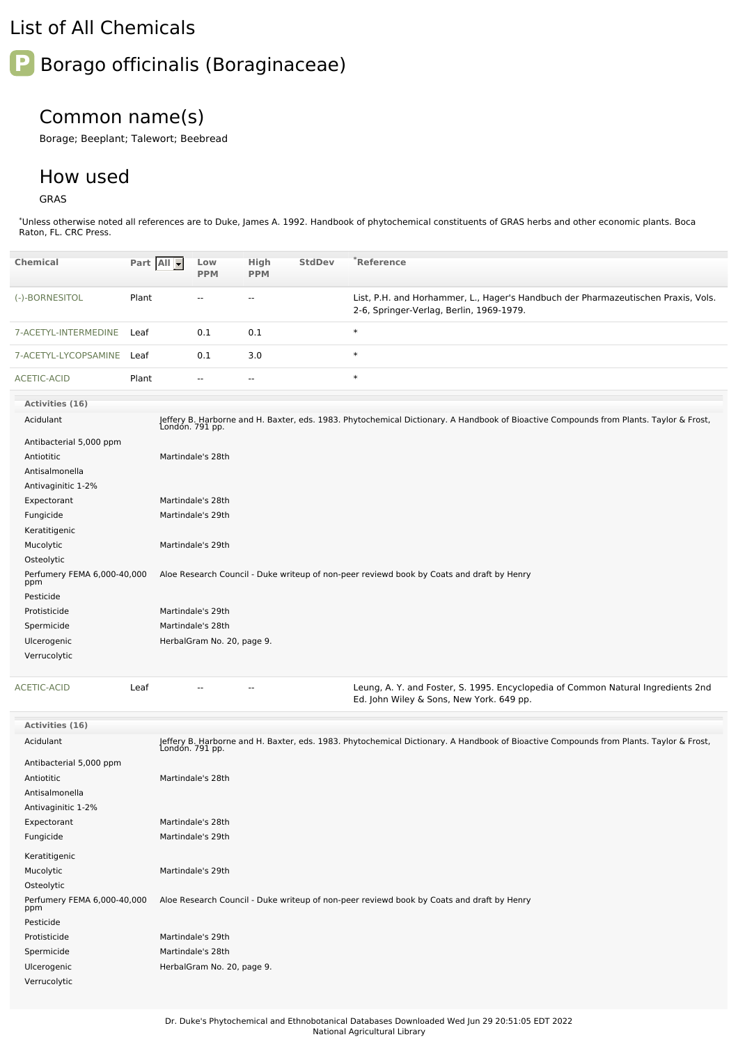# List of All Chemicals

## P Borago officinalis (Boraginaceae)

### Common name(s)

Borage; Beeplant; Talewort; Beebread

### How used

GRAS

*Unless otherwise noted all references are to Duke, James A. 1992. Handbook of phytochemical constituents of GRAS herbs and other economic plants. Boca Raton, FL. CRC Press.

| Chemical | Part All | Low PPM | High PPM | StdDev | *Reference |
|---|---|---|---|---|---|
| (-)-BORNESITOL | Plant | -- | -- | | List, P.H. and Horhammer, L., Hager's Handbuch der Pharmazeutischen Praxis, Vols. 2-6, Springer-Verlag, Berlin, 1969-1979. |
| 7-ACETYL-INTERMEDINE | Leaf | 0.1 | 0.1 | | * |
| 7-ACETYL-LYCOPSAMINE | Leaf | 0.1 | 3.0 | | * |
| ACETIC-ACID | Plant | -- | -- | | * |

**Activities (16)**

| Activity | Reference |
|---|---|
| Acidulant | Jeffery B. Harborne and H. Baxter, eds. 1983. Phytochemical Dictionary. A Handbook of Bioactive Compounds from Plants. Taylor & Frost, London. 791 pp. |
| Antibacterial 5,000 ppm | |
| Antiotitic | Martindale's 28th |
| Antisalmonella | |
| Antivaginitic 1-2% | |
| Expectorant | Martindale's 28th |
| Fungicide | Martindale's 29th |
| Keratitigenic | |
| Mucolytic | Martindale's 29th |
| Osteolytic | |
| Perfumery FEMA 6,000-40,000 ppm | Aloe Research Council - Duke writeup of non-peer reviewd book by Coats and draft by Henry |
| Pesticide | |
| Protisticide | Martindale's 29th |
| Spermicide | Martindale's 28th |
| Ulcerogenic | HerbalGram No. 20, page 9. |
| Verrucolytic | |

| Chemical | Part | Low PPM | High PPM | StdDev | *Reference |
|---|---|---|---|---|---|
| ACETIC-ACID | Leaf | -- | -- | | Leung, A. Y. and Foster, S. 1995. Encyclopedia of Common Natural Ingredients 2nd Ed. John Wiley & Sons, New York. 649 pp. |

**Activities (16)**

| Activity | Reference |
|---|---|
| Acidulant | Jeffery B. Harborne and H. Baxter, eds. 1983. Phytochemical Dictionary. A Handbook of Bioactive Compounds from Plants. Taylor & Frost, London. 791 pp. |
| Antibacterial 5,000 ppm | |
| Antiotitic | Martindale's 28th |
| Antisalmonella | |
| Antivaginitic 1-2% | |
| Expectorant | Martindale's 28th |
| Fungicide | Martindale's 29th |
| Keratitigenic | |
| Mucolytic | Martindale's 29th |
| Osteolytic | |
| Perfumery FEMA 6,000-40,000 ppm | Aloe Research Council - Duke writeup of non-peer reviewd book by Coats and draft by Henry |
| Pesticide | |
| Protisticide | Martindale's 29th |
| Spermicide | Martindale's 28th |
| Ulcerogenic | HerbalGram No. 20, page 9. |
| Verrucolytic | |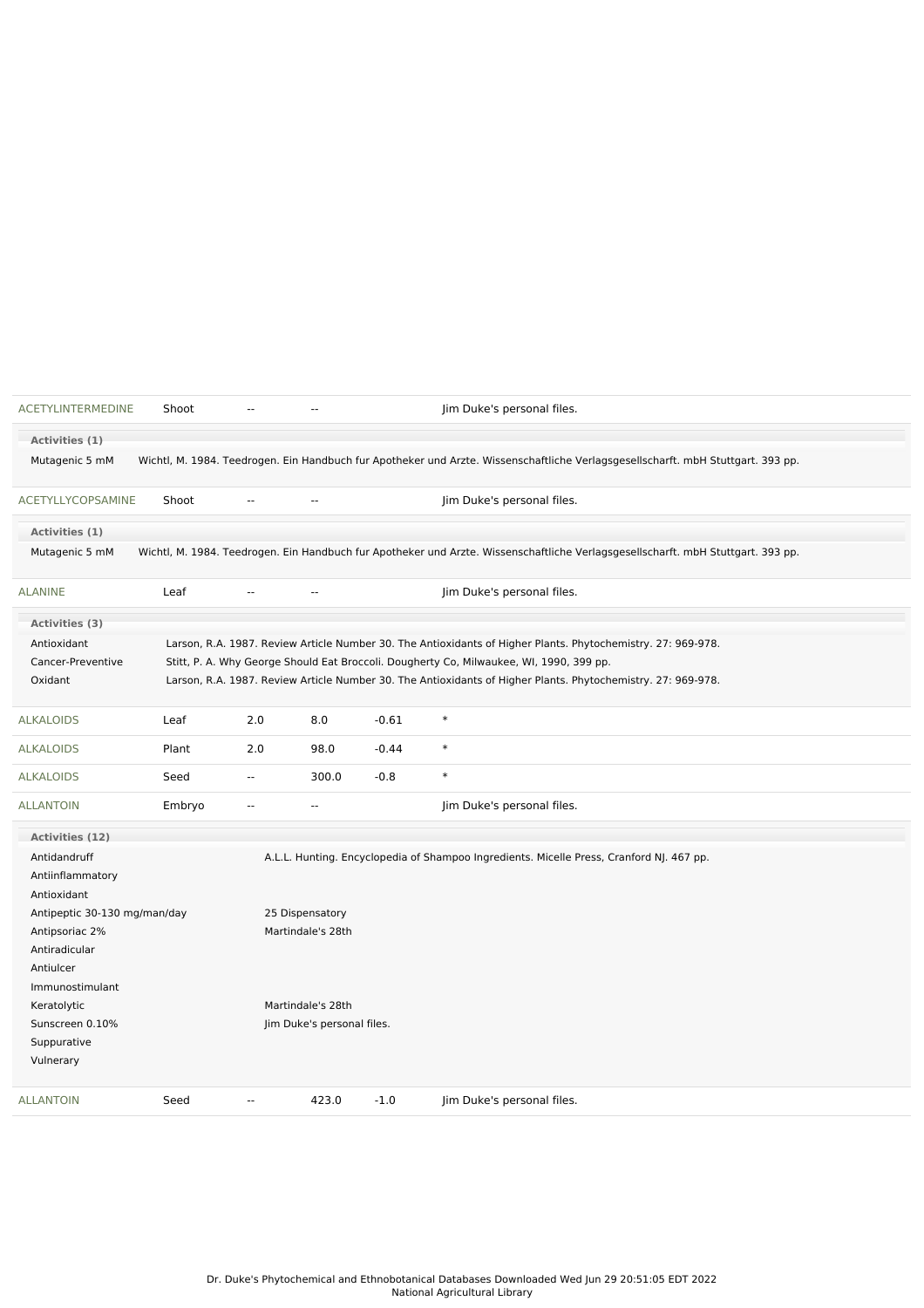| Chemical | Part | Low PPM | High PPM | StdDev | Reference |
|---|---|---|---|---|---|
| ACETYLINTERMEDINE | Shoot | -- | -- | | Jim Duke's personal files. |

**Activities (1)**

| Activity | Reference |
|---|---|
| Mutagenic 5 mM | Wichtl, M. 1984. Teedrogen. Ein Handbuch fur Apotheker und Arzte. Wissenschaftliche Verlagsgesellscharft. mbH Stuttgart. 393 pp. |

| Chemical | Part | Low PPM | High PPM | StdDev | Reference |
|---|---|---|---|---|---|
| ACETYLLYCOPSAMINE | Shoot | -- | -- | | Jim Duke's personal files. |

**Activities (1)**

| Activity | Reference |
|---|---|
| Mutagenic 5 mM | Wichtl, M. 1984. Teedrogen. Ein Handbuch fur Apotheker und Arzte. Wissenschaftliche Verlagsgesellscharft. mbH Stuttgart. 393 pp. |

| Chemical | Part | Low PPM | High PPM | StdDev | Reference |
|---|---|---|---|---|---|
| ALANINE | Leaf | -- | -- | | Jim Duke's personal files. |

**Activities (3)**

| Activity | Reference |
|---|---|
| Antioxidant | Larson, R.A. 1987. Review Article Number 30. The Antioxidants of Higher Plants. Phytochemistry. 27: 969-978. |
| Cancer-Preventive | Stitt, P. A. Why George Should Eat Broccoli. Dougherty Co, Milwaukee, WI, 1990, 399 pp. |
| Oxidant | Larson, R.A. 1987. Review Article Number 30. The Antioxidants of Higher Plants. Phytochemistry. 27: 969-978. |

| Chemical | Part | Low PPM | High PPM | StdDev | Reference |
|---|---|---|---|---|---|
| ALKALOIDS | Leaf | 2.0 | 8.0 | -0.61 | * |
| ALKALOIDS | Plant | 2.0 | 98.0 | -0.44 | * |
| ALKALOIDS | Seed | -- | 300.0 | -0.8 | * |
| ALLANTOIN | Embryo | -- | -- | | Jim Duke's personal files. |

**Activities (12)**

| Activity | Reference |
|---|---|
| Antidandruff | A.L.L. Hunting. Encyclopedia of Shampoo Ingredients. Micelle Press, Cranford NJ. 467 pp. |
| Antiinflammatory | |
| Antioxidant | |
| Antipeptic 30-130 mg/man/day | 25 Dispensatory |
| Antipsoriac 2% | Martindale's 28th |
| Antiradicular | |
| Antiulcer | |
| Immunostimulant | |
| Keratolytic | Martindale's 28th |
| Sunscreen 0.10% | Jim Duke's personal files. |
| Suppurative | |
| Vulnerary | |

| Chemical | Part | Low PPM | High PPM | StdDev | Reference |
|---|---|---|---|---|---|
| ALLANTOIN | Seed | -- | 423.0 | -1.0 | Jim Duke's personal files. |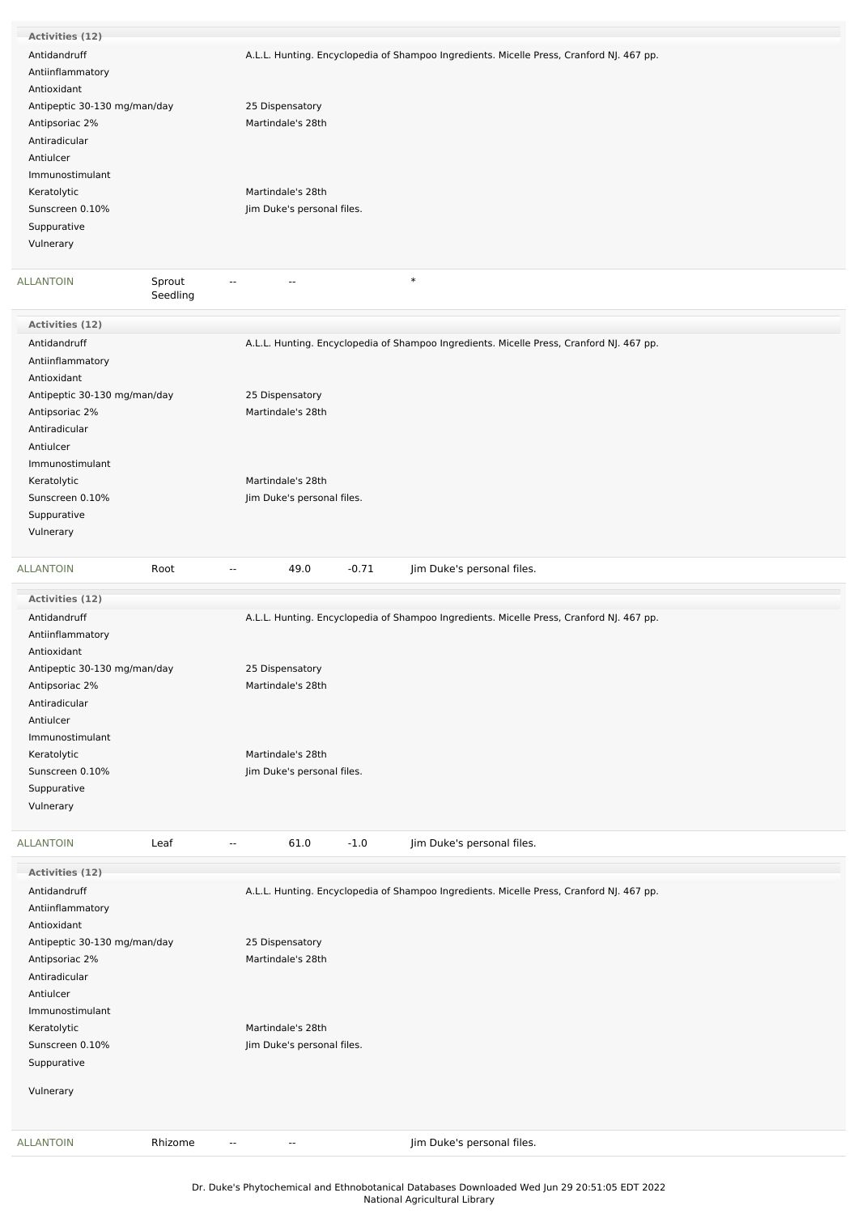**Activities (12)**

| Activity | Reference |
|---|---|
| Antidandruff | A.L.L. Hunting. Encyclopedia of Shampoo Ingredients. Micelle Press, Cranford NJ. 467 pp. |
| Antiinflammatory | |
| Antioxidant | |
| Antipeptic 30-130 mg/man/day | 25 Dispensatory |
| Antipsoriac 2% | Martindale's 28th |
| Antiradicular | |
| Antiulcer | |
| Immunostimulant | |
| Keratolytic | Martindale's 28th |
| Sunscreen 0.10% | Jim Duke's personal files. |
| Suppurative | |
| Vulnerary | |

| ALLANTOIN | Sprout Seedling | -- | -- | | * |
|---|---|---|---|---|---|

**Activities (12)**

| Activity | Reference |
|---|---|
| Antidandruff | A.L.L. Hunting. Encyclopedia of Shampoo Ingredients. Micelle Press, Cranford NJ. 467 pp. |
| Antiinflammatory | |
| Antioxidant | |
| Antipeptic 30-130 mg/man/day | 25 Dispensatory |
| Antipsoriac 2% | Martindale's 28th |
| Antiradicular | |
| Antiulcer | |
| Immunostimulant | |
| Keratolytic | Martindale's 28th |
| Sunscreen 0.10% | Jim Duke's personal files. |
| Suppurative | |
| Vulnerary | |

| ALLANTOIN | Root | -- | 49.0 | -0.71 | Jim Duke's personal files. |
|---|---|---|---|---|---|

**Activities (12)**

| Activity | Reference |
|---|---|
| Antidandruff | A.L.L. Hunting. Encyclopedia of Shampoo Ingredients. Micelle Press, Cranford NJ. 467 pp. |
| Antiinflammatory | |
| Antioxidant | |
| Antipeptic 30-130 mg/man/day | 25 Dispensatory |
| Antipsoriac 2% | Martindale's 28th |
| Antiradicular | |
| Antiulcer | |
| Immunostimulant | |
| Keratolytic | Martindale's 28th |
| Sunscreen 0.10% | Jim Duke's personal files. |
| Suppurative | |
| Vulnerary | |

| ALLANTOIN | Leaf | -- | 61.0 | -1.0 | Jim Duke's personal files. |
|---|---|---|---|---|---|

**Activities (12)**

| Activity | Reference |
|---|---|
| Antidandruff | A.L.L. Hunting. Encyclopedia of Shampoo Ingredients. Micelle Press, Cranford NJ. 467 pp. |
| Antiinflammatory | |
| Antioxidant | |
| Antipeptic 30-130 mg/man/day | 25 Dispensatory |
| Antipsoriac 2% | Martindale's 28th |
| Antiradicular | |
| Antiulcer | |
| Immunostimulant | |
| Keratolytic | Martindale's 28th |
| Sunscreen 0.10% | Jim Duke's personal files. |
| Suppurative | |
| Vulnerary | |

| ALLANTOIN | Rhizome | -- | -- | | Jim Duke's personal files. |
|---|---|---|---|---|---|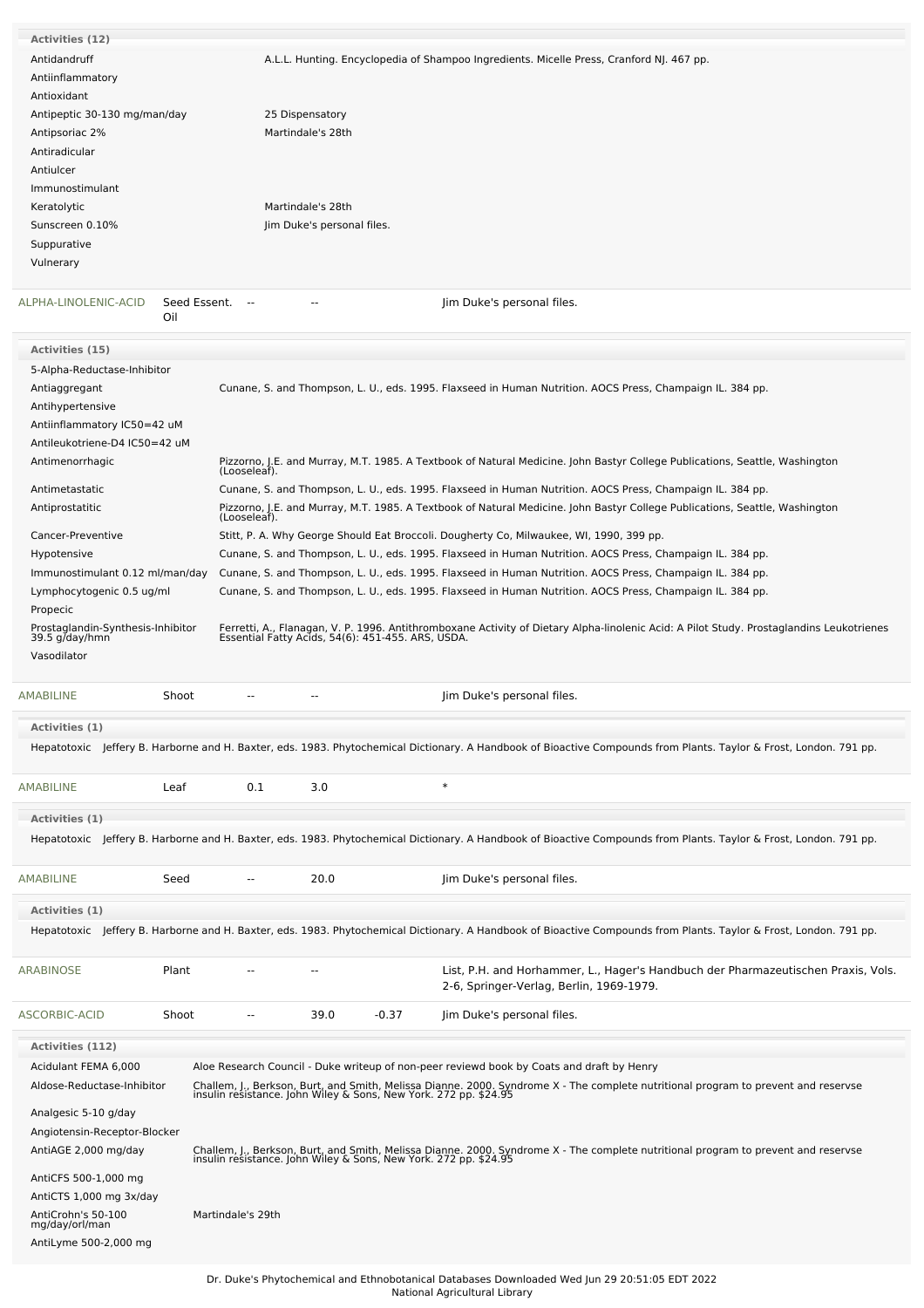**Activities (12)**

| Activity | Reference |
|---|---|
| Antidandruff | A.L.L. Hunting. Encyclopedia of Shampoo Ingredients. Micelle Press, Cranford NJ. 467 pp. |
| Antiinflammatory | |
| Antioxidant | |
| Antipeptic 30-130 mg/man/day | 25 Dispensatory |
| Antipsoriac 2% | Martindale's 28th |
| Antiradicular | |
| Antiulcer | |
| Immunostimulant | |
| Keratolytic | Martindale's 28th |
| Sunscreen 0.10% | Jim Duke's personal files. |
| Suppurative | |
| Vulnerary | |

| Chemical | Part | Low PPM | High PPM | StdDev | Reference |
|---|---|---|---|---|---|
| ALPHA-LINOLENIC-ACID | Seed Essent. Oil | -- | -- | | Jim Duke's personal files. |

**Activities (15)**

| Activity | Reference |
|---|---|
| 5-Alpha-Reductase-Inhibitor | |
| Antiaggregant | Cunane, S. and Thompson, L. U., eds. 1995. Flaxseed in Human Nutrition. AOCS Press, Champaign IL. 384 pp. |
| Antihypertensive | |
| Antiinflammatory IC50=42 uM | |
| Antileukotriene-D4 IC50=42 uM | |
| Antimenorrhagic | Pizzorno, J.E. and Murray, M.T. 1985. A Textbook of Natural Medicine. John Bastyr College Publications, Seattle, Washington (Looseleaf). |
| Antimetastatic | Cunane, S. and Thompson, L. U., eds. 1995. Flaxseed in Human Nutrition. AOCS Press, Champaign IL. 384 pp. |
| Antiprostatitic | Pizzorno, J.E. and Murray, M.T. 1985. A Textbook of Natural Medicine. John Bastyr College Publications, Seattle, Washington (Looseleaf). |
| Cancer-Preventive | Stitt, P. A. Why George Should Eat Broccoli. Dougherty Co, Milwaukee, WI, 1990, 399 pp. |
| Hypotensive | Cunane, S. and Thompson, L. U., eds. 1995. Flaxseed in Human Nutrition. AOCS Press, Champaign IL. 384 pp. |
| Immunostimulant 0.12 ml/man/day | Cunane, S. and Thompson, L. U., eds. 1995. Flaxseed in Human Nutrition. AOCS Press, Champaign IL. 384 pp. |
| Lymphocytogenic 0.5 ug/ml | Cunane, S. and Thompson, L. U., eds. 1995. Flaxseed in Human Nutrition. AOCS Press, Champaign IL. 384 pp. |
| Propecic | |
| Prostaglandin-Synthesis-Inhibitor 39.5 g/day/hmn | Ferretti, A., Flanagan, V. P. 1996. Antithromboxane Activity of Dietary Alpha-linolenic Acid: A Pilot Study. Prostaglandins Leukotrienes Essential Fatty Acids, 54(6): 451-455. ARS, USDA. |
| Vasodilator | |

| Chemical | Part | Low PPM | High PPM | StdDev | Reference |
|---|---|---|---|---|---|
| AMABILINE | Shoot | -- | -- | | Jim Duke's personal files. |

**Activities (1)**

| Activity | Reference |
|---|---|
| Hepatotoxic | Jeffery B. Harborne and H. Baxter, eds. 1983. Phytochemical Dictionary. A Handbook of Bioactive Compounds from Plants. Taylor & Frost, London. 791 pp. |

| Chemical | Part | Low PPM | High PPM | StdDev | Reference |
|---|---|---|---|---|---|
| AMABILINE | Leaf | 0.1 | 3.0 | | * |

**Activities (1)**

| Activity | Reference |
|---|---|
| Hepatotoxic | Jeffery B. Harborne and H. Baxter, eds. 1983. Phytochemical Dictionary. A Handbook of Bioactive Compounds from Plants. Taylor & Frost, London. 791 pp. |

| Chemical | Part | Low PPM | High PPM | StdDev | Reference |
|---|---|---|---|---|---|
| AMABILINE | Seed | -- | 20.0 | | Jim Duke's personal files. |

**Activities (1)**

| Activity | Reference |
|---|---|
| Hepatotoxic | Jeffery B. Harborne and H. Baxter, eds. 1983. Phytochemical Dictionary. A Handbook of Bioactive Compounds from Plants. Taylor & Frost, London. 791 pp. |

| Chemical | Part | Low PPM | High PPM | StdDev | Reference |
|---|---|---|---|---|---|
| ARABINOSE | Plant | -- | -- | | List, P.H. and Horhammer, L., Hager's Handbuch der Pharmazeutischen Praxis, Vols. 2-6, Springer-Verlag, Berlin, 1969-1979. |
| ASCORBIC-ACID | Shoot | -- | 39.0 | -0.37 | Jim Duke's personal files. |

**Activities (112)**

| Activity | Reference |
|---|---|
| Acidulant FEMA 6,000 | Aloe Research Council - Duke writeup of non-peer reviewd book by Coats and draft by Henry |
| Aldose-Reductase-Inhibitor | Challem, J., Berkson, Burt, and Smith, Melissa Dianne. 2000. Syndrome X - The complete nutritional program to prevent and reservse insulin resistance. John Wiley & Sons, New York. 272 pp. $24.95 |
| Analgesic 5-10 g/day | |
| Angiotensin-Receptor-Blocker | |
| AntiAGE 2,000 mg/day | Challem, J., Berkson, Burt, and Smith, Melissa Dianne. 2000. Syndrome X - The complete nutritional program to prevent and reservse insulin resistance. John Wiley & Sons, New York. 272 pp. $24.95 |
| AntiCFS 500-1,000 mg | |
| AntiCTS 1,000 mg 3x/day | |
| AntiCrohn's 50-100 mg/day/orl/man | Martindale's 29th |
| AntiLyme 500-2,000 mg | |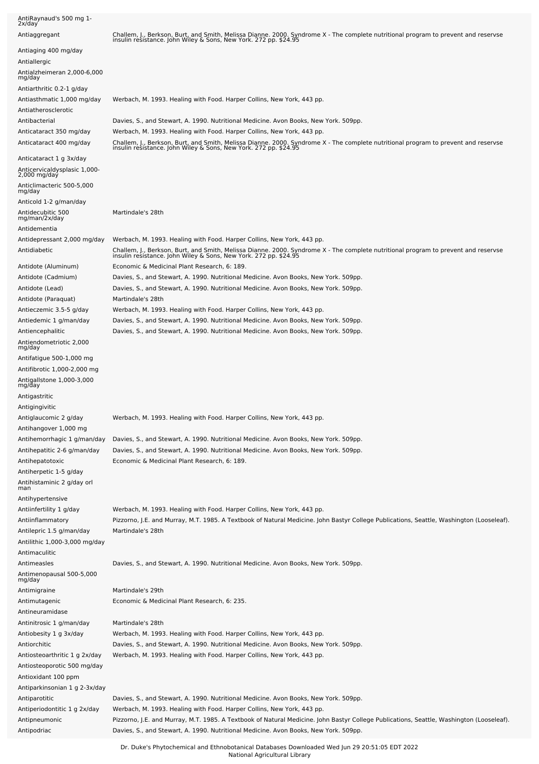| | |
|---|---|
| AntiRaynaud's 500 mg 1-2x/day | |
| Antiaggregant | Challem, J., Berkson, Burt, and Smith, Melissa Dianne. 2000. Syndrome X - The complete nutritional program to prevent and reservse insulin resistance. John Wiley & Sons, New York. 272 pp. $24.95 |
| Antiaging 400 mg/day | |
| Antiallergic | |
| Antialzheimeran 2,000-6,000 mg/day | |
| Antiarthritic 0.2-1 g/day | |
| Antiasthmatic 1,000 mg/day | Werbach, M. 1993. Healing with Food. Harper Collins, New York, 443 pp. |
| Antiatherosclerotic | |
| Antibacterial | Davies, S., and Stewart, A. 1990. Nutritional Medicine. Avon Books, New York. 509pp. |
| Anticataract 350 mg/day | Werbach, M. 1993. Healing with Food. Harper Collins, New York, 443 pp. |
| Anticataract 400 mg/day | Challem, J., Berkson, Burt, and Smith, Melissa Dianne. 2000. Syndrome X - The complete nutritional program to prevent and reservse insulin resistance. John Wiley & Sons, New York. 272 pp. $24.95 |
| Anticataract 1 g 3x/day | |
| Anticervicaldysplasic 1,000-2,000 mg/day | |
| Anticlimacteric 500-5,000 mg/day | |
| Anticold 1-2 g/man/day | |
| Antidecubitic 500 mg/man/2x/day | Martindale's 28th |
| Antidementia | |
| Antidepressant 2,000 mg/day | Werbach, M. 1993. Healing with Food. Harper Collins, New York, 443 pp. |
| Antidiabetic | Challem, J., Berkson, Burt, and Smith, Melissa Dianne. 2000. Syndrome X - The complete nutritional program to prevent and reservse insulin resistance. John Wiley & Sons, New York. 272 pp. $24.95 |
| Antidote (Aluminum) | Economic & Medicinal Plant Research, 6: 189. |
| Antidote (Cadmium) | Davies, S., and Stewart, A. 1990. Nutritional Medicine. Avon Books, New York. 509pp. |
| Antidote (Lead) | Davies, S., and Stewart, A. 1990. Nutritional Medicine. Avon Books, New York. 509pp. |
| Antidote (Paraquat) | Martindale's 28th |
| Antieczemic 3.5-5 g/day | Werbach, M. 1993. Healing with Food. Harper Collins, New York, 443 pp. |
| Antiedemic 1 g/man/day | Davies, S., and Stewart, A. 1990. Nutritional Medicine. Avon Books, New York. 509pp. |
| Antiencephalitic | Davies, S., and Stewart, A. 1990. Nutritional Medicine. Avon Books, New York. 509pp. |
| Antiendometriotic 2,000 mg/day | |
| Antifatigue 500-1,000 mg | |
| Antifibrotic 1,000-2,000 mg | |
| Antigallstone 1,000-3,000 mg/day | |
| Antigastritic | |
| Antigingivitic | |
| Antiglaucomic 2 g/day | Werbach, M. 1993. Healing with Food. Harper Collins, New York, 443 pp. |
| Antihangover 1,000 mg | |
| Antihemorrhagic 1 g/man/day | Davies, S., and Stewart, A. 1990. Nutritional Medicine. Avon Books, New York. 509pp. |
| Antihepatitic 2-6 g/man/day | Davies, S., and Stewart, A. 1990. Nutritional Medicine. Avon Books, New York. 509pp. |
| Antihepatotoxic | Economic & Medicinal Plant Research, 6: 189. |
| Antiherpetic 1-5 g/day | |
| Antihistaminic 2 g/day orl man | |
| Antihypertensive | |
| Antiinfertility 1 g/day | Werbach, M. 1993. Healing with Food. Harper Collins, New York, 443 pp. |
| Antiinflammatory | Pizzorno, J.E. and Murray, M.T. 1985. A Textbook of Natural Medicine. John Bastyr College Publications, Seattle, Washington (Looseleaf). |
| Antilepric 1.5 g/man/day | Martindale's 28th |
| Antilithic 1,000-3,000 mg/day | |
| Antimaculitic | |
| Antimeasles | Davies, S., and Stewart, A. 1990. Nutritional Medicine. Avon Books, New York. 509pp. |
| Antimenopausal 500-5,000 mg/day | |
| Antimigraine | Martindale's 29th |
| Antimutagenic | Economic & Medicinal Plant Research, 6: 235. |
| Antineuramidase | |
| Antinitrosic 1 g/man/day | Martindale's 28th |
| Antiobesity 1 g 3x/day | Werbach, M. 1993. Healing with Food. Harper Collins, New York, 443 pp. |
| Antiorchitic | Davies, S., and Stewart, A. 1990. Nutritional Medicine. Avon Books, New York. 509pp. |
| Antiosteoarthritic 1 g 2x/day | Werbach, M. 1993. Healing with Food. Harper Collins, New York, 443 pp. |
| Antiosteoporotic 500 mg/day | |
| Antioxidant 100 ppm | |
| Antiparkinsonian 1 g 2-3x/day | |
| Antiparotitic | Davies, S., and Stewart, A. 1990. Nutritional Medicine. Avon Books, New York. 509pp. |
| Antiperiodontitic 1 g 2x/day | Werbach, M. 1993. Healing with Food. Harper Collins, New York, 443 pp. |
| Antipneumonic | Pizzorno, J.E. and Murray, M.T. 1985. A Textbook of Natural Medicine. John Bastyr College Publications, Seattle, Washington (Looseleaf). |
| Antipodriac | Davies, S., and Stewart, A. 1990. Nutritional Medicine. Avon Books, New York. 509pp. |

Dr. Duke's Phytochemical and Ethnobotanical Databases Downloaded Wed Jun 29 20:51:05 EDT 2022
National Agricultural Library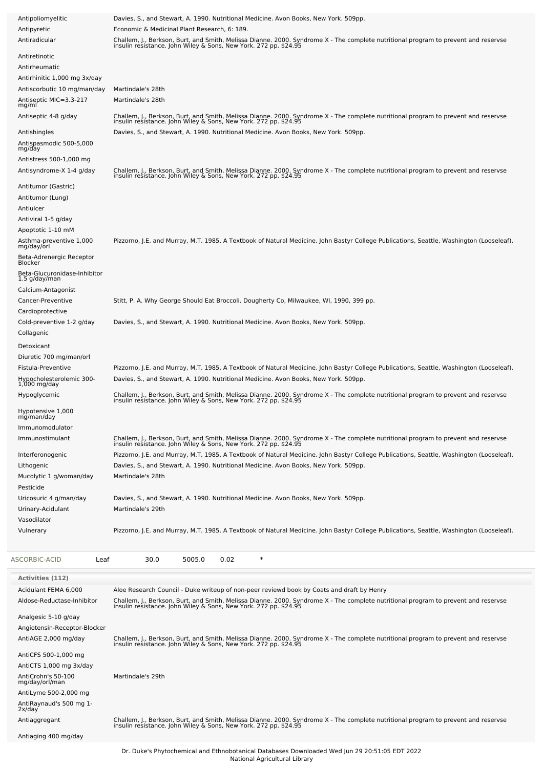| | |
|---|---|
| Antipoliomyelitic | Davies, S., and Stewart, A. 1990. Nutritional Medicine. Avon Books, New York. 509pp. |
| Antipyretic | Economic & Medicinal Plant Research, 6: 189. |
| Antiradicular | Challem, J., Berkson, Burt, and Smith, Melissa Dianne. 2000. Syndrome X - The complete nutritional program to prevent and reservse insulin resistance. John Wiley & Sons, New York. 272 pp. $24.95 |
| Antiretinotic | |
| Antirheumatic | |
| Antirhinitic 1,000 mg 3x/day | |
| Antiscorbutic 10 mg/man/day | Martindale's 28th |
| Antiseptic MIC=3.3-217 mg/ml | Martindale's 28th |
| Antiseptic 4-8 g/day | Challem, J., Berkson, Burt, and Smith, Melissa Dianne. 2000. Syndrome X - The complete nutritional program to prevent and reservse insulin resistance. John Wiley & Sons, New York. 272 pp. $24.95 |
| Antishingles | Davies, S., and Stewart, A. 1990. Nutritional Medicine. Avon Books, New York. 509pp. |
| Antispasmodic 500-5,000 mg/day | |
| Antistress 500-1,000 mg | |
| Antisyndrome-X 1-4 g/day | Challem, J., Berkson, Burt, and Smith, Melissa Dianne. 2000. Syndrome X - The complete nutritional program to prevent and reservse insulin resistance. John Wiley & Sons, New York. 272 pp. $24.95 |
| Antitumor (Gastric) | |
| Antitumor (Lung) | |
| Antiulcer | |
| Antiviral 1-5 g/day | |
| Apoptotic 1-10 mM | |
| Asthma-preventive 1,000 mg/day/orl | Pizzorno, J.E. and Murray, M.T. 1985. A Textbook of Natural Medicine. John Bastyr College Publications, Seattle, Washington (Looseleaf). |
| Beta-Adrenergic Receptor Blocker | |
| Beta-Glucuronidase-Inhibitor 1.5 g/day/man | |
| Calcium-Antagonist | |
| Cancer-Preventive | Stitt, P. A. Why George Should Eat Broccoli. Dougherty Co, Milwaukee, WI, 1990, 399 pp. |
| Cardioprotective | |
| Cold-preventive 1-2 g/day | Davies, S., and Stewart, A. 1990. Nutritional Medicine. Avon Books, New York. 509pp. |
| Collagenic | |
| Detoxicant | |
| Diuretic 700 mg/man/orl | |
| Fistula-Preventive | Pizzorno, J.E. and Murray, M.T. 1985. A Textbook of Natural Medicine. John Bastyr College Publications, Seattle, Washington (Looseleaf). |
| Hypocholesterolemic 300-1,000 mg/day | Davies, S., and Stewart, A. 1990. Nutritional Medicine. Avon Books, New York. 509pp. |
| Hypoglycemic | Challem, J., Berkson, Burt, and Smith, Melissa Dianne. 2000. Syndrome X - The complete nutritional program to prevent and reservse insulin resistance. John Wiley & Sons, New York. 272 pp. $24.95 |
| Hypotensive 1,000 mg/man/day | |
| Immunomodulator | |
| Immunostimulant | Challem, J., Berkson, Burt, and Smith, Melissa Dianne. 2000. Syndrome X - The complete nutritional program to prevent and reservse insulin resistance. John Wiley & Sons, New York. 272 pp. $24.95 |
| Interferonogenic | Pizzorno, J.E. and Murray, M.T. 1985. A Textbook of Natural Medicine. John Bastyr College Publications, Seattle, Washington (Looseleaf). |
| Lithogenic | Davies, S., and Stewart, A. 1990. Nutritional Medicine. Avon Books, New York. 509pp. |
| Mucolytic 1 g/woman/day | Martindale's 28th |
| Pesticide | |
| Uricosuric 4 g/man/day | Davies, S., and Stewart, A. 1990. Nutritional Medicine. Avon Books, New York. 509pp. |
| Urinary-Acidulant | Martindale's 29th |
| Vasodilator | |
| Vulnerary | Pizzorno, J.E. and Murray, M.T. 1985. A Textbook of Natural Medicine. John Bastyr College Publications, Seattle, Washington (Looseleaf). |

| ASCORBIC-ACID | Leaf | 30.0 | 5005.0 | 0.02 | * |
|---|---|---|---|---|---|

| Activities (112) | |
|---|---|
| Acidulant FEMA 6,000 | Aloe Research Council - Duke writeup of non-peer reviewd book by Coats and draft by Henry |
| Aldose-Reductase-Inhibitor | Challem, J., Berkson, Burt, and Smith, Melissa Dianne. 2000. Syndrome X - The complete nutritional program to prevent and reservse insulin resistance. John Wiley & Sons, New York. 272 pp. $24.95 |
| Analgesic 5-10 g/day | |
| Angiotensin-Receptor-Blocker | |
| AntiAGE 2,000 mg/day | Challem, J., Berkson, Burt, and Smith, Melissa Dianne. 2000. Syndrome X - The complete nutritional program to prevent and reservse insulin resistance. John Wiley & Sons, New York. 272 pp. $24.95 |
| AntiCFS 500-1,000 mg | |
| AntiCTS 1,000 mg 3x/day | |
| AntiCrohn's 50-100 mg/day/orl/man | Martindale's 29th |
| AntiLyme 500-2,000 mg | |
| AntiRaynaud's 500 mg 1-2x/day | |
| Antiaggregant | Challem, J., Berkson, Burt, and Smith, Melissa Dianne. 2000. Syndrome X - The complete nutritional program to prevent and reservse insulin resistance. John Wiley & Sons, New York. 272 pp. $24.95 |
| Antiaging 400 mg/day | |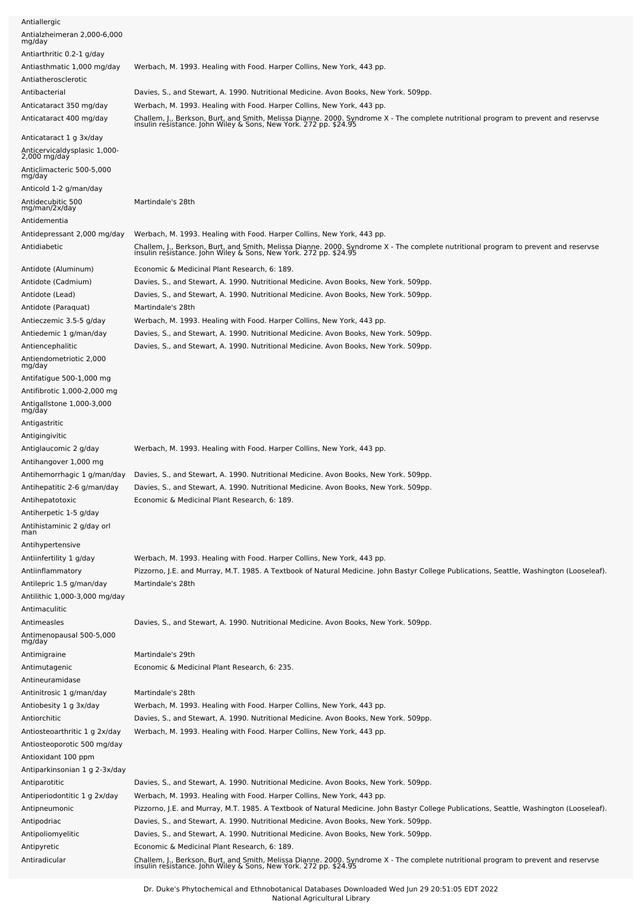| | |
|---|---|
| Antiallergic | |
| Antialzheimeran 2,000-6,000 mg/day | |
| Antiarthritic 0.2-1 g/day | |
| Antiasthmatic 1,000 mg/day | Werbach, M. 1993. Healing with Food. Harper Collins, New York, 443 pp. |
| Antiatherosclerotic | |
| Antibacterial | Davies, S., and Stewart, A. 1990. Nutritional Medicine. Avon Books, New York. 509pp. |
| Anticataract 350 mg/day | Werbach, M. 1993. Healing with Food. Harper Collins, New York, 443 pp. |
| Anticataract 400 mg/day | Challem, J., Berkson, Burt, and Smith, Melissa Dianne. 2000. Syndrome X - The complete nutritional program to prevent and reservse insulin resistance. John Wiley & Sons, New York. 272 pp. $24.95 |
| Anticataract 1 g 3x/day | |
| Anticervicaldysplasic 1,000-2,000 mg/day | |
| Anticlimacteric 500-5,000 mg/day | |
| Anticold 1-2 g/man/day | |
| Antidecubitic 500 mg/man/2x/day | Martindale's 28th |
| Antidementia | |
| Antidepressant 2,000 mg/day | Werbach, M. 1993. Healing with Food. Harper Collins, New York, 443 pp. |
| Antidiabetic | Challem, J., Berkson, Burt, and Smith, Melissa Dianne. 2000. Syndrome X - The complete nutritional program to prevent and reservse insulin resistance. John Wiley & Sons, New York. 272 pp. $24.95 |
| Antidote (Aluminum) | Economic & Medicinal Plant Research, 6: 189. |
| Antidote (Cadmium) | Davies, S., and Stewart, A. 1990. Nutritional Medicine. Avon Books, New York. 509pp. |
| Antidote (Lead) | Davies, S., and Stewart, A. 1990. Nutritional Medicine. Avon Books, New York. 509pp. |
| Antidote (Paraquat) | Martindale's 28th |
| Antieczemic 3.5-5 g/day | Werbach, M. 1993. Healing with Food. Harper Collins, New York, 443 pp. |
| Antiedemic 1 g/man/day | Davies, S., and Stewart, A. 1990. Nutritional Medicine. Avon Books, New York. 509pp. |
| Antiencephalitic | Davies, S., and Stewart, A. 1990. Nutritional Medicine. Avon Books, New York. 509pp. |
| Antiendometriotic 2,000 mg/day | |
| Antifatigue 500-1,000 mg | |
| Antifibrotic 1,000-2,000 mg | |
| Antigallstone 1,000-3,000 mg/day | |
| Antigastritic | |
| Antigingivitic | |
| Antiglaucomic 2 g/day | Werbach, M. 1993. Healing with Food. Harper Collins, New York, 443 pp. |
| Antihangover 1,000 mg | |
| Antihemorrhagic 1 g/man/day | Davies, S., and Stewart, A. 1990. Nutritional Medicine. Avon Books, New York. 509pp. |
| Antihepatitic 2-6 g/man/day | Davies, S., and Stewart, A. 1990. Nutritional Medicine. Avon Books, New York. 509pp. |
| Antihepatotoxic | Economic & Medicinal Plant Research, 6: 189. |
| Antiherpetic 1-5 g/day | |
| Antihistaminic 2 g/day orl man | |
| Antihypertensive | |
| Antiinfertility 1 g/day | Werbach, M. 1993. Healing with Food. Harper Collins, New York, 443 pp. |
| Antiinflammatory | Pizzorno, J.E. and Murray, M.T. 1985. A Textbook of Natural Medicine. John Bastyr College Publications, Seattle, Washington (Looseleaf). |
| Antilepric 1.5 g/man/day | Martindale's 28th |
| Antilithic 1,000-3,000 mg/day | |
| Antimaculitic | |
| Antimeasles | Davies, S., and Stewart, A. 1990. Nutritional Medicine. Avon Books, New York. 509pp. |
| Antimenopausal 500-5,000 mg/day | |
| Antimigraine | Martindale's 29th |
| Antimutagenic | Economic & Medicinal Plant Research, 6: 235. |
| Antineuramidase | |
| Antinitrosic 1 g/man/day | Martindale's 28th |
| Antiobesity 1 g 3x/day | Werbach, M. 1993. Healing with Food. Harper Collins, New York, 443 pp. |
| Antiorchitic | Davies, S., and Stewart, A. 1990. Nutritional Medicine. Avon Books, New York. 509pp. |
| Antiosteoarthritic 1 g 2x/day | Werbach, M. 1993. Healing with Food. Harper Collins, New York, 443 pp. |
| Antiosteoporotic 500 mg/day | |
| Antioxidant 100 ppm | |
| Antiparkinsonian 1 g 2-3x/day | |
| Antiparotitic | Davies, S., and Stewart, A. 1990. Nutritional Medicine. Avon Books, New York. 509pp. |
| Antiperiodontitic 1 g 2x/day | Werbach, M. 1993. Healing with Food. Harper Collins, New York, 443 pp. |
| Antipneumonic | Pizzorno, J.E. and Murray, M.T. 1985. A Textbook of Natural Medicine. John Bastyr College Publications, Seattle, Washington (Looseleaf). |
| Antipodriac | Davies, S., and Stewart, A. 1990. Nutritional Medicine. Avon Books, New York. 509pp. |
| Antipoliomyelitic | Davies, S., and Stewart, A. 1990. Nutritional Medicine. Avon Books, New York. 509pp. |
| Antipyretic | Economic & Medicinal Plant Research, 6: 189. |
| Antiradicular | Challem, J., Berkson, Burt, and Smith, Melissa Dianne. 2000. Syndrome X - The complete nutritional program to prevent and reservse insulin resistance. John Wiley & Sons, New York. 272 pp. $24.95 |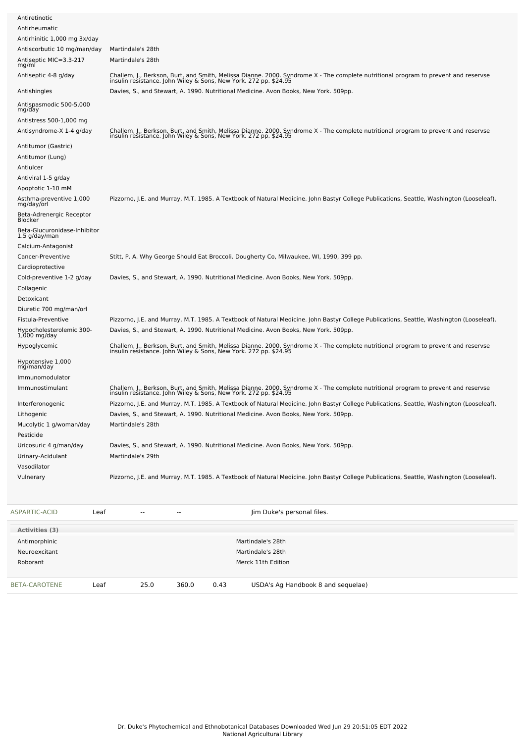| Activity | Reference |
|---|---|
| Antiretinotic | |
| Antirheumatic | |
| Antirhinitic 1,000 mg 3x/day | |
| Antiscorbutic 10 mg/man/day | Martindale's 28th |
| Antiseptic MIC=3.3-217 mg/ml | Martindale's 28th |
| Antiseptic 4-8 g/day | Challem, J., Berkson, Burt, and Smith, Melissa Dianne. 2000. Syndrome X - The complete nutritional program to prevent and reservse insulin resistance. John Wiley & Sons, New York. 272 pp. $24.95 |
| Antishingles | Davies, S., and Stewart, A. 1990. Nutritional Medicine. Avon Books, New York. 509pp. |
| Antispasmodic 500-5,000 mg/day | |
| Antistress 500-1,000 mg | |
| Antisyndrome-X 1-4 g/day | Challem, J., Berkson, Burt, and Smith, Melissa Dianne. 2000. Syndrome X - The complete nutritional program to prevent and reservse insulin resistance. John Wiley & Sons, New York. 272 pp. $24.95 |
| Antitumor (Gastric) | |
| Antitumor (Lung) | |
| Antiulcer | |
| Antiviral 1-5 g/day | |
| Apoptotic 1-10 mM | |
| Asthma-preventive 1,000 mg/day/orl | Pizzorno, J.E. and Murray, M.T. 1985. A Textbook of Natural Medicine. John Bastyr College Publications, Seattle, Washington (Looseleaf). |
| Beta-Adrenergic Receptor Blocker | |
| Beta-Glucuronidase-Inhibitor 1.5 g/day/man | |
| Calcium-Antagonist | |
| Cancer-Preventive | Stitt, P. A. Why George Should Eat Broccoli. Dougherty Co, Milwaukee, WI, 1990, 399 pp. |
| Cardioprotective | |
| Cold-preventive 1-2 g/day | Davies, S., and Stewart, A. 1990. Nutritional Medicine. Avon Books, New York. 509pp. |
| Collagenic | |
| Detoxicant | |
| Diuretic 700 mg/man/orl | |
| Fistula-Preventive | Pizzorno, J.E. and Murray, M.T. 1985. A Textbook of Natural Medicine. John Bastyr College Publications, Seattle, Washington (Looseleaf). |
| Hypocholesterolemic 300-1,000 mg/day | Davies, S., and Stewart, A. 1990. Nutritional Medicine. Avon Books, New York. 509pp. |
| Hypoglycemic | Challem, J., Berkson, Burt, and Smith, Melissa Dianne. 2000. Syndrome X - The complete nutritional program to prevent and reservse insulin resistance. John Wiley & Sons, New York. 272 pp. $24.95 |
| Hypotensive 1,000 mg/man/day | |
| Immunomodulator | |
| Immunostimulant | Challem, J., Berkson, Burt, and Smith, Melissa Dianne. 2000. Syndrome X - The complete nutritional program to prevent and reservse insulin resistance. John Wiley & Sons, New York. 272 pp. $24.95 |
| Interferonogenic | Pizzorno, J.E. and Murray, M.T. 1985. A Textbook of Natural Medicine. John Bastyr College Publications, Seattle, Washington (Looseleaf). |
| Lithogenic | Davies, S., and Stewart, A. 1990. Nutritional Medicine. Avon Books, New York. 509pp. |
| Mucolytic 1 g/woman/day | Martindale's 28th |
| Pesticide | |
| Uricosuric 4 g/man/day | Davies, S., and Stewart, A. 1990. Nutritional Medicine. Avon Books, New York. 509pp. |
| Urinary-Acidulant | Martindale's 29th |
| Vasodilator | |
| Vulnerary | Pizzorno, J.E. and Murray, M.T. 1985. A Textbook of Natural Medicine. John Bastyr College Publications, Seattle, Washington (Looseleaf). |

| Chemical | Part | Low | High | SD | Reference |
|---|---|---|---|---|---|
| ASPARTIC-ACID | Leaf | -- | -- | | Jim Duke's personal files. |

| Activities (3) | |
|---|---|
| Antimorphinic | Martindale's 28th |
| Neuroexcitant | Martindale's 28th |
| Roborant | Merck 11th Edition |

| Chemical | Part | Low | High | SD | Reference |
|---|---|---|---|---|---|
| BETA-CAROTENE | Leaf | 25.0 | 360.0 | 0.43 | USDA's Ag Handbook 8 and sequelae) |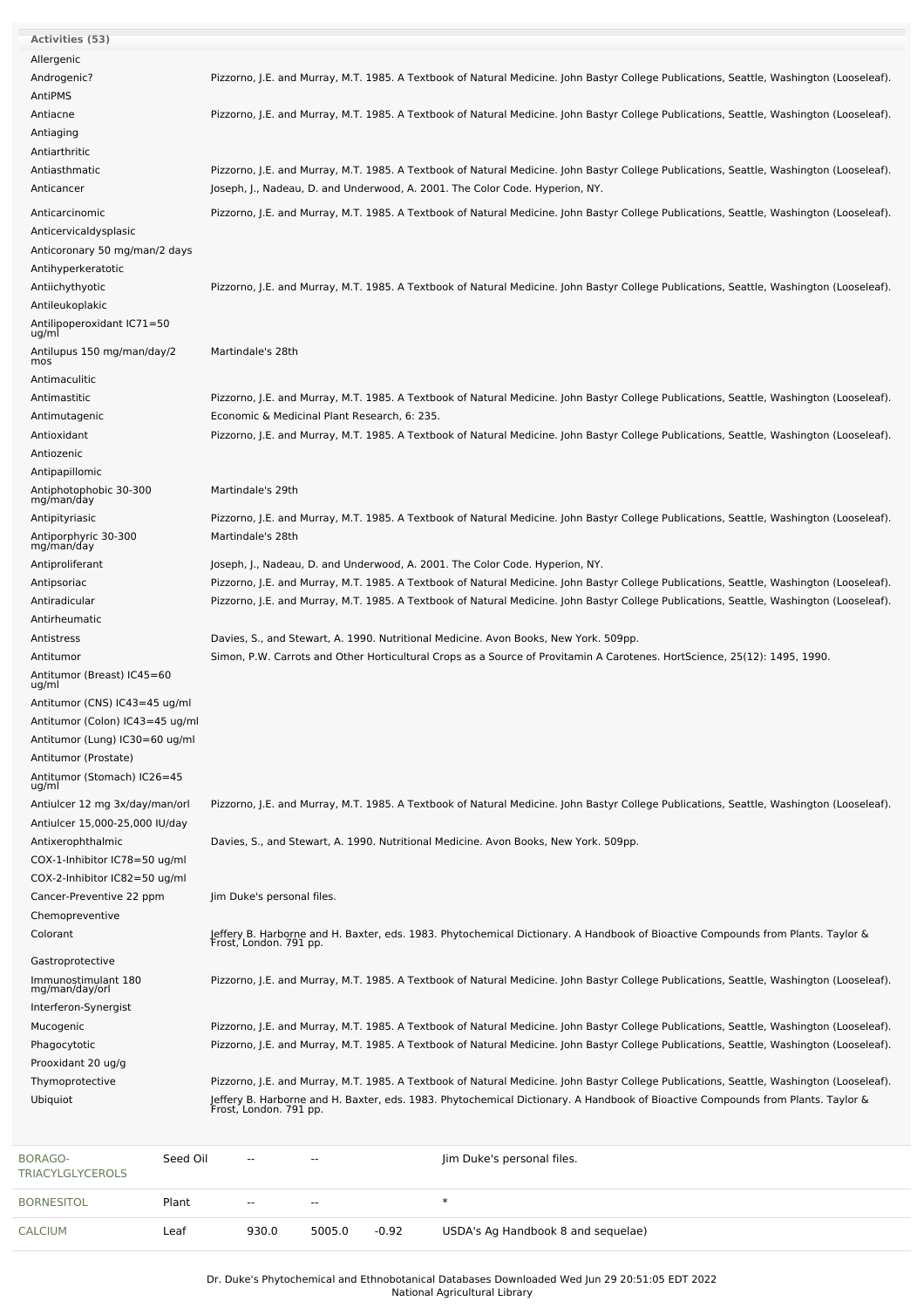**Activities (53)**

| Activity | Reference |
|---|---|
| Allergenic | |
| Androgenic? | Pizzorno, J.E. and Murray, M.T. 1985. A Textbook of Natural Medicine. John Bastyr College Publications, Seattle, Washington (Looseleaf). |
| AntiPMS | |
| Antiacne | Pizzorno, J.E. and Murray, M.T. 1985. A Textbook of Natural Medicine. John Bastyr College Publications, Seattle, Washington (Looseleaf). |
| Antiaging | |
| Antiarthritic | |
| Antiasthmatic | Pizzorno, J.E. and Murray, M.T. 1985. A Textbook of Natural Medicine. John Bastyr College Publications, Seattle, Washington (Looseleaf). |
| Anticancer | Joseph, J., Nadeau, D. and Underwood, A. 2001. The Color Code. Hyperion, NY. |
| Anticarcinomic | Pizzorno, J.E. and Murray, M.T. 1985. A Textbook of Natural Medicine. John Bastyr College Publications, Seattle, Washington (Looseleaf). |
| Anticervicaldysplasic | |
| Anticoronary 50 mg/man/2 days | |
| Antihyperkeratotic | |
| Antiichythyotic | Pizzorno, J.E. and Murray, M.T. 1985. A Textbook of Natural Medicine. John Bastyr College Publications, Seattle, Washington (Looseleaf). |
| Antileukoplakic | |
| Antilipoperoxidant IC71=50 ug/ml | |
| Antilupus 150 mg/man/day/2 mos | Martindale's 28th |
| Antimaculitic | |
| Antimastitic | Pizzorno, J.E. and Murray, M.T. 1985. A Textbook of Natural Medicine. John Bastyr College Publications, Seattle, Washington (Looseleaf). |
| Antimutagenic | Economic & Medicinal Plant Research, 6: 235. |
| Antioxidant | Pizzorno, J.E. and Murray, M.T. 1985. A Textbook of Natural Medicine. John Bastyr College Publications, Seattle, Washington (Looseleaf). |
| Antiozenic | |
| Antipapillomic | |
| Antiphotophobic 30-300 mg/man/day | Martindale's 29th |
| Antipityriasic | Pizzorno, J.E. and Murray, M.T. 1985. A Textbook of Natural Medicine. John Bastyr College Publications, Seattle, Washington (Looseleaf). |
| Antiporphyric 30-300 mg/man/day | Martindale's 28th |
| Antiproliferant | Joseph, J., Nadeau, D. and Underwood, A. 2001. The Color Code. Hyperion, NY. |
| Antipsoriac | Pizzorno, J.E. and Murray, M.T. 1985. A Textbook of Natural Medicine. John Bastyr College Publications, Seattle, Washington (Looseleaf). |
| Antiradicular | Pizzorno, J.E. and Murray, M.T. 1985. A Textbook of Natural Medicine. John Bastyr College Publications, Seattle, Washington (Looseleaf). |
| Antirheumatic | |
| Antistress | Davies, S., and Stewart, A. 1990. Nutritional Medicine. Avon Books, New York. 509pp. |
| Antitumor | Simon, P.W. Carrots and Other Horticultural Crops as a Source of Provitamin A Carotenes. HortScience, 25(12): 1495, 1990. |
| Antitumor (Breast) IC45=60 ug/ml | |
| Antitumor (CNS) IC43=45 ug/ml | |
| Antitumor (Colon) IC43=45 ug/ml | |
| Antitumor (Lung) IC30=60 ug/ml | |
| Antitumor (Prostate) | |
| Antitumor (Stomach) IC26=45 ug/ml | |
| Antiulcer 12 mg 3x/day/man/orl | Pizzorno, J.E. and Murray, M.T. 1985. A Textbook of Natural Medicine. John Bastyr College Publications, Seattle, Washington (Looseleaf). |
| Antiulcer 15,000-25,000 IU/day | |
| Antixerophthalmic | Davies, S., and Stewart, A. 1990. Nutritional Medicine. Avon Books, New York. 509pp. |
| COX-1-Inhibitor IC78=50 ug/ml | |
| COX-2-Inhibitor IC82=50 ug/ml | |
| Cancer-Preventive 22 ppm | Jim Duke's personal files. |
| Chemopreventive | |
| Colorant | Jeffery B. Harborne and H. Baxter, eds. 1983. Phytochemical Dictionary. A Handbook of Bioactive Compounds from Plants. Taylor & Frost, London. 791 pp. |
| Gastroprotective | |
| Immunostimulant 180 mg/man/day/orl | Pizzorno, J.E. and Murray, M.T. 1985. A Textbook of Natural Medicine. John Bastyr College Publications, Seattle, Washington (Looseleaf). |
| Interferon-Synergist | |
| Mucogenic | Pizzorno, J.E. and Murray, M.T. 1985. A Textbook of Natural Medicine. John Bastyr College Publications, Seattle, Washington (Looseleaf). |
| Phagocytotic | Pizzorno, J.E. and Murray, M.T. 1985. A Textbook of Natural Medicine. John Bastyr College Publications, Seattle, Washington (Looseleaf). |
| Prooxidant 20 ug/g | |
| Thymoprotective | Pizzorno, J.E. and Murray, M.T. 1985. A Textbook of Natural Medicine. John Bastyr College Publications, Seattle, Washington (Looseleaf). |
| Ubiquiot | Jeffery B. Harborne and H. Baxter, eds. 1983. Phytochemical Dictionary. A Handbook of Bioactive Compounds from Plants. Taylor & Frost, London. 791 pp. |

| Chemical | Part | Low | High | SD | Reference |
|---|---|---|---|---|---|
| BORAGO-TRIACYLGLYCEROLS | Seed Oil | -- | -- | | Jim Duke's personal files. |
| BORNESITOL | Plant | -- | -- | | * |
| CALCIUM | Leaf | 930.0 | 5005.0 | -0.92 | USDA's Ag Handbook 8 and sequelae) |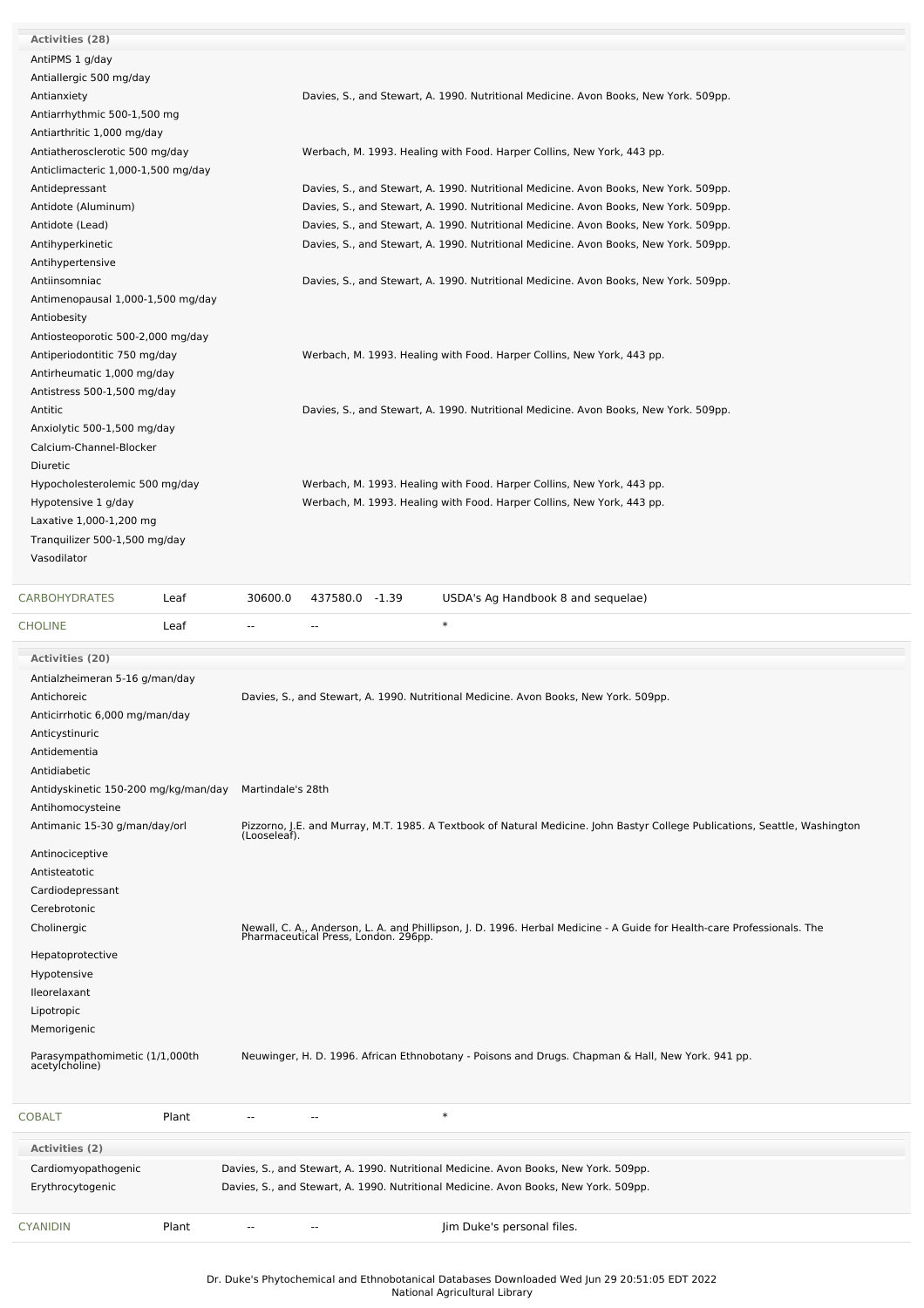| Activities (28) | |
|---|---|
| AntiPMS 1 g/day | |
| Antiallergic 500 mg/day | |
| Antianxiety | Davies, S., and Stewart, A. 1990. Nutritional Medicine. Avon Books, New York. 509pp. |
| Antiarrhythmic 500-1,500 mg | |
| Antiarthritic 1,000 mg/day | |
| Antiatherosclerotic 500 mg/day | Werbach, M. 1993. Healing with Food. Harper Collins, New York, 443 pp. |
| Anticlimacteric 1,000-1,500 mg/day | |
| Antidepressant | Davies, S., and Stewart, A. 1990. Nutritional Medicine. Avon Books, New York. 509pp. |
| Antidote (Aluminum) | Davies, S., and Stewart, A. 1990. Nutritional Medicine. Avon Books, New York. 509pp. |
| Antidote (Lead) | Davies, S., and Stewart, A. 1990. Nutritional Medicine. Avon Books, New York. 509pp. |
| Antihyperkinetic | Davies, S., and Stewart, A. 1990. Nutritional Medicine. Avon Books, New York. 509pp. |
| Antihypertensive | |
| Antiinsomniac | Davies, S., and Stewart, A. 1990. Nutritional Medicine. Avon Books, New York. 509pp. |
| Antimenopausal 1,000-1,500 mg/day | |
| Antiobesity | |
| Antiosteoporotic 500-2,000 mg/day | |
| Antiperiodontitic 750 mg/day | Werbach, M. 1993. Healing with Food. Harper Collins, New York, 443 pp. |
| Antirheumatic 1,000 mg/day | |
| Antistress 500-1,500 mg/day | |
| Antitic | Davies, S., and Stewart, A. 1990. Nutritional Medicine. Avon Books, New York. 509pp. |
| Anxiolytic 500-1,500 mg/day | |
| Calcium-Channel-Blocker | |
| Diuretic | |
| Hypocholesterolemic 500 mg/day | Werbach, M. 1993. Healing with Food. Harper Collins, New York, 443 pp. |
| Hypotensive 1 g/day | Werbach, M. 1993. Healing with Food. Harper Collins, New York, 443 pp. |
| Laxative 1,000-1,200 mg | |
| Tranquilizer 500-1,500 mg/day | |
| Vasodilator | |

| CARBOHYDRATES | Leaf | 30600.0 | 437580.0 | -1.39 | USDA's Ag Handbook 8 and sequelae) |
|---|---|---|---|---|---|
| CHOLINE | Leaf | -- | -- | | * |

| Activities (20) | |
|---|---|
| Antialzheimeran 5-16 g/man/day | |
| Antichoreic | Davies, S., and Stewart, A. 1990. Nutritional Medicine. Avon Books, New York. 509pp. |
| Anticirrhotic 6,000 mg/man/day | |
| Anticystinuric | |
| Antidementia | |
| Antidiabetic | |
| Antidyskinetic 150-200 mg/kg/man/day | Martindale's 28th |
| Antihomocysteine | |
| Antimanic 15-30 g/man/day/orl | Pizzorno, J.E. and Murray, M.T. 1985. A Textbook of Natural Medicine. John Bastyr College Publications, Seattle, Washington (Looseleaf). |
| Antinociceptive | |
| Antisteatotic | |
| Cardiodepressant | |
| Cerebrotonic | |
| Cholinergic | Newall, C. A., Anderson, L. A. and Phillipson, J. D. 1996. Herbal Medicine - A Guide for Health-care Professionals. The Pharmaceutical Press, London. 296pp. |
| Hepatoprotective | |
| Hypotensive | |
| Ileorelaxant | |
| Lipotropic | |
| Memorigenic | |
| Parasympathomimetic (1/1,000th acetylcholine) | Neuwinger, H. D. 1996. African Ethnobotany - Poisons and Drugs. Chapman & Hall, New York. 941 pp. |

| COBALT | Plant | -- | -- | * |
|---|---|---|---|---|

| Activities (2) | |
|---|---|
| Cardiomyopathogenic | Davies, S., and Stewart, A. 1990. Nutritional Medicine. Avon Books, New York. 509pp. |
| Erythrocytogenic | Davies, S., and Stewart, A. 1990. Nutritional Medicine. Avon Books, New York. 509pp. |

| CYANIDIN | Plant | -- | -- | Jim Duke's personal files. |
|---|---|---|---|---|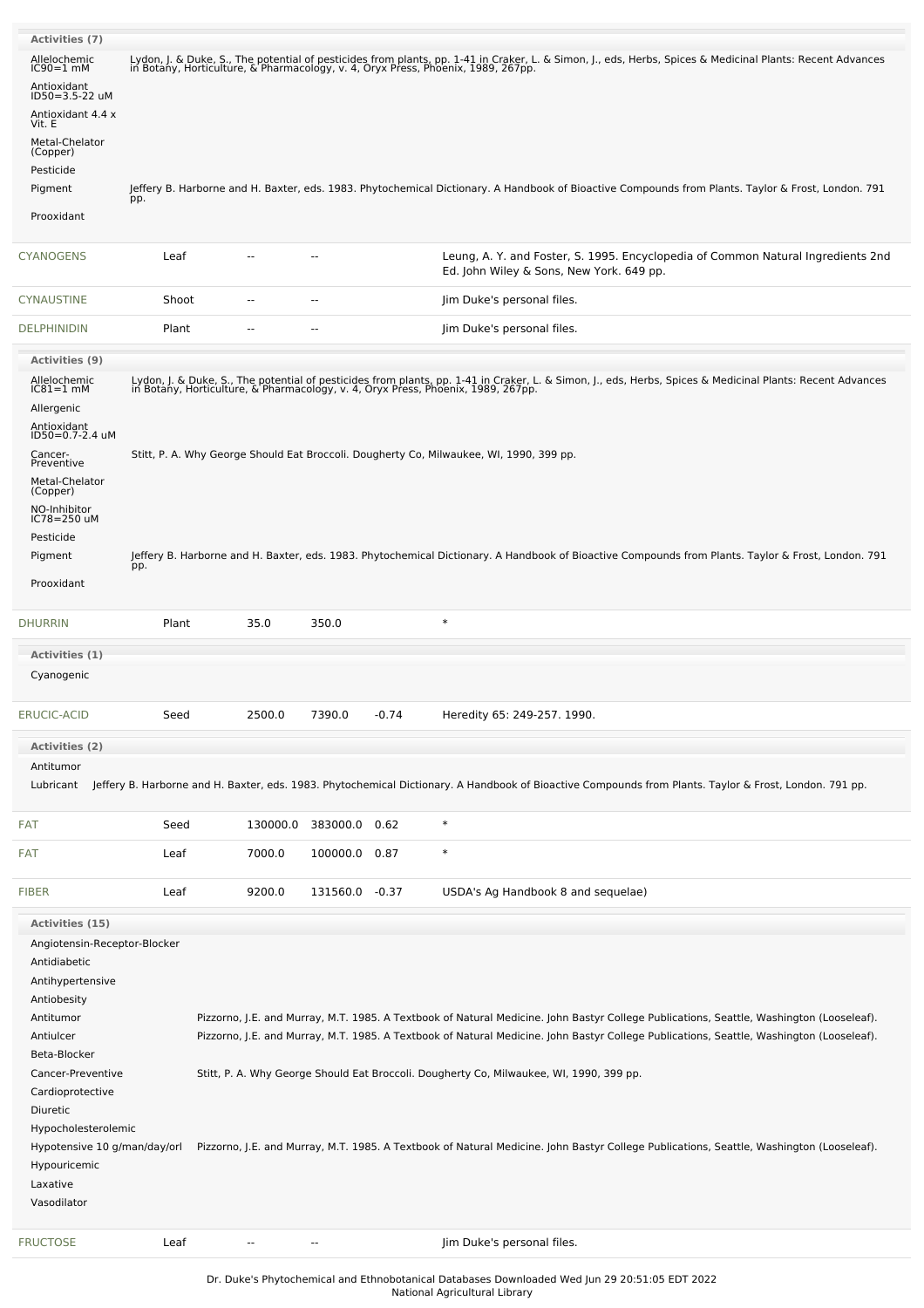| Activities (7) | |
|---|---|
| Allelochemic IC90=1 mM | Lydon, J. & Duke, S., The potential of pesticides from plants, pp. 1-41 in Craker, L. & Simon, J., eds, Herbs, Spices & Medicinal Plants: Recent Advances in Botany, Horticulture, & Pharmacology, v. 4, Oryx Press, Phoenix, 1989, 267pp. |
| Antioxidant ID50=3.5-22 uM | |
| Antioxidant 4.4 x Vit. E | |
| Metal-Chelator (Copper) | |
| Pesticide | |
| Pigment | Jeffery B. Harborne and H. Baxter, eds. 1983. Phytochemical Dictionary. A Handbook of Bioactive Compounds from Plants. Taylor & Frost, London. 791 pp. |
| Prooxidant | |

| Chemical | Part | Low | High | SD | Reference |
|---|---|---|---|---|---|
| CYANOGENS | Leaf | -- | -- | | Leung, A. Y. and Foster, S. 1995. Encyclopedia of Common Natural Ingredients 2nd Ed. John Wiley & Sons, New York. 649 pp. |
| CYNAUSTINE | Shoot | -- | -- | | Jim Duke's personal files. |
| DELPHINIDIN | Plant | -- | -- | | Jim Duke's personal files. |

| Activities (9) | |
|---|---|
| Allelochemic IC81=1 mM | Lydon, J. & Duke, S., The potential of pesticides from plants, pp. 1-41 in Craker, L. & Simon, J., eds, Herbs, Spices & Medicinal Plants: Recent Advances in Botany, Horticulture, & Pharmacology, v. 4, Oryx Press, Phoenix, 1989, 267pp. |
| Allergenic | |
| Antioxidant ID50=0.7-2.4 uM | |
| Cancer-Preventive | Stitt, P. A. Why George Should Eat Broccoli. Dougherty Co, Milwaukee, WI, 1990, 399 pp. |
| Metal-Chelator (Copper) | |
| NO-Inhibitor IC78=250 uM | |
| Pesticide | |
| Pigment | Jeffery B. Harborne and H. Baxter, eds. 1983. Phytochemical Dictionary. A Handbook of Bioactive Compounds from Plants. Taylor & Frost, London. 791 pp. |
| Prooxidant | |

| Chemical | Part | Low | High | SD | Reference |
|---|---|---|---|---|---|
| DHURRIN | Plant | 35.0 | 350.0 | | * |

| Activities (1) | |
|---|---|
| Cyanogenic | |

| Chemical | Part | Low | High | SD | Reference |
|---|---|---|---|---|---|
| ERUCIC-ACID | Seed | 2500.0 | 7390.0 | -0.74 | Heredity 65: 249-257. 1990. |

| Activities (2) | |
|---|---|
| Antitumor | |
| Lubricant | Jeffery B. Harborne and H. Baxter, eds. 1983. Phytochemical Dictionary. A Handbook of Bioactive Compounds from Plants. Taylor & Frost, London. 791 pp. |

| Chemical | Part | Low | High | SD | Reference |
|---|---|---|---|---|---|
| FAT | Seed | 130000.0 | 383000.0 | 0.62 | * |
| FAT | Leaf | 7000.0 | 100000.0 | 0.87 | * |
| FIBER | Leaf | 9200.0 | 131560.0 | -0.37 | USDA's Ag Handbook 8 and sequelae) |

| Activities (15) | |
|---|---|
| Angiotensin-Receptor-Blocker | |
| Antidiabetic | |
| Antihypertensive | |
| Antiobesity | |
| Antitumor | Pizzorno, J.E. and Murray, M.T. 1985. A Textbook of Natural Medicine. John Bastyr College Publications, Seattle, Washington (Looseleaf). |
| Antiulcer | Pizzorno, J.E. and Murray, M.T. 1985. A Textbook of Natural Medicine. John Bastyr College Publications, Seattle, Washington (Looseleaf). |
| Beta-Blocker | |
| Cancer-Preventive | Stitt, P. A. Why George Should Eat Broccoli. Dougherty Co, Milwaukee, WI, 1990, 399 pp. |
| Cardioprotective | |
| Diuretic | |
| Hypocholesterolemic | |
| Hypotensive 10 g/man/day/orl | Pizzorno, J.E. and Murray, M.T. 1985. A Textbook of Natural Medicine. John Bastyr College Publications, Seattle, Washington (Looseleaf). |
| Hypouricemic | |
| Laxative | |
| Vasodilator | |

| Chemical | Part | Low | High | SD | Reference |
|---|---|---|---|---|---|
| FRUCTOSE | Leaf | -- | -- | | Jim Duke's personal files. |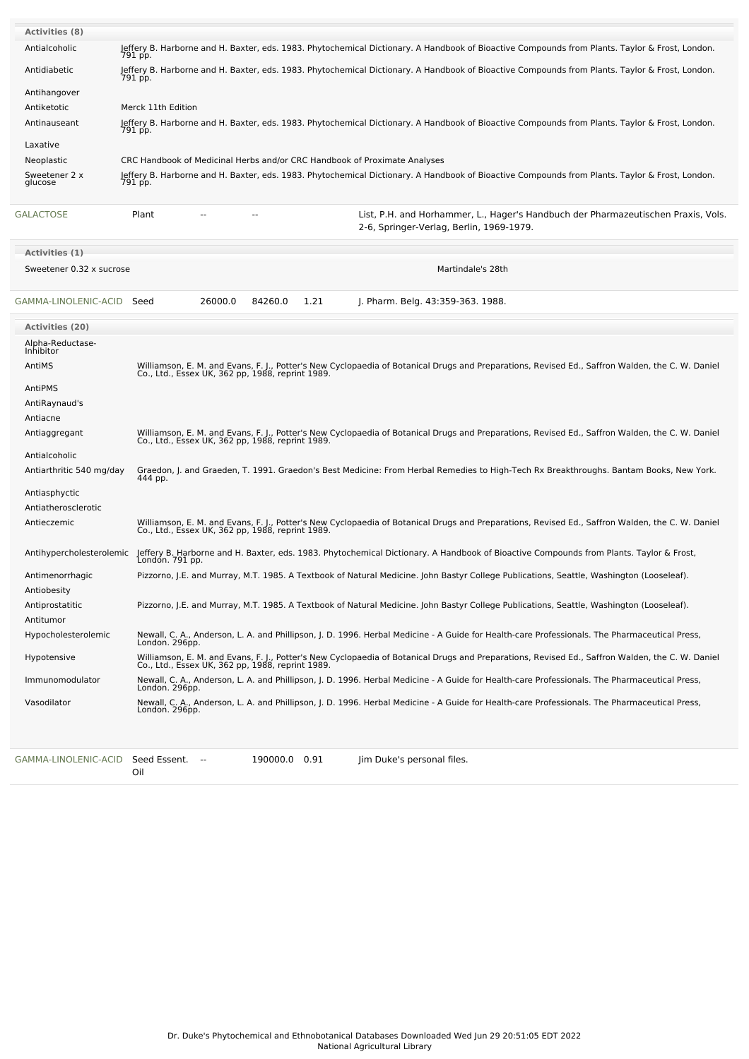**Activities (8)**

| Activity | Reference |
|---|---|
| Antialcoholic | Jeffery B. Harborne and H. Baxter, eds. 1983. Phytochemical Dictionary. A Handbook of Bioactive Compounds from Plants. Taylor & Frost, London. 791 pp. |
| Antidiabetic | Jeffery B. Harborne and H. Baxter, eds. 1983. Phytochemical Dictionary. A Handbook of Bioactive Compounds from Plants. Taylor & Frost, London. 791 pp. |
| Antihangover | |
| Antiketotic | Merck 11th Edition |
| Antinauseant | Jeffery B. Harborne and H. Baxter, eds. 1983. Phytochemical Dictionary. A Handbook of Bioactive Compounds from Plants. Taylor & Frost, London. 791 pp. |
| Laxative | |
| Neoplastic | CRC Handbook of Medicinal Herbs and/or CRC Handbook of Proximate Analyses |
| Sweetener 2 x glucose | Jeffery B. Harborne and H. Baxter, eds. 1983. Phytochemical Dictionary. A Handbook of Bioactive Compounds from Plants. Taylor & Frost, London. 791 pp. |

| Chemical | Part | Low | High | | Reference |
|---|---|---|---|---|---|
| GALACTOSE | Plant | -- | -- | | List, P.H. and Horhammer, L., Hager's Handbuch der Pharmazeutischen Praxis, Vols. 2-6, Springer-Verlag, Berlin, 1969-1979. |

**Activities (1)**

| Activity | Reference |
|---|---|
| Sweetener 0.32 x sucrose | Martindale's 28th |

| Chemical | Part | Low | High | | Reference |
|---|---|---|---|---|---|
| GAMMA-LINOLENIC-ACID | Seed | 26000.0 | 84260.0 | 1.21 | J. Pharm. Belg. 43:359-363. 1988. |

**Activities (20)**

| Activity | Reference |
|---|---|
| Alpha-Reductase-Inhibitor | |
| AntiMS | Williamson, E. M. and Evans, F. J., Potter's New Cyclopaedia of Botanical Drugs and Preparations, Revised Ed., Saffron Walden, the C. W. Daniel Co., Ltd., Essex UK, 362 pp, 1988, reprint 1989. |
| AntiPMS | |
| AntiRaynaud's | |
| Antiacne | |
| Antiaggregant | Williamson, E. M. and Evans, F. J., Potter's New Cyclopaedia of Botanical Drugs and Preparations, Revised Ed., Saffron Walden, the C. W. Daniel Co., Ltd., Essex UK, 362 pp, 1988, reprint 1989. |
| Antialcoholic | |
| Antiarthritic 540 mg/day | Graedon, J. and Graeden, T. 1991. Graedon's Best Medicine: From Herbal Remedies to High-Tech Rx Breakthroughs. Bantam Books, New York. 444 pp. |
| Antiasphyctic | |
| Antiatherosclerotic | |
| Antieczemic | Williamson, E. M. and Evans, F. J., Potter's New Cyclopaedia of Botanical Drugs and Preparations, Revised Ed., Saffron Walden, the C. W. Daniel Co., Ltd., Essex UK, 362 pp, 1988, reprint 1989. |
| Antihypercholesterolemic | Jeffery B. Harborne and H. Baxter, eds. 1983. Phytochemical Dictionary. A Handbook of Bioactive Compounds from Plants. Taylor & Frost, London. 791 pp. |
| Antimenorrhagic | Pizzorno, J.E. and Murray, M.T. 1985. A Textbook of Natural Medicine. John Bastyr College Publications, Seattle, Washington (Looseleaf). |
| Antiobesity | |
| Antiprostatitic | Pizzorno, J.E. and Murray, M.T. 1985. A Textbook of Natural Medicine. John Bastyr College Publications, Seattle, Washington (Looseleaf). |
| Antitumor | |
| Hypocholesterolemic | Newall, C. A., Anderson, L. A. and Phillipson, J. D. 1996. Herbal Medicine - A Guide for Health-care Professionals. The Pharmaceutical Press, London. 296pp. |
| Hypotensive | Williamson, E. M. and Evans, F. J., Potter's New Cyclopaedia of Botanical Drugs and Preparations, Revised Ed., Saffron Walden, the C. W. Daniel Co., Ltd., Essex UK, 362 pp, 1988, reprint 1989. |
| Immunomodulator | Newall, C. A., Anderson, L. A. and Phillipson, J. D. 1996. Herbal Medicine - A Guide for Health-care Professionals. The Pharmaceutical Press, London. 296pp. |
| Vasodilator | Newall, C. A., Anderson, L. A. and Phillipson, J. D. 1996. Herbal Medicine - A Guide for Health-care Professionals. The Pharmaceutical Press, London. 296pp. |

| Chemical | Part | Low | High | | Reference |
|---|---|---|---|---|---|
| GAMMA-LINOLENIC-ACID | Seed Essent. Oil | -- | 190000.0 | 0.91 | Jim Duke's personal files. |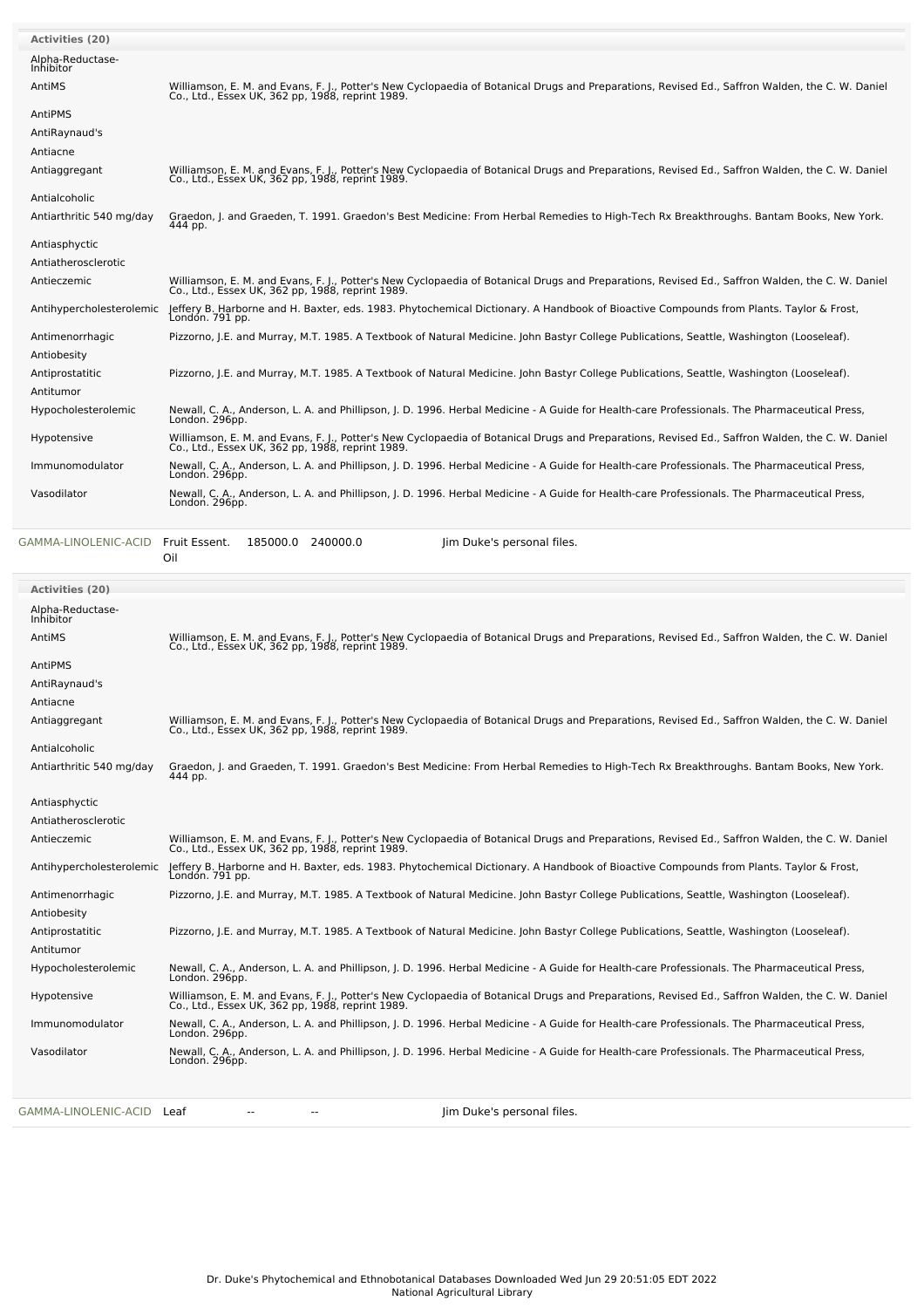| Activities (20) | |
|---|---|
| Alpha-Reductase-Inhibitor | |
| AntiMS | Williamson, E. M. and Evans, F. J., Potter's New Cyclopaedia of Botanical Drugs and Preparations, Revised Ed., Saffron Walden, the C. W. Daniel Co., Ltd., Essex UK, 362 pp, 1988, reprint 1989. |
| AntiPMS | |
| AntiRaynaud's | |
| Antiacne | |
| Antiaggregant | Williamson, E. M. and Evans, F. J., Potter's New Cyclopaedia of Botanical Drugs and Preparations, Revised Ed., Saffron Walden, the C. W. Daniel Co., Ltd., Essex UK, 362 pp, 1988, reprint 1989. |
| Antialcoholic | |
| Antiarthritic 540 mg/day | Graedon, J. and Graeden, T. 1991. Graedon's Best Medicine: From Herbal Remedies to High-Tech Rx Breakthroughs. Bantam Books, New York. 444 pp. |
| Antiasphyctic | |
| Antiatherosclerotic | |
| Antieczemic | Williamson, E. M. and Evans, F. J., Potter's New Cyclopaedia of Botanical Drugs and Preparations, Revised Ed., Saffron Walden, the C. W. Daniel Co., Ltd., Essex UK, 362 pp, 1988, reprint 1989. |
| Antihypercholesterolemic | Jeffery B. Harborne and H. Baxter, eds. 1983. Phytochemical Dictionary. A Handbook of Bioactive Compounds from Plants. Taylor & Frost, London. 791 pp. |
| Antimenorrhagic | Pizzorno, J.E. and Murray, M.T. 1985. A Textbook of Natural Medicine. John Bastyr College Publications, Seattle, Washington (Looseleaf). |
| Antiobesity | |
| Antiprostatitic | Pizzorno, J.E. and Murray, M.T. 1985. A Textbook of Natural Medicine. John Bastyr College Publications, Seattle, Washington (Looseleaf). |
| Antitumor | |
| Hypocholesterolemic | Newall, C. A., Anderson, L. A. and Phillipson, J. D. 1996. Herbal Medicine - A Guide for Health-care Professionals. The Pharmaceutical Press, London. 296pp. |
| Hypotensive | Williamson, E. M. and Evans, F. J., Potter's New Cyclopaedia of Botanical Drugs and Preparations, Revised Ed., Saffron Walden, the C. W. Daniel Co., Ltd., Essex UK, 362 pp, 1988, reprint 1989. |
| Immunomodulator | Newall, C. A., Anderson, L. A. and Phillipson, J. D. 1996. Herbal Medicine - A Guide for Health-care Professionals. The Pharmaceutical Press, London. 296pp. |
| Vasodilator | Newall, C. A., Anderson, L. A. and Phillipson, J. D. 1996. Herbal Medicine - A Guide for Health-care Professionals. The Pharmaceutical Press, London. 296pp. |

| Chemical | Part | Low | High | Reference |
|---|---|---|---|---|
| GAMMA-LINOLENIC-ACID | Fruit Essent. Oil | 185000.0 | 240000.0 | Jim Duke's personal files. |

| Activities (20) | |
|---|---|
| Alpha-Reductase-Inhibitor | |
| AntiMS | Williamson, E. M. and Evans, F. J., Potter's New Cyclopaedia of Botanical Drugs and Preparations, Revised Ed., Saffron Walden, the C. W. Daniel Co., Ltd., Essex UK, 362 pp, 1988, reprint 1989. |
| AntiPMS | |
| AntiRaynaud's | |
| Antiacne | |
| Antiaggregant | Williamson, E. M. and Evans, F. J., Potter's New Cyclopaedia of Botanical Drugs and Preparations, Revised Ed., Saffron Walden, the C. W. Daniel Co., Ltd., Essex UK, 362 pp, 1988, reprint 1989. |
| Antialcoholic | |
| Antiarthritic 540 mg/day | Graedon, J. and Graeden, T. 1991. Graedon's Best Medicine: From Herbal Remedies to High-Tech Rx Breakthroughs. Bantam Books, New York. 444 pp. |
| Antiasphyctic | |
| Antiatherosclerotic | |
| Antieczemic | Williamson, E. M. and Evans, F. J., Potter's New Cyclopaedia of Botanical Drugs and Preparations, Revised Ed., Saffron Walden, the C. W. Daniel Co., Ltd., Essex UK, 362 pp, 1988, reprint 1989. |
| Antihypercholesterolemic | Jeffery B. Harborne and H. Baxter, eds. 1983. Phytochemical Dictionary. A Handbook of Bioactive Compounds from Plants. Taylor & Frost, London. 791 pp. |
| Antimenorrhagic | Pizzorno, J.E. and Murray, M.T. 1985. A Textbook of Natural Medicine. John Bastyr College Publications, Seattle, Washington (Looseleaf). |
| Antiobesity | |
| Antiprostatitic | Pizzorno, J.E. and Murray, M.T. 1985. A Textbook of Natural Medicine. John Bastyr College Publications, Seattle, Washington (Looseleaf). |
| Antitumor | |
| Hypocholesterolemic | Newall, C. A., Anderson, L. A. and Phillipson, J. D. 1996. Herbal Medicine - A Guide for Health-care Professionals. The Pharmaceutical Press, London. 296pp. |
| Hypotensive | Williamson, E. M. and Evans, F. J., Potter's New Cyclopaedia of Botanical Drugs and Preparations, Revised Ed., Saffron Walden, the C. W. Daniel Co., Ltd., Essex UK, 362 pp, 1988, reprint 1989. |
| Immunomodulator | Newall, C. A., Anderson, L. A. and Phillipson, J. D. 1996. Herbal Medicine - A Guide for Health-care Professionals. The Pharmaceutical Press, London. 296pp. |
| Vasodilator | Newall, C. A., Anderson, L. A. and Phillipson, J. D. 1996. Herbal Medicine - A Guide for Health-care Professionals. The Pharmaceutical Press, London. 296pp. |

| Chemical | Part | Low | High | Reference |
|---|---|---|---|---|
| GAMMA-LINOLENIC-ACID | Leaf | -- | -- | Jim Duke's personal files. |

Dr. Duke's Phytochemical and Ethnobotanical Databases Downloaded Wed Jun 29 20:51:05 EDT 2022
National Agricultural Library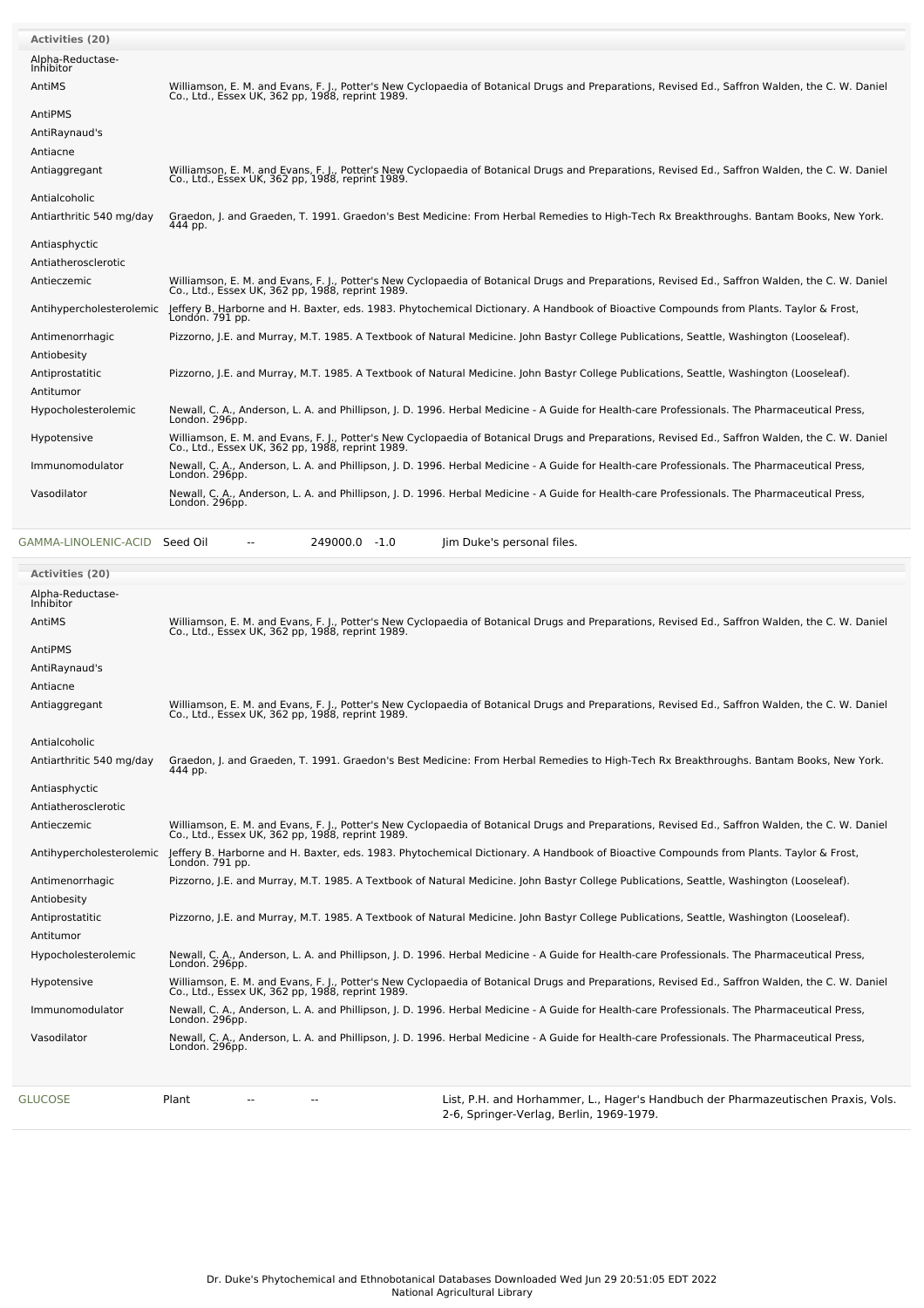**Activities (20)**

| Activity | Reference |
| --- | --- |
| Alpha-Reductase-Inhibitor | |
| AntiMS | Williamson, E. M. and Evans, F. J., Potter's New Cyclopaedia of Botanical Drugs and Preparations, Revised Ed., Saffron Walden, the C. W. Daniel Co., Ltd., Essex UK, 362 pp, 1988, reprint 1989. |
| AntiPMS | |
| AntiRaynaud's | |
| Antiacne | |
| Antiaggregant | Williamson, E. M. and Evans, F. J., Potter's New Cyclopaedia of Botanical Drugs and Preparations, Revised Ed., Saffron Walden, the C. W. Daniel Co., Ltd., Essex UK, 362 pp, 1988, reprint 1989. |
| Antialcoholic | |
| Antiarthritic 540 mg/day | Graedon, J. and Graeden, T. 1991. Graedon's Best Medicine: From Herbal Remedies to High-Tech Rx Breakthroughs. Bantam Books, New York. 444 pp. |
| Antiasphyctic | |
| Antiatherosclerotic | |
| Antieczemic | Williamson, E. M. and Evans, F. J., Potter's New Cyclopaedia of Botanical Drugs and Preparations, Revised Ed., Saffron Walden, the C. W. Daniel Co., Ltd., Essex UK, 362 pp, 1988, reprint 1989. |
| Antihypercholesterolemic | Jeffery B. Harborne and H. Baxter, eds. 1983. Phytochemical Dictionary. A Handbook of Bioactive Compounds from Plants. Taylor & Frost, London. 791 pp. |
| Antimenorrhagic | Pizzorno, J.E. and Murray, M.T. 1985. A Textbook of Natural Medicine. John Bastyr College Publications, Seattle, Washington (Looseleaf). |
| Antiobesity | |
| Antiprostatitic | Pizzorno, J.E. and Murray, M.T. 1985. A Textbook of Natural Medicine. John Bastyr College Publications, Seattle, Washington (Looseleaf). |
| Antitumor | |
| Hypocholesterolemic | Newall, C. A., Anderson, L. A. and Phillipson, J. D. 1996. Herbal Medicine - A Guide for Health-care Professionals. The Pharmaceutical Press, London. 296pp. |
| Hypotensive | Williamson, E. M. and Evans, F. J., Potter's New Cyclopaedia of Botanical Drugs and Preparations, Revised Ed., Saffron Walden, the C. W. Daniel Co., Ltd., Essex UK, 362 pp, 1988, reprint 1989. |
| Immunomodulator | Newall, C. A., Anderson, L. A. and Phillipson, J. D. 1996. Herbal Medicine - A Guide for Health-care Professionals. The Pharmaceutical Press, London. 296pp. |
| Vasodilator | Newall, C. A., Anderson, L. A. and Phillipson, J. D. 1996. Herbal Medicine - A Guide for Health-care Professionals. The Pharmaceutical Press, London. 296pp. |

| Chemical | Part | Low | High | SD | Reference |
| --- | --- | --- | --- | --- | --- |
| GAMMA-LINOLENIC-ACID | Seed Oil | -- | 249000.0 | -1.0 | Jim Duke's personal files. |

**Activities (20)**

| Activity | Reference |
| --- | --- |
| Alpha-Reductase-Inhibitor | |
| AntiMS | Williamson, E. M. and Evans, F. J., Potter's New Cyclopaedia of Botanical Drugs and Preparations, Revised Ed., Saffron Walden, the C. W. Daniel Co., Ltd., Essex UK, 362 pp, 1988, reprint 1989. |
| AntiPMS | |
| AntiRaynaud's | |
| Antiacne | |
| Antiaggregant | Williamson, E. M. and Evans, F. J., Potter's New Cyclopaedia of Botanical Drugs and Preparations, Revised Ed., Saffron Walden, the C. W. Daniel Co., Ltd., Essex UK, 362 pp, 1988, reprint 1989. |
| Antialcoholic | |
| Antiarthritic 540 mg/day | Graedon, J. and Graeden, T. 1991. Graedon's Best Medicine: From Herbal Remedies to High-Tech Rx Breakthroughs. Bantam Books, New York. 444 pp. |
| Antiasphyctic | |
| Antiatherosclerotic | |
| Antieczemic | Williamson, E. M. and Evans, F. J., Potter's New Cyclopaedia of Botanical Drugs and Preparations, Revised Ed., Saffron Walden, the C. W. Daniel Co., Ltd., Essex UK, 362 pp, 1988, reprint 1989. |
| Antihypercholesterolemic | Jeffery B. Harborne and H. Baxter, eds. 1983. Phytochemical Dictionary. A Handbook of Bioactive Compounds from Plants. Taylor & Frost, London. 791 pp. |
| Antimenorrhagic | Pizzorno, J.E. and Murray, M.T. 1985. A Textbook of Natural Medicine. John Bastyr College Publications, Seattle, Washington (Looseleaf). |
| Antiobesity | |
| Antiprostatitic | Pizzorno, J.E. and Murray, M.T. 1985. A Textbook of Natural Medicine. John Bastyr College Publications, Seattle, Washington (Looseleaf). |
| Antitumor | |
| Hypocholesterolemic | Newall, C. A., Anderson, L. A. and Phillipson, J. D. 1996. Herbal Medicine - A Guide for Health-care Professionals. The Pharmaceutical Press, London. 296pp. |
| Hypotensive | Williamson, E. M. and Evans, F. J., Potter's New Cyclopaedia of Botanical Drugs and Preparations, Revised Ed., Saffron Walden, the C. W. Daniel Co., Ltd., Essex UK, 362 pp, 1988, reprint 1989. |
| Immunomodulator | Newall, C. A., Anderson, L. A. and Phillipson, J. D. 1996. Herbal Medicine - A Guide for Health-care Professionals. The Pharmaceutical Press, London. 296pp. |
| Vasodilator | Newall, C. A., Anderson, L. A. and Phillipson, J. D. 1996. Herbal Medicine - A Guide for Health-care Professionals. The Pharmaceutical Press, London. 296pp. |

| Chemical | Part | Low | High | SD | Reference |
| --- | --- | --- | --- | --- | --- |
| GLUCOSE | Plant | -- | -- | | List, P.H. and Horhammer, L., Hager's Handbuch der Pharmazeutischen Praxis, Vols. 2-6, Springer-Verlag, Berlin, 1969-1979. |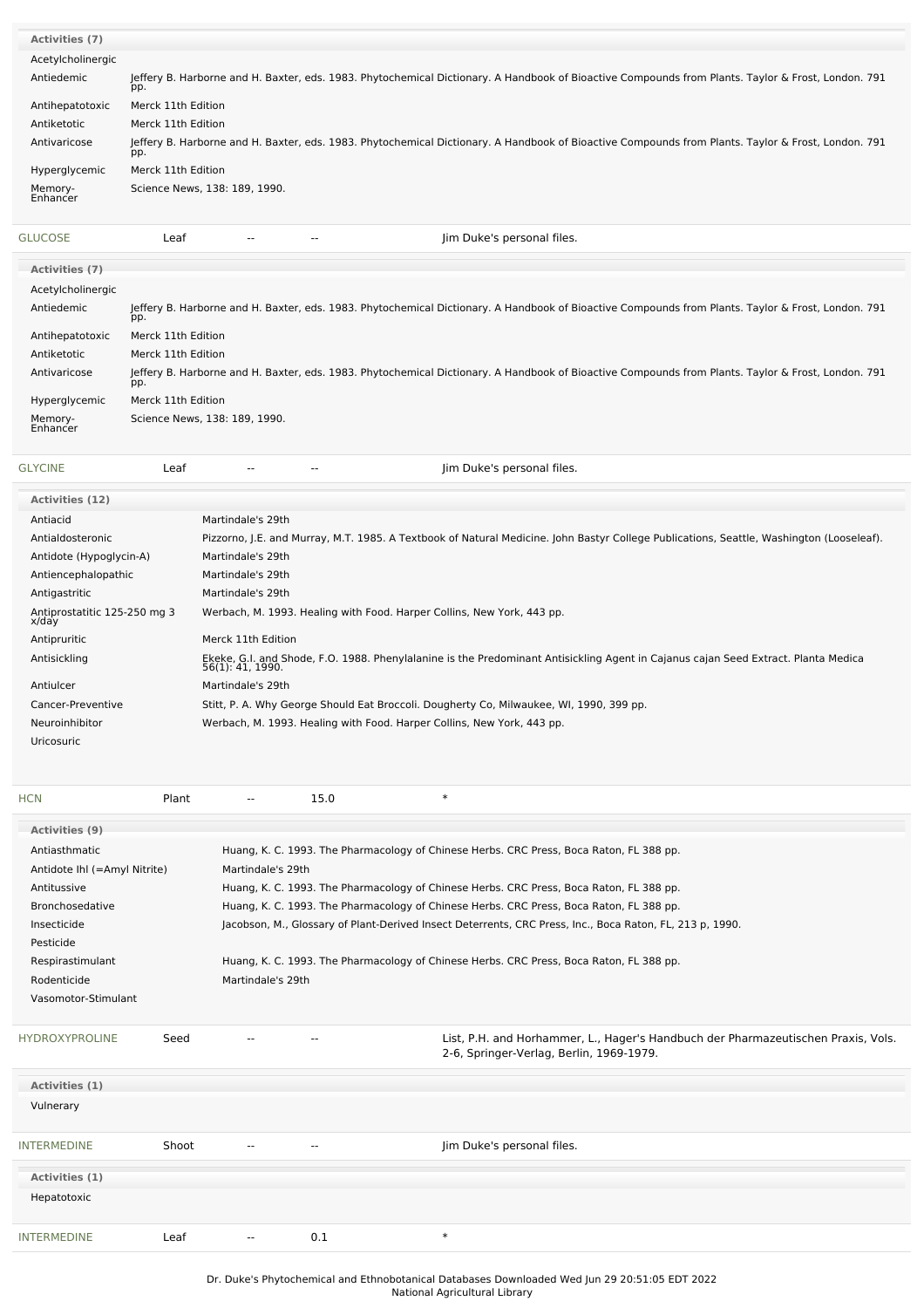**Activities (7)**

| | |
|---|---|
| Acetylcholinergic | |
| Antiedemic | Jeffery B. Harborne and H. Baxter, eds. 1983. Phytochemical Dictionary. A Handbook of Bioactive Compounds from Plants. Taylor & Frost, London. 791 pp. |
| Antihepatotoxic | Merck 11th Edition |
| Antiketotic | Merck 11th Edition |
| Antivaricose | Jeffery B. Harborne and H. Baxter, eds. 1983. Phytochemical Dictionary. A Handbook of Bioactive Compounds from Plants. Taylor & Frost, London. 791 pp. |
| Hyperglycemic | Merck 11th Edition |
| Memory-Enhancer | Science News, 138: 189, 1990. |

| | | | | |
|---|---|---|---|---|
| GLUCOSE | Leaf | -- | -- | Jim Duke's personal files. |

**Activities (7)**

| | |
|---|---|
| Acetylcholinergic | |
| Antiedemic | Jeffery B. Harborne and H. Baxter, eds. 1983. Phytochemical Dictionary. A Handbook of Bioactive Compounds from Plants. Taylor & Frost, London. 791 pp. |
| Antihepatotoxic | Merck 11th Edition |
| Antiketotic | Merck 11th Edition |
| Antivaricose | Jeffery B. Harborne and H. Baxter, eds. 1983. Phytochemical Dictionary. A Handbook of Bioactive Compounds from Plants. Taylor & Frost, London. 791 pp. |
| Hyperglycemic | Merck 11th Edition |
| Memory-Enhancer | Science News, 138: 189, 1990. |

| | | | | |
|---|---|---|---|---|
| GLYCINE | Leaf | -- | -- | Jim Duke's personal files. |

**Activities (12)**

| | |
|---|---|
| Antiacid | Martindale's 29th |
| Antialdosteronic | Pizzorno, J.E. and Murray, M.T. 1985. A Textbook of Natural Medicine. John Bastyr College Publications, Seattle, Washington (Looseleaf). |
| Antidote (Hypoglycin-A) | Martindale's 29th |
| Antiencephalopathic | Martindale's 29th |
| Antigastritic | Martindale's 29th |
| Antiprostatitic 125-250 mg 3 x/day | Werbach, M. 1993. Healing with Food. Harper Collins, New York, 443 pp. |
| Antipruritic | Merck 11th Edition |
| Antisickling | Ekeke, G.I. and Shode, F.O. 1988. Phenylalanine is the Predominant Antisickling Agent in Cajanus cajan Seed Extract. Planta Medica 56(1): 41, 1990. |
| Antiulcer | Martindale's 29th |
| Cancer-Preventive | Stitt, P. A. Why George Should Eat Broccoli. Dougherty Co, Milwaukee, WI, 1990, 399 pp. |
| Neuroinhibitor | Werbach, M. 1993. Healing with Food. Harper Collins, New York, 443 pp. |
| Uricosuric | |

| | | | | |
|---|---|---|---|---|
| HCN | Plant | -- | 15.0 | * |

**Activities (9)**

| | |
|---|---|
| Antiasthmatic | Huang, K. C. 1993. The Pharmacology of Chinese Herbs. CRC Press, Boca Raton, FL 388 pp. |
| Antidote Ihl (=Amyl Nitrite) | Martindale's 29th |
| Antitussive | Huang, K. C. 1993. The Pharmacology of Chinese Herbs. CRC Press, Boca Raton, FL 388 pp. |
| Bronchosedative | Huang, K. C. 1993. The Pharmacology of Chinese Herbs. CRC Press, Boca Raton, FL 388 pp. |
| Insecticide | Jacobson, M., Glossary of Plant-Derived Insect Deterrents, CRC Press, Inc., Boca Raton, FL, 213 p, 1990. |
| Pesticide | |
| Respirastimulant | Huang, K. C. 1993. The Pharmacology of Chinese Herbs. CRC Press, Boca Raton, FL 388 pp. |
| Rodenticide | Martindale's 29th |
| Vasomotor-Stimulant | |

| | | | | |
|---|---|---|---|---|
| HYDROXYPROLINE | Seed | -- | -- | List, P.H. and Horhammer, L., Hager's Handbuch der Pharmazeutischen Praxis, Vols. 2-6, Springer-Verlag, Berlin, 1969-1979. |

**Activities (1)**

Vulnerary

| | | | | |
|---|---|---|---|---|
| INTERMEDINE | Shoot | -- | -- | Jim Duke's personal files. |

**Activities (1)**

Hepatotoxic

| | | | | |
|---|---|---|---|---|
| INTERMEDINE | Leaf | -- | 0.1 | * |

Dr. Duke's Phytochemical and Ethnobotanical Databases Downloaded Wed Jun 29 20:51:05 EDT 2022
National Agricultural Library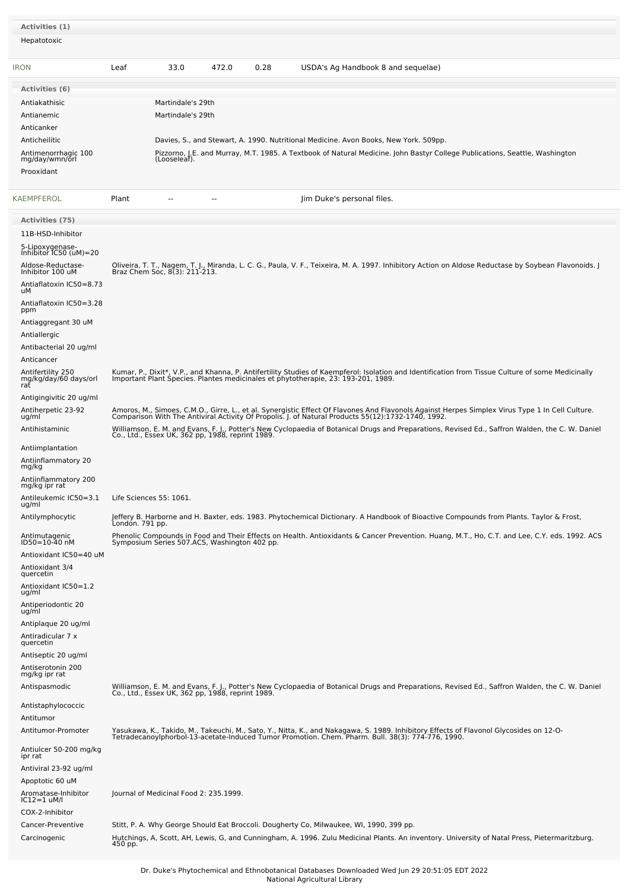**Activities (1)**

Hepatotoxic

| IRON | Leaf | 33.0 | 472.0 | 0.28 | USDA's Ag Handbook 8 and sequelae) |
|---|---|---|---|---|---|

**Activities (6)**

| Activity | Reference |
|---|---|
| Antiakathisic | Martindale's 29th |
| Antianemic | Martindale's 29th |
| Anticanker | |
| Anticheilitic | Davies, S., and Stewart, A. 1990. Nutritional Medicine. Avon Books, New York. 509pp. |
| Antimenorrhagic 100 mg/day/wmn/orl | Pizzorno, J.E. and Murray, M.T. 1985. A Textbook of Natural Medicine. John Bastyr College Publications, Seattle, Washington (Looseleaf). |
| Prooxidant | |

| KAEMPFEROL | Plant | -- | -- | Jim Duke's personal files. |
|---|---|---|---|---|

**Activities (75)**

| Activity | Reference |
|---|---|
| 11B-HSD-Inhibitor | |
| 5-Lipoxygenase-Inhibitor IC50 (uM)=20 | |
| Aldose-Reductase-Inhibitor 100 uM | Oliveira, T. T., Nagem, T. J., Miranda, L. C. G., Paula, V. F., Teixeira, M. A. 1997. Inhibitory Action on Aldose Reductase by Soybean Flavonoids. J Braz Chem Soc, 8(3): 211-213. |
| Antiaflatoxin IC50=8.73 uM | |
| Antiaflatoxin IC50=3.28 ppm | |
| Antiaggregant 30 uM | |
| Antiallergic | |
| Antibacterial 20 ug/ml | |
| Anticancer | |
| Antifertility 250 mg/kg/day/60 days/orl rat | Kumar, P., Dixit*, V.P., and Khanna, P. Antifertility Studies of Kaempferol: Isolation and Identification from Tissue Culture of some Medicinally Important Plant Species. Plantes medicinales et phytotherapie, 23: 193-201, 1989. |
| Antigingivitic 20 ug/ml | |
| Antiherpetic 23-92 ug/ml | Amoros, M., Simoes, C.M.O., Girre, L., et al. Synergistic Effect Of Flavones And Flavonols Against Herpes Simplex Virus Type 1 In Cell Culture. Comparison With The Antiviral Activity Of Propolis. J. of Natural Products 55(12):1732-1740, 1992. |
| Antihistaminic | Williamson, E. M. and Evans, F. J., Potter's New Cyclopaedia of Botanical Drugs and Preparations, Revised Ed., Saffron Walden, the C. W. Daniel Co., Ltd., Essex UK, 362 pp, 1988, reprint 1989. |
| Antiimplantation | |
| Antiinflammatory 20 mg/kg | |
| Antiinflammatory 200 mg/kg ipr rat | |
| Antileukemic IC50=3.1 ug/ml | Life Sciences 55: 1061. |
| Antilymphocytic | Jeffery B. Harborne and H. Baxter, eds. 1983. Phytochemical Dictionary. A Handbook of Bioactive Compounds from Plants. Taylor & Frost, London. 791 pp. |
| Antimutagenic ID50=10-40 nM | Phenolic Compounds in Food and Their Effects on Health. Antioxidants & Cancer Prevention. Huang, M.T., Ho, C.T. and Lee, C.Y. eds. 1992. ACS Symposium Series 507.ACS, Washington 402 pp. |
| Antioxidant IC50=40 uM | |
| Antioxidant 3/4 quercetin | |
| Antioxidant IC50=1.2 ug/ml | |
| Antiperiodontic 20 ug/ml | |
| Antiplaque 20 ug/ml | |
| Antiradicular 7 x quercetin | |
| Antiseptic 20 ug/ml | |
| Antiserotonin 200 mg/kg ipr rat | |
| Antispasmodic | Williamson, E. M. and Evans, F. J., Potter's New Cyclopaedia of Botanical Drugs and Preparations, Revised Ed., Saffron Walden, the C. W. Daniel Co., Ltd., Essex UK, 362 pp, 1988, reprint 1989. |
| Antistaphylococcic | |
| Antitumor | |
| Antitumor-Promoter | Yasukawa, K., Takido, M., Takeuchi, M., Sato, Y., Nitta, K., and Nakagawa, S. 1989. Inhibitory Effects of Flavonol Glycosides on 12-O-Tetradecanoylphorbol-13-acetate-Induced Tumor Promotion. Chem. Pharm. Bull. 38(3): 774-776, 1990. |
| Antiulcer 50-200 mg/kg ipr rat | |
| Antiviral 23-92 ug/ml | |
| Apoptotic 60 uM | |
| Aromatase-Inhibitor IC12=1 uM/l | Journal of Medicinal Food 2: 235.1999. |
| COX-2-Inhibitor | |
| Cancer-Preventive | Stitt, P. A. Why George Should Eat Broccoli. Dougherty Co, Milwaukee, WI, 1990, 399 pp. |
| Carcinogenic | Hutchings, A, Scott, AH, Lewis, G, and Cunningham, A. 1996. Zulu Medicinal Plants. An inventory. University of Natal Press, Pietermaritzburg. 450 pp. |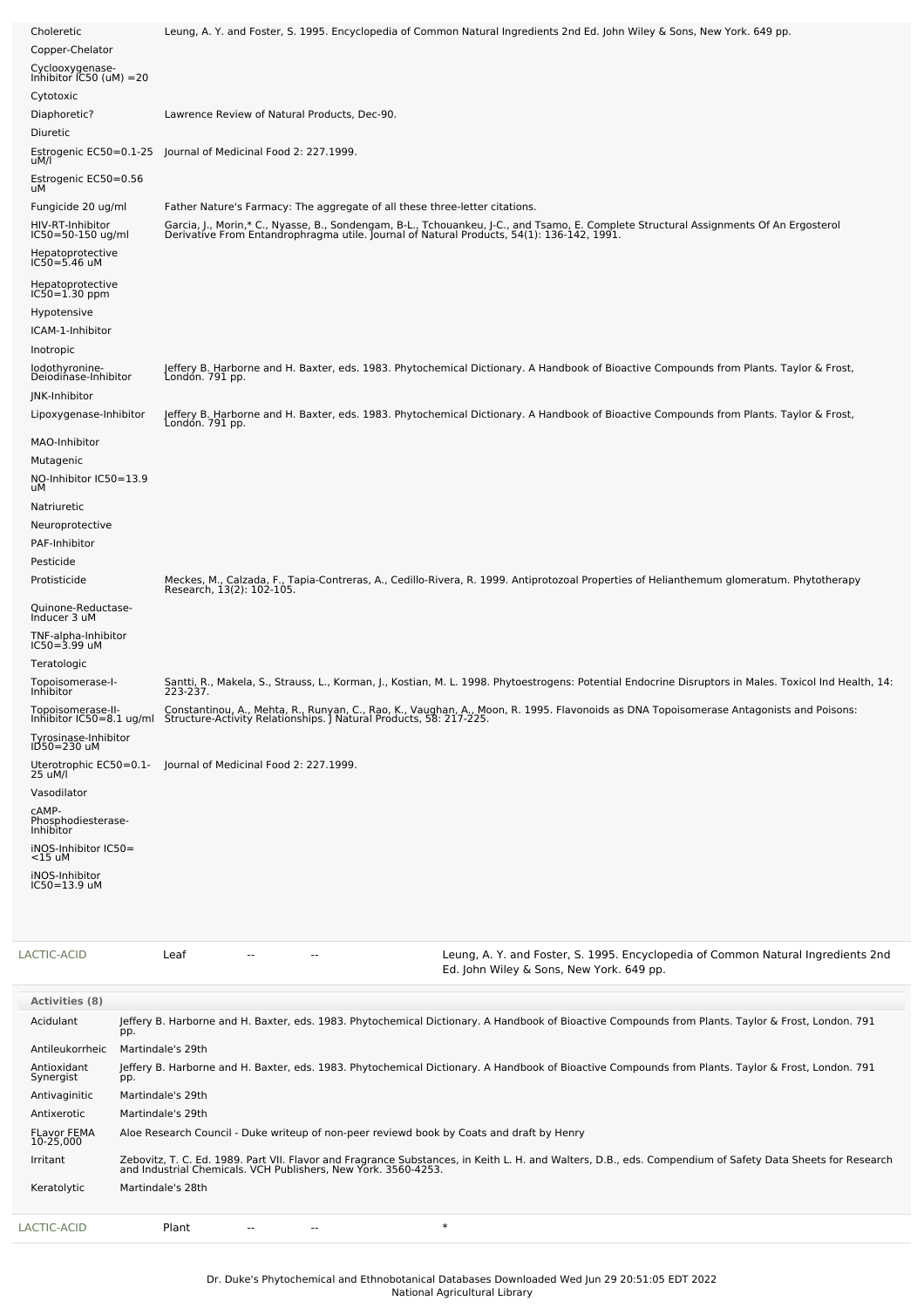| Activity | Reference |
|---|---|
| Choleretic | Leung, A. Y. and Foster, S. 1995. Encyclopedia of Common Natural Ingredients 2nd Ed. John Wiley & Sons, New York. 649 pp. |
| Copper-Chelator | |
| Cyclooxygenase-Inhibitor IC50 (uM) =20 | |
| Cytotoxic | |
| Diaphoretic? | Lawrence Review of Natural Products, Dec-90. |
| Diuretic | |
| Estrogenic EC50=0.1-25 uM/l | Journal of Medicinal Food 2: 227.1999. |
| Estrogenic EC50=0.56 uM | |
| Fungicide 20 ug/ml | Father Nature's Farmacy: The aggregate of all these three-letter citations. |
| HIV-RT-Inhibitor IC50=50-150 ug/ml | Garcia, J., Morin,* C., Nyasse, B., Sondengam, B-L., Tchouankeu, J-C., and Tsamo, E. Complete Structural Assignments Of An Ergosterol Derivative From Entandrophragma utile. Journal of Natural Products, 54(1): 136-142, 1991. |
| Hepatoprotective IC50=5.46 uM | |
| Hepatoprotective IC50=1.30 ppm | |
| Hypotensive | |
| ICAM-1-Inhibitor | |
| Inotropic | |
| Iodothyronine-Deiodinase-Inhibitor | Jeffery B. Harborne and H. Baxter, eds. 1983. Phytochemical Dictionary. A Handbook of Bioactive Compounds from Plants. Taylor & Frost, London. 791 pp. |
| JNK-Inhibitor | |
| Lipoxygenase-Inhibitor | Jeffery B. Harborne and H. Baxter, eds. 1983. Phytochemical Dictionary. A Handbook of Bioactive Compounds from Plants. Taylor & Frost, London. 791 pp. |
| MAO-Inhibitor | |
| Mutagenic | |
| NO-Inhibitor IC50=13.9 uM | |
| Natriuretic | |
| Neuroprotective | |
| PAF-Inhibitor | |
| Pesticide | |
| Protisticide | Meckes, M., Calzada, F., Tapia-Contreras, A., Cedillo-Rivera, R. 1999. Antiprotozoal Properties of Helianthemum glomeratum. Phytotherapy Research, 13(2): 102-105. |
| Quinone-Reductase-Inducer 3 uM | |
| TNF-alpha-Inhibitor IC50=3.99 uM | |
| Teratologic | |
| Topoisomerase-I-Inhibitor | Santti, R., Makela, S., Strauss, L., Korman, J., Kostian, M. L. 1998. Phytoestrogens: Potential Endocrine Disruptors in Males. Toxicol Ind Health, 14: 223-237. |
| Topoisomerase-II-Inhibitor IC50=8.1 ug/ml | Constantinou, A., Mehta, R., Runyan, C., Rao, K., Vaughan, A., Moon, R. 1995. Flavonoids as DNA Topoisomerase Antagonists and Poisons: Structure-Activity Relationships. J Natural Products, 58: 217-225. |
| Tyrosinase-Inhibitor ID50=230 uM | |
| Uterotrophic EC50=0.1-25 uM/l | Journal of Medicinal Food 2: 227.1999. |
| Vasodilator | |
| cAMP-Phosphodiesterase-Inhibitor | |
| iNOS-Inhibitor IC50= <15 uM | |
| iNOS-Inhibitor IC50=13.9 uM | |

| Chemical | Part | Low | High | Reference |
|---|---|---|---|---|
| LACTIC-ACID | Leaf | -- | -- | Leung, A. Y. and Foster, S. 1995. Encyclopedia of Common Natural Ingredients 2nd Ed. John Wiley & Sons, New York. 649 pp. |

**Activities (8)**

| Activity | Reference |
|---|---|
| Acidulant | Jeffery B. Harborne and H. Baxter, eds. 1983. Phytochemical Dictionary. A Handbook of Bioactive Compounds from Plants. Taylor & Frost, London. 791 pp. |
| Antileukorrheic | Martindale's 29th |
| Antioxidant Synergist | Jeffery B. Harborne and H. Baxter, eds. 1983. Phytochemical Dictionary. A Handbook of Bioactive Compounds from Plants. Taylor & Frost, London. 791 pp. |
| Antivaginitic | Martindale's 29th |
| Antixerotic | Martindale's 29th |
| FLavor FEMA 10-25,000 | Aloe Research Council - Duke writeup of non-peer reviewd book by Coats and draft by Henry |
| Irritant | Zebovitz, T. C. Ed. 1989. Part VII. Flavor and Fragrance Substances, in Keith L. H. and Walters, D.B., eds. Compendium of Safety Data Sheets for Research and Industrial Chemicals. VCH Publishers, New York. 3560-4253. |
| Keratolytic | Martindale's 28th |

| Chemical | Part | Low | High | Reference |
|---|---|---|---|---|
| LACTIC-ACID | Plant | -- | -- | * |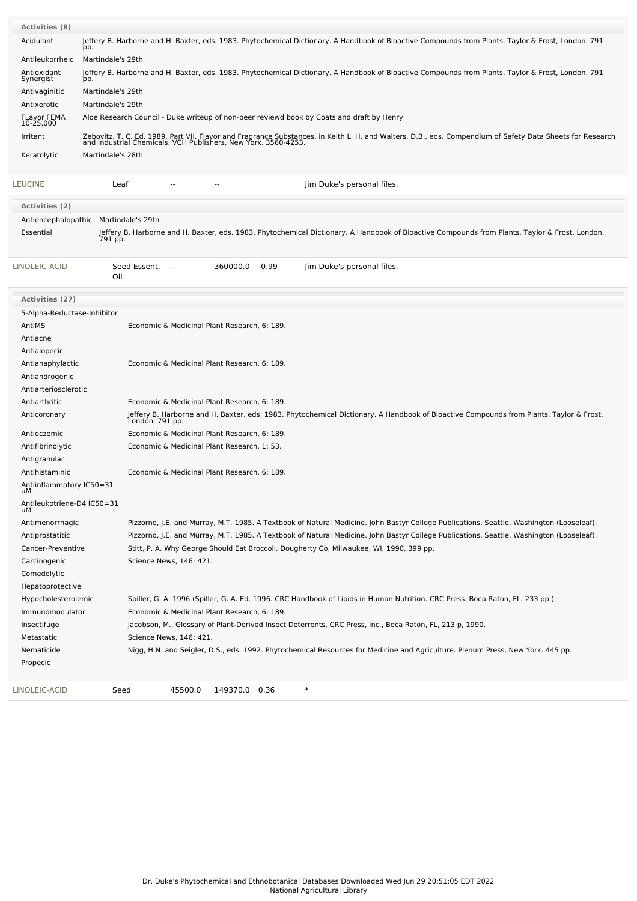**Activities (8)**

| | |
|---|---|
| Acidulant | Jeffery B. Harborne and H. Baxter, eds. 1983. Phytochemical Dictionary. A Handbook of Bioactive Compounds from Plants. Taylor & Frost, London. 791 pp. |
| Antileukorrheic | Martindale's 29th |
| Antioxidant Synergist | Jeffery B. Harborne and H. Baxter, eds. 1983. Phytochemical Dictionary. A Handbook of Bioactive Compounds from Plants. Taylor & Frost, London. 791 pp. |
| Antivaginitic | Martindale's 29th |
| Antixerotic | Martindale's 29th |
| FLavor FEMA 10-25,000 | Aloe Research Council - Duke writeup of non-peer reviewd book by Coats and draft by Henry |
| Irritant | Zebovitz, T. C. Ed. 1989. Part VII. Flavor and Fragrance Substances, in Keith L. H. and Walters, D.B., eds. Compendium of Safety Data Sheets for Research and Industrial Chemicals. VCH Publishers, New York. 3560-4253. |
| Keratolytic | Martindale's 28th |

| LEUCINE | Leaf | -- | -- | | Jim Duke's personal files. |
|---|---|---|---|---|---|

**Activities (2)**

| | |
|---|---|
| Antiencephalopathic | Martindale's 29th |
| Essential | Jeffery B. Harborne and H. Baxter, eds. 1983. Phytochemical Dictionary. A Handbook of Bioactive Compounds from Plants. Taylor & Frost, London. 791 pp. |

| LINOLEIC-ACID | Seed Essent. Oil | -- | 360000.0 | -0.99 | Jim Duke's personal files. |
|---|---|---|---|---|---|

**Activities (27)**

| | |
|---|---|
| 5-Alpha-Reductase-Inhibitor | |
| AntiMS | Economic & Medicinal Plant Research, 6: 189. |
| Antiacne | |
| Antialopecic | |
| Antianaphylactic | Economic & Medicinal Plant Research, 6: 189. |
| Antiandrogenic | |
| Antiarteriosclerotic | |
| Antiarthritic | Economic & Medicinal Plant Research, 6: 189. |
| Anticoronary | Jeffery B. Harborne and H. Baxter, eds. 1983. Phytochemical Dictionary. A Handbook of Bioactive Compounds from Plants. Taylor & Frost, London. 791 pp. |
| Antieczemic | Economic & Medicinal Plant Research, 6: 189. |
| Antifibrinolytic | Economic & Medicinal Plant Research, 1: 53. |
| Antigranular | |
| Antihistaminic | Economic & Medicinal Plant Research, 6: 189. |
| Antiinflammatory IC50=31 uM | |
| Antileukotriene-D4 IC50=31 uM | |
| Antimenorrhagic | Pizzorno, J.E. and Murray, M.T. 1985. A Textbook of Natural Medicine. John Bastyr College Publications, Seattle, Washington (Looseleaf). |
| Antiprostatitic | Pizzorno, J.E. and Murray, M.T. 1985. A Textbook of Natural Medicine. John Bastyr College Publications, Seattle, Washington (Looseleaf). |
| Cancer-Preventive | Stitt, P. A. Why George Should Eat Broccoli. Dougherty Co, Milwaukee, WI, 1990, 399 pp. |
| Carcinogenic | Science News, 146: 421. |
| Comedolytic | |
| Hepatoprotective | |
| Hypocholesterolemic | Spiller, G. A. 1996 (Spiller, G. A. Ed. 1996. CRC Handbook of Lipids in Human Nutrition. CRC Press. Boca Raton, FL. 233 pp.) |
| Immunomodulator | Economic & Medicinal Plant Research, 6: 189. |
| Insectifuge | Jacobson, M., Glossary of Plant-Derived Insect Deterrents, CRC Press, Inc., Boca Raton, FL, 213 p, 1990. |
| Metastatic | Science News, 146: 421. |
| Nematicide | Nigg, H.N. and Seigler, D.S., eds. 1992. Phytochemical Resources for Medicine and Agriculture. Plenum Press, New York. 445 pp. |
| Propecic | |

| LINOLEIC-ACID | Seed | 45500.0 | 149370.0 | 0.36 | * |
|---|---|---|---|---|---|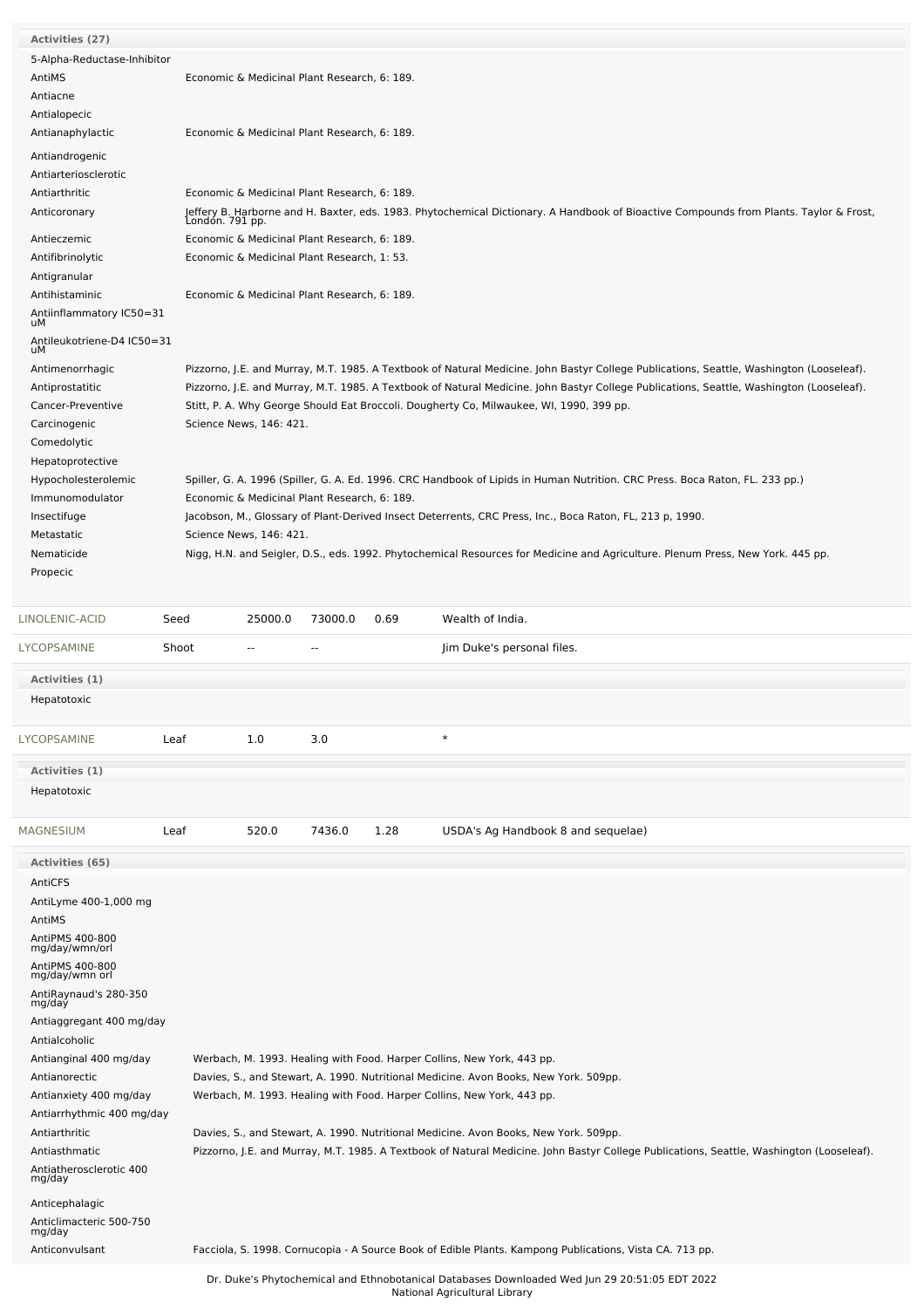**Activities (27)**

| Activity | Reference |
|---|---|
| 5-Alpha-Reductase-Inhibitor | |
| AntiMS | Economic & Medicinal Plant Research, 6: 189. |
| Antiacne | |
| Antialopecic | |
| Antianaphylactic | Economic & Medicinal Plant Research, 6: 189. |
| Antiandrogenic | |
| Antiarteriosclerotic | |
| Antiarthritic | Economic & Medicinal Plant Research, 6: 189. |
| Anticoronary | Jeffery B. Harborne and H. Baxter, eds. 1983. Phytochemical Dictionary. A Handbook of Bioactive Compounds from Plants. Taylor & Frost, London. 791 pp. |
| Antieczemic | Economic & Medicinal Plant Research, 6: 189. |
| Antifibrinolytic | Economic & Medicinal Plant Research, 1: 53. |
| Antigranular | |
| Antihistaminic | Economic & Medicinal Plant Research, 6: 189. |
| Antiinflammatory IC50=31 uM | |
| Antileukotriene-D4 IC50=31 uM | |
| Antimenorrhagic | Pizzorno, J.E. and Murray, M.T. 1985. A Textbook of Natural Medicine. John Bastyr College Publications, Seattle, Washington (Looseleaf). |
| Antiprostatitic | Pizzorno, J.E. and Murray, M.T. 1985. A Textbook of Natural Medicine. John Bastyr College Publications, Seattle, Washington (Looseleaf). |
| Cancer-Preventive | Stitt, P. A. Why George Should Eat Broccoli. Dougherty Co, Milwaukee, WI, 1990, 399 pp. |
| Carcinogenic | Science News, 146: 421. |
| Comedolytic | |
| Hepatoprotective | |
| Hypocholesterolemic | Spiller, G. A. 1996 (Spiller, G. A. Ed. 1996. CRC Handbook of Lipids in Human Nutrition. CRC Press. Boca Raton, FL. 233 pp.) |
| Immunomodulator | Economic & Medicinal Plant Research, 6: 189. |
| Insectifuge | Jacobson, M., Glossary of Plant-Derived Insect Deterrents, CRC Press, Inc., Boca Raton, FL, 213 p, 1990. |
| Metastatic | Science News, 146: 421. |
| Nematicide | Nigg, H.N. and Seigler, D.S., eds. 1992. Phytochemical Resources for Medicine and Agriculture. Plenum Press, New York. 445 pp. |
| Propecic | |

| Chemical | Part | Low | High | SD | Reference |
|---|---|---|---|---|---|
| LINOLENIC-ACID | Seed | 25000.0 | 73000.0 | 0.69 | Wealth of India. |
| LYCOPSAMINE | Shoot | -- | -- | | Jim Duke's personal files. |

**Activities (1)**

Hepatotoxic

| Chemical | Part | Low | High | SD | Reference |
|---|---|---|---|---|---|
| LYCOPSAMINE | Leaf | 1.0 | 3.0 | | * |

**Activities (1)**

Hepatotoxic

| Chemical | Part | Low | High | SD | Reference |
|---|---|---|---|---|---|
| MAGNESIUM | Leaf | 520.0 | 7436.0 | 1.28 | USDA's Ag Handbook 8 and sequelae) |

**Activities (65)**

| Activity | Reference |
|---|---|
| AntiCFS | |
| AntiLyme 400-1,000 mg | |
| AntiMS | |
| AntiPMS 400-800 mg/day/wmn/orl | |
| AntiPMS 400-800 mg/day/wmn orl | |
| AntiRaynaud's 280-350 mg/day | |
| Antiaggregant 400 mg/day | |
| Antialcoholic | |
| Antianginal 400 mg/day | Werbach, M. 1993. Healing with Food. Harper Collins, New York, 443 pp. |
| Antianorectic | Davies, S., and Stewart, A. 1990. Nutritional Medicine. Avon Books, New York. 509pp. |
| Antianxiety 400 mg/day | Werbach, M. 1993. Healing with Food. Harper Collins, New York, 443 pp. |
| Antiarrhythmic 400 mg/day | |
| Antiarthritic | Davies, S., and Stewart, A. 1990. Nutritional Medicine. Avon Books, New York. 509pp. |
| Antiasthmatic | Pizzorno, J.E. and Murray, M.T. 1985. A Textbook of Natural Medicine. John Bastyr College Publications, Seattle, Washington (Looseleaf). |
| Antiatherosclerotic 400 mg/day | |
| Anticephalagic | |
| Anticlimacteric 500-750 mg/day | |
| Anticonvulsant | Facciola, S. 1998. Cornucopia - A Source Book of Edible Plants. Kampong Publications, Vista CA. 713 pp. |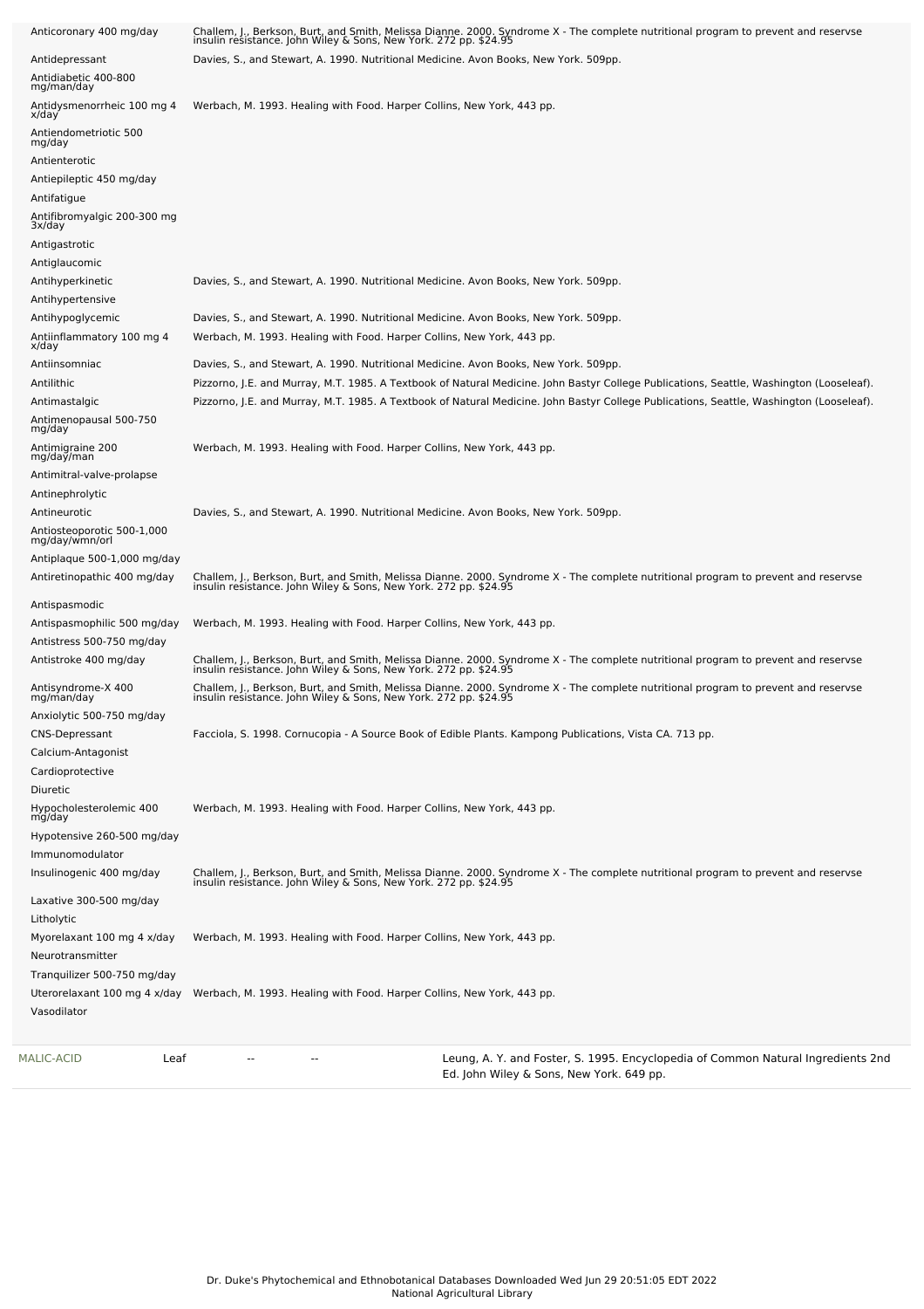| Activity | Reference |
| --- | --- |
| Anticoronary 400 mg/day | Challem, J., Berkson, Burt, and Smith, Melissa Dianne. 2000. Syndrome X - The complete nutritional program to prevent and reservse insulin resistance. John Wiley & Sons, New York. 272 pp. $24.95 |
| Antidepressant | Davies, S., and Stewart, A. 1990. Nutritional Medicine. Avon Books, New York. 509pp. |
| Antidiabetic 400-800 mg/man/day | |
| Antidysmenorrheic 100 mg 4 x/day | Werbach, M. 1993. Healing with Food. Harper Collins, New York, 443 pp. |
| Antiendometriotic 500 mg/day | |
| Antienterotic | |
| Antiepileptic 450 mg/day | |
| Antifatigue | |
| Antifibromyalgic 200-300 mg 3x/day | |
| Antigastrotic | |
| Antiglaucomic | |
| Antihyperkinetic | Davies, S., and Stewart, A. 1990. Nutritional Medicine. Avon Books, New York. 509pp. |
| Antihypertensive | |
| Antihypoglycemic | Davies, S., and Stewart, A. 1990. Nutritional Medicine. Avon Books, New York. 509pp. |
| Antiinflammatory 100 mg 4 x/day | Werbach, M. 1993. Healing with Food. Harper Collins, New York, 443 pp. |
| Antiinsomniac | Davies, S., and Stewart, A. 1990. Nutritional Medicine. Avon Books, New York. 509pp. |
| Antilithic | Pizzorno, J.E. and Murray, M.T. 1985. A Textbook of Natural Medicine. John Bastyr College Publications, Seattle, Washington (Looseleaf). |
| Antimastalgic | Pizzorno, J.E. and Murray, M.T. 1985. A Textbook of Natural Medicine. John Bastyr College Publications, Seattle, Washington (Looseleaf). |
| Antimenopausal 500-750 mg/day | |
| Antimigraine 200 mg/day/man | Werbach, M. 1993. Healing with Food. Harper Collins, New York, 443 pp. |
| Antimitral-valve-prolapse | |
| Antinephrolytic | |
| Antineurotic | Davies, S., and Stewart, A. 1990. Nutritional Medicine. Avon Books, New York. 509pp. |
| Antiosteoporotic 500-1,000 mg/day/wmn/orl | |
| Antiplaque 500-1,000 mg/day | |
| Antiretinopathic 400 mg/day | Challem, J., Berkson, Burt, and Smith, Melissa Dianne. 2000. Syndrome X - The complete nutritional program to prevent and reservse insulin resistance. John Wiley & Sons, New York. 272 pp. $24.95 |
| Antispasmodic | |
| Antispasmophilic 500 mg/day | Werbach, M. 1993. Healing with Food. Harper Collins, New York, 443 pp. |
| Antistress 500-750 mg/day | |
| Antistroke 400 mg/day | Challem, J., Berkson, Burt, and Smith, Melissa Dianne. 2000. Syndrome X - The complete nutritional program to prevent and reservse insulin resistance. John Wiley & Sons, New York. 272 pp. $24.95 |
| Antisyndrome-X 400 mg/man/day | Challem, J., Berkson, Burt, and Smith, Melissa Dianne. 2000. Syndrome X - The complete nutritional program to prevent and reservse insulin resistance. John Wiley & Sons, New York. 272 pp. $24.95 |
| Anxiolytic 500-750 mg/day | |
| CNS-Depressant | Facciola, S. 1998. Cornucopia - A Source Book of Edible Plants. Kampong Publications, Vista CA. 713 pp. |
| Calcium-Antagonist | |
| Cardioprotective | |
| Diuretic | |
| Hypocholesterolemic 400 mg/day | Werbach, M. 1993. Healing with Food. Harper Collins, New York, 443 pp. |
| Hypotensive 260-500 mg/day | |
| Immunomodulator | |
| Insulinogenic 400 mg/day | Challem, J., Berkson, Burt, and Smith, Melissa Dianne. 2000. Syndrome X - The complete nutritional program to prevent and reservse insulin resistance. John Wiley & Sons, New York. 272 pp. $24.95 |
| Laxative 300-500 mg/day | |
| Litholytic | |
| Myorelaxant 100 mg 4 x/day | Werbach, M. 1993. Healing with Food. Harper Collins, New York, 443 pp. |
| Neurotransmitter | |
| Tranquilizer 500-750 mg/day | |
| Uterorelaxant 100 mg 4 x/day | Werbach, M. 1993. Healing with Food. Harper Collins, New York, 443 pp. |
| Vasodilator | |

| Chemical | Part | Low | High | Reference |
| --- | --- | --- | --- | --- |
| MALIC-ACID | Leaf | -- | -- | Leung, A. Y. and Foster, S. 1995. Encyclopedia of Common Natural Ingredients 2nd Ed. John Wiley & Sons, New York. 649 pp. |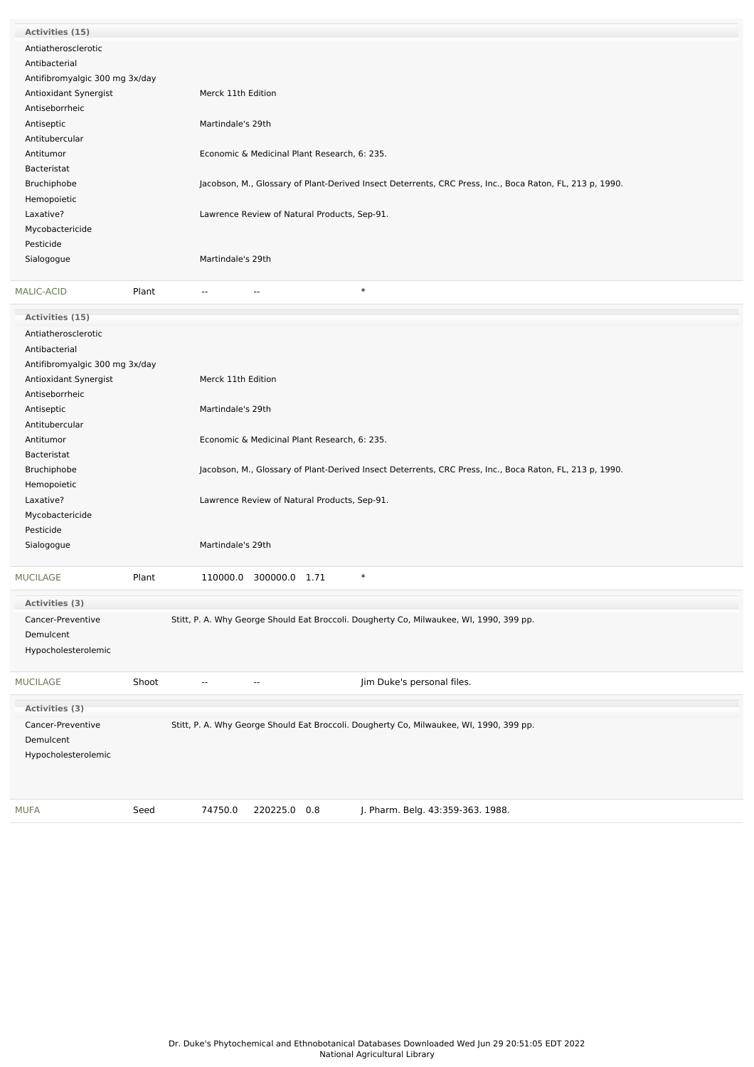**Activities (15)**

| | |
|---|---|
| Antiatherosclerotic | |
| Antibacterial | |
| Antifibromyalgic 300 mg 3x/day | |
| Antioxidant Synergist | Merck 11th Edition |
| Antiseborrheic | |
| Antiseptic | Martindale's 29th |
| Antitubercular | |
| Antitumor | Economic & Medicinal Plant Research, 6: 235. |
| Bacteristat | |
| Bruchiphobe | Jacobson, M., Glossary of Plant-Derived Insect Deterrents, CRC Press, Inc., Boca Raton, FL, 213 p, 1990. |
| Hemopoietic | |
| Laxative? | Lawrence Review of Natural Products, Sep-91. |
| Mycobactericide | |
| Pesticide | |
| Sialogogue | Martindale's 29th |

| | | | | | |
|---|---|---|---|---|---|
| MALIC-ACID | Plant | -- | -- | | * |

**Activities (15)**

| | |
|---|---|
| Antiatherosclerotic | |
| Antibacterial | |
| Antifibromyalgic 300 mg 3x/day | |
| Antioxidant Synergist | Merck 11th Edition |
| Antiseborrheic | |
| Antiseptic | Martindale's 29th |
| Antitubercular | |
| Antitumor | Economic & Medicinal Plant Research, 6: 235. |
| Bacteristat | |
| Bruchiphobe | Jacobson, M., Glossary of Plant-Derived Insect Deterrents, CRC Press, Inc., Boca Raton, FL, 213 p, 1990. |
| Hemopoietic | |
| Laxative? | Lawrence Review of Natural Products, Sep-91. |
| Mycobactericide | |
| Pesticide | |
| Sialogogue | Martindale's 29th |

| | | | | | |
|---|---|---|---|---|---|
| MUCILAGE | Plant | 110000.0 | 300000.0 | 1.71 | * |

**Activities (3)**

| | |
|---|---|
| Cancer-Preventive | Stitt, P. A. Why George Should Eat Broccoli. Dougherty Co, Milwaukee, WI, 1990, 399 pp. |
| Demulcent | |
| Hypocholesterolemic | |

| | | | | | |
|---|---|---|---|---|---|
| MUCILAGE | Shoot | -- | -- | | Jim Duke's personal files. |

**Activities (3)**

| | |
|---|---|
| Cancer-Preventive | Stitt, P. A. Why George Should Eat Broccoli. Dougherty Co, Milwaukee, WI, 1990, 399 pp. |
| Demulcent | |
| Hypocholesterolemic | |

| | | | | | |
|---|---|---|---|---|---|
| MUFA | Seed | 74750.0 | 220225.0 | 0.8 | J. Pharm. Belg. 43:359-363. 1988. |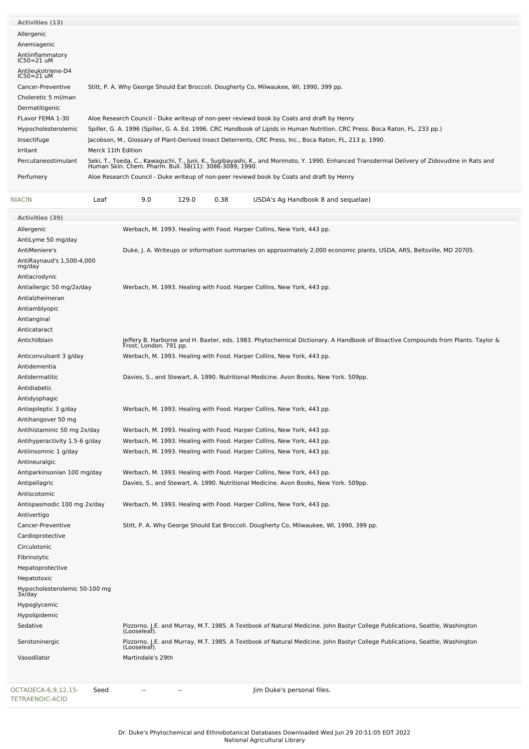**Activities (13)**

| Activity | Reference |
| --- | --- |
| Allergenic | |
| Anemiagenic | |
| Antiinflammatory IC50=21 uM | |
| Antileukotriene-D4 IC50=21 uM | |
| Cancer-Preventive | Stitt, P. A. Why George Should Eat Broccoli. Dougherty Co, Milwaukee, WI, 1990, 399 pp. |
| Choleretic 5 ml/man | |
| Dermatitigenic | |
| FLavor FEMA 1-30 | Aloe Research Council - Duke writeup of non-peer reviewd book by Coats and draft by Henry |
| Hypocholesterolemic | Spiller, G. A. 1996 (Spiller, G. A. Ed. 1996. CRC Handbook of Lipids in Human Nutrition. CRC Press. Boca Raton, FL. 233 pp.) |
| Insectifuge | Jacobson, M., Glossary of Plant-Derived Insect Deterrents, CRC Press, Inc., Boca Raton, FL, 213 p, 1990. |
| Irritant | Merck 11th Edition |
| Percutaneostimulant | Seki, T., Toeda, C., Kawaguchi, T., Juni, K., Sugibayashi, K., and Morimoto, Y. 1990. Enhanced Transdermal Delivery of Zidovudine in Rats and Human Skin. Chem. Pharm. Bull. 38(11): 3086-3089, 1990. |
| Perfumery | Aloe Research Council - Duke writeup of non-peer reviewd book by Coats and draft by Henry |

| Chemical | Part | Low | High | SD | Reference |
| --- | --- | --- | --- | --- | --- |
| NIACIN | Leaf | 9.0 | 129.0 | 0.38 | USDA's Ag Handbook 8 and sequelae) |

**Activities (39)**

| Activity | Reference |
| --- | --- |
| Allergenic | Werbach, M. 1993. Healing with Food. Harper Collins, New York, 443 pp. |
| AntiLyme 50 mg/day | |
| AntiMeniere's | Duke, J. A. Writeups or information summaries on approximately 2,000 economic plants, USDA, ARS, Beltsville, MD 20705. |
| AntiRaynaud's 1,500-4,000 mg/day | |
| Antiacrodynic | |
| Antiallergic 50 mg/2x/day | Werbach, M. 1993. Healing with Food. Harper Collins, New York, 443 pp. |
| Antialzheimeran | |
| Antiamblyopic | |
| Antianginal | |
| Anticataract | |
| Antichilblain | Jeffery B. Harborne and H. Baxter, eds. 1983. Phytochemical Dictionary. A Handbook of Bioactive Compounds from Plants. Taylor & Frost, London. 791 pp. |
| Anticonvulsant 3 g/day | Werbach, M. 1993. Healing with Food. Harper Collins, New York, 443 pp. |
| Antidementia | |
| Antidermatitic | Davies, S., and Stewart, A. 1990. Nutritional Medicine. Avon Books, New York. 509pp. |
| Antidiabetic | |
| Antidysphagic | |
| Antiepileptic 3 g/day | Werbach, M. 1993. Healing with Food. Harper Collins, New York, 443 pp. |
| Antihangover 50 mg | |
| Antihistaminic 50 mg 2x/day | Werbach, M. 1993. Healing with Food. Harper Collins, New York, 443 pp. |
| Antihyperactivity 1.5-6 g/day | Werbach, M. 1993. Healing with Food. Harper Collins, New York, 443 pp. |
| Antiinsomnic 1 g/day | Werbach, M. 1993. Healing with Food. Harper Collins, New York, 443 pp. |
| Antineuralgic | |
| Antiparkinsonian 100 mg/day | Werbach, M. 1993. Healing with Food. Harper Collins, New York, 443 pp. |
| Antipellagric | Davies, S., and Stewart, A. 1990. Nutritional Medicine. Avon Books, New York. 509pp. |
| Antiscotomic | |
| Antispasmodic 100 mg 2x/day | Werbach, M. 1993. Healing with Food. Harper Collins, New York, 443 pp. |
| Antivertigo | |
| Cancer-Preventive | Stitt, P. A. Why George Should Eat Broccoli. Dougherty Co, Milwaukee, WI, 1990, 399 pp. |
| Cardioprotective | |
| Circulotonic | |
| Fibrinolytic | |
| Hepatoprotective | |
| Hepatotoxic | |
| Hypocholesterolemic 50-100 mg 3x/day | |
| Hypoglycemic | |
| Hypolipidemic | |
| Sedative | Pizzorno, J.E. and Murray, M.T. 1985. A Textbook of Natural Medicine. John Bastyr College Publications, Seattle, Washington (Looseleaf). |
| Serotoninergic | Pizzorno, J.E. and Murray, M.T. 1985. A Textbook of Natural Medicine. John Bastyr College Publications, Seattle, Washington (Looseleaf). |
| Vasodilator | Martindale's 29th |

| Chemical | Part | Low | High | SD | Reference |
| --- | --- | --- | --- | --- | --- |
| OCTADECA-6,9,12,15-TETRAENOIC-ACID | Seed | -- | -- | | Jim Duke's personal files. |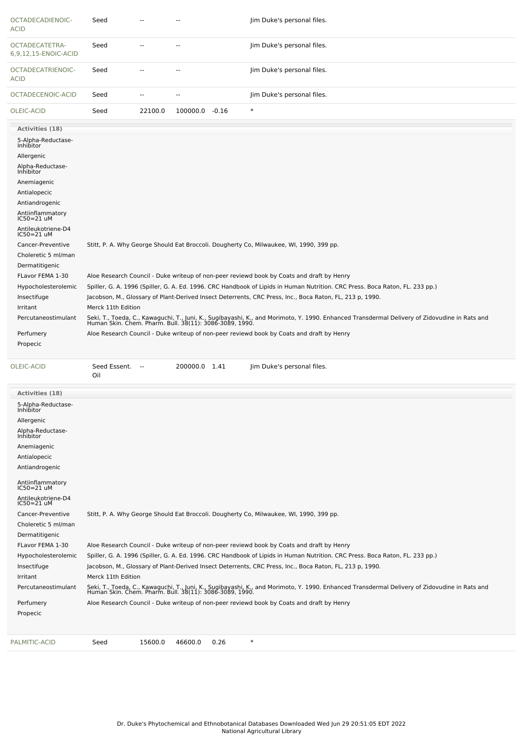| Chemical | Part | Low PPM | High PPM | StdDev | Reference |
|---|---|---|---|---|---|
| OCTADECADIENOIC-ACID | Seed | -- | -- | | Jim Duke's personal files. |
| OCTADECATETRA-6,9,12,15-ENOIC-ACID | Seed | -- | -- | | Jim Duke's personal files. |
| OCTADECATRIENOIC-ACID | Seed | -- | -- | | Jim Duke's personal files. |
| OCTADECENOIC-ACID | Seed | -- | -- | | Jim Duke's personal files. |
| OLEIC-ACID | Seed | 22100.0 | 100000.0 | -0.16 | * |

**Activities (18)**

| Activity | Reference |
|---|---|
| 5-Alpha-Reductase-Inhibitor | |
| Allergenic | |
| Alpha-Reductase-Inhibitor | |
| Anemiagenic | |
| Antialopecic | |
| Antiandrogenic | |
| Antiinflammatory IC50=21 uM | |
| Antileukotriene-D4 IC50=21 uM | |
| Cancer-Preventive | Stitt, P. A. Why George Should Eat Broccoli. Dougherty Co, Milwaukee, WI, 1990, 399 pp. |
| Choleretic 5 ml/man | |
| Dermatitigenic | |
| FLavor FEMA 1-30 | Aloe Research Council - Duke writeup of non-peer reviewd book by Coats and draft by Henry |
| Hypocholesterolemic | Spiller, G. A. 1996 (Spiller, G. A. Ed. 1996. CRC Handbook of Lipids in Human Nutrition. CRC Press. Boca Raton, FL. 233 pp.) |
| Insectifuge | Jacobson, M., Glossary of Plant-Derived Insect Deterrents, CRC Press, Inc., Boca Raton, FL, 213 p, 1990. |
| Irritant | Merck 11th Edition |
| Percutaneostimulant | Seki, T., Toeda, C., Kawaguchi, T., Juni, K., Sugibayashi, K., and Morimoto, Y. 1990. Enhanced Transdermal Delivery of Zidovudine in Rats and Human Skin. Chem. Pharm. Bull. 38(11): 3086-3089, 1990. |
| Perfumery | Aloe Research Council - Duke writeup of non-peer reviewd book by Coats and draft by Henry |
| Propecic | |

| Chemical | Part | Low PPM | High PPM | StdDev | Reference |
|---|---|---|---|---|---|
| OLEIC-ACID | Seed Essent. Oil | -- | 200000.0 | 1.41 | Jim Duke's personal files. |

**Activities (18)**

| Activity | Reference |
|---|---|
| 5-Alpha-Reductase-Inhibitor | |
| Allergenic | |
| Alpha-Reductase-Inhibitor | |
| Anemiagenic | |
| Antialopecic | |
| Antiandrogenic | |
| Antiinflammatory IC50=21 uM | |
| Antileukotriene-D4 IC50=21 uM | |
| Cancer-Preventive | Stitt, P. A. Why George Should Eat Broccoli. Dougherty Co, Milwaukee, WI, 1990, 399 pp. |
| Choleretic 5 ml/man | |
| Dermatitigenic | |
| FLavor FEMA 1-30 | Aloe Research Council - Duke writeup of non-peer reviewd book by Coats and draft by Henry |
| Hypocholesterolemic | Spiller, G. A. 1996 (Spiller, G. A. Ed. 1996. CRC Handbook of Lipids in Human Nutrition. CRC Press. Boca Raton, FL. 233 pp.) |
| Insectifuge | Jacobson, M., Glossary of Plant-Derived Insect Deterrents, CRC Press, Inc., Boca Raton, FL, 213 p, 1990. |
| Irritant | Merck 11th Edition |
| Percutaneostimulant | Seki, T., Toeda, C., Kawaguchi, T., Juni, K., Sugibayashi, K., and Morimoto, Y. 1990. Enhanced Transdermal Delivery of Zidovudine in Rats and Human Skin. Chem. Pharm. Bull. 38(11): 3086-3089, 1990. |
| Perfumery | Aloe Research Council - Duke writeup of non-peer reviewd book by Coats and draft by Henry |
| Propecic | |

| Chemical | Part | Low PPM | High PPM | StdDev | Reference |
|---|---|---|---|---|---|
| PALMITIC-ACID | Seed | 15600.0 | 46600.0 | 0.26 | * |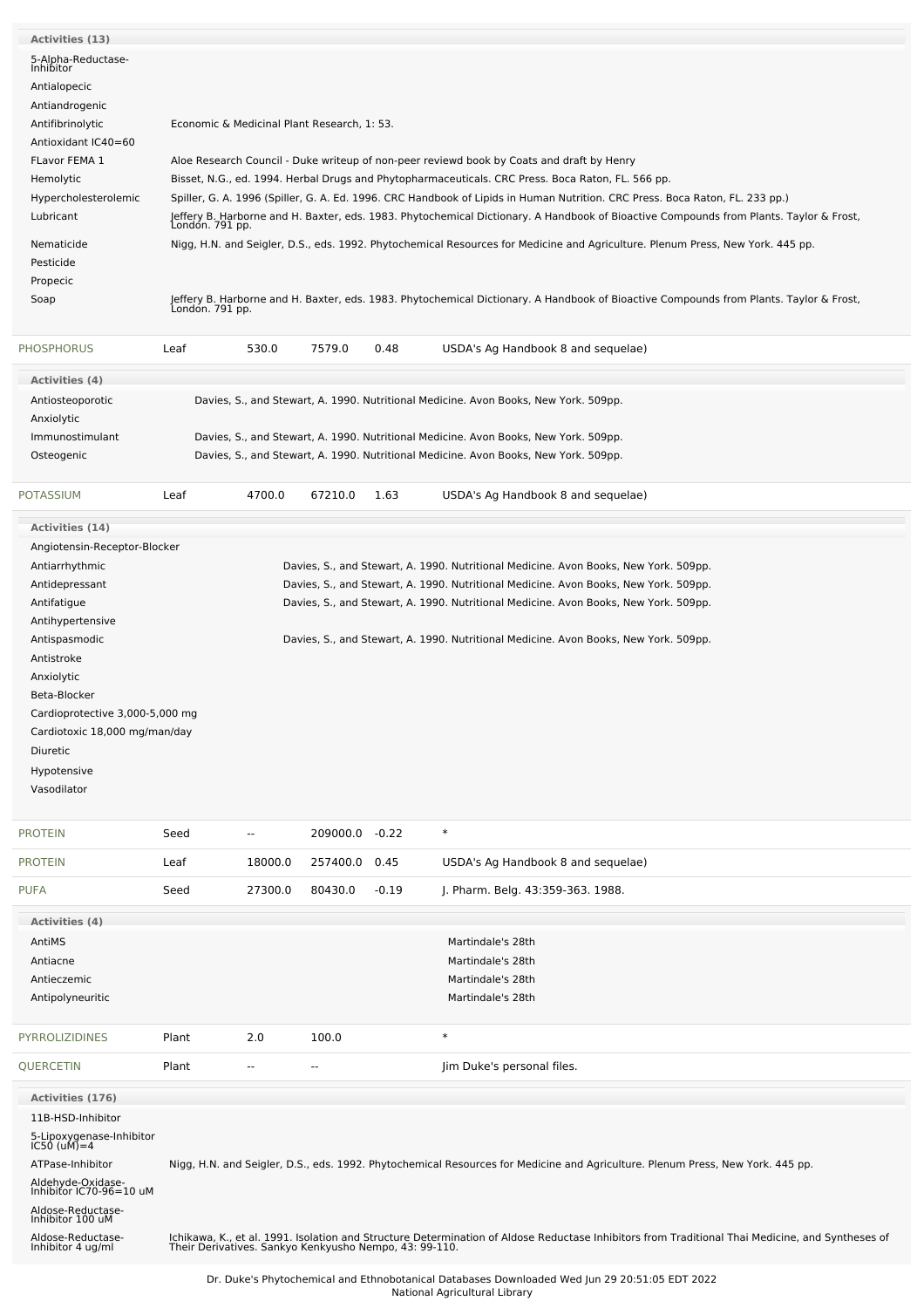| Activities (13) | |
|---|---|
| 5-Alpha-Reductase-Inhibitor | |
| Antialopecic | |
| Antiandrogenic | |
| Antifibrinolytic | Economic & Medicinal Plant Research, 1: 53. |
| Antioxidant IC40=60 | |
| FLavor FEMA 1 | Aloe Research Council - Duke writeup of non-peer reviewd book by Coats and draft by Henry |
| Hemolytic | Bisset, N.G., ed. 1994. Herbal Drugs and Phytopharmaceuticals. CRC Press. Boca Raton, FL. 566 pp. |
| Hypercholesterolemic | Spiller, G. A. 1996 (Spiller, G. A. Ed. 1996. CRC Handbook of Lipids in Human Nutrition. CRC Press. Boca Raton, FL. 233 pp.) |
| Lubricant | Jeffery B. Harborne and H. Baxter, eds. 1983. Phytochemical Dictionary. A Handbook of Bioactive Compounds from Plants. Taylor & Frost, London. 791 pp. |
| Nematicide | Nigg, H.N. and Seigler, D.S., eds. 1992. Phytochemical Resources for Medicine and Agriculture. Plenum Press, New York. 445 pp. |
| Pesticide | |
| Propecic | |
| Soap | Jeffery B. Harborne and H. Baxter, eds. 1983. Phytochemical Dictionary. A Handbook of Bioactive Compounds from Plants. Taylor & Frost, London. 791 pp. |

| PHOSPHORUS | Leaf | 530.0 | 7579.0 | 0.48 | USDA's Ag Handbook 8 and sequelae) |
|---|---|---|---|---|---|

| Activities (4) | |
|---|---|
| Antiosteoporotic | Davies, S., and Stewart, A. 1990. Nutritional Medicine. Avon Books, New York. 509pp. |
| Anxiolytic | |
| Immunostimulant | Davies, S., and Stewart, A. 1990. Nutritional Medicine. Avon Books, New York. 509pp. |
| Osteogenic | Davies, S., and Stewart, A. 1990. Nutritional Medicine. Avon Books, New York. 509pp. |

| POTASSIUM | Leaf | 4700.0 | 67210.0 | 1.63 | USDA's Ag Handbook 8 and sequelae) |
|---|---|---|---|---|---|

| Activities (14) | |
|---|---|
| Angiotensin-Receptor-Blocker | |
| Antiarrhythmic | Davies, S., and Stewart, A. 1990. Nutritional Medicine. Avon Books, New York. 509pp. |
| Antidepressant | Davies, S., and Stewart, A. 1990. Nutritional Medicine. Avon Books, New York. 509pp. |
| Antifatigue | Davies, S., and Stewart, A. 1990. Nutritional Medicine. Avon Books, New York. 509pp. |
| Antihypertensive | |
| Antispasmodic | Davies, S., and Stewart, A. 1990. Nutritional Medicine. Avon Books, New York. 509pp. |
| Antistroke | |
| Anxiolytic | |
| Beta-Blocker | |
| Cardioprotective 3,000-5,000 mg | |
| Cardiotoxic 18,000 mg/man/day | |
| Diuretic | |
| Hypotensive | |
| Vasodilator | |

| PROTEIN | Seed | -- | 209000.0 | -0.22 | * |
|---|---|---|---|---|---|
| PROTEIN | Leaf | 18000.0 | 257400.0 | 0.45 | USDA's Ag Handbook 8 and sequelae) |
| PUFA | Seed | 27300.0 | 80430.0 | -0.19 | J. Pharm. Belg. 43:359-363. 1988. |

| Activities (4) | |
|---|---|
| AntiMS | Martindale's 28th |
| Antiacne | Martindale's 28th |
| Antieczemic | Martindale's 28th |
| Antipolyneuritic | Martindale's 28th |

| PYRROLIZIDINES | Plant | 2.0 | 100.0 | | * |
|---|---|---|---|---|---|
| QUERCETIN | Plant | -- | -- | | Jim Duke's personal files. |

| Activities (176) | |
|---|---|
| 11B-HSD-Inhibitor | |
| 5-Lipoxygenase-Inhibitor IC50 (uM)=4 | |
| ATPase-Inhibitor | Nigg, H.N. and Seigler, D.S., eds. 1992. Phytochemical Resources for Medicine and Agriculture. Plenum Press, New York. 445 pp. |
| Aldehyde-Oxidase-Inhibitor IC70-96=10 uM | |
| Aldose-Reductase-Inhibitor 100 uM | |
| Aldose-Reductase-Inhibitor 4 ug/ml | Ichikawa, K., et al. 1991. Isolation and Structure Determination of Aldose Reductase Inhibitors from Traditional Thai Medicine, and Syntheses of Their Derivatives. Sankyo Kenkyusho Nempo, 43: 99-110. |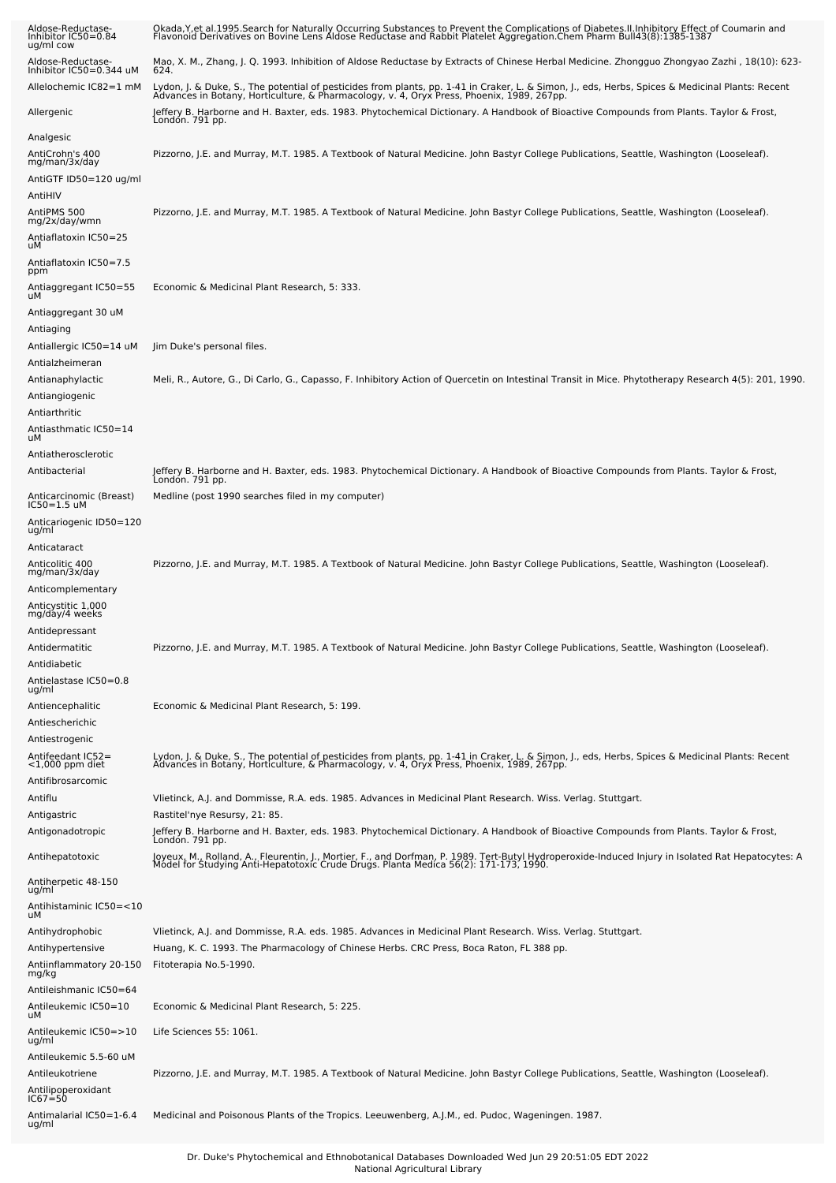| | |
|---|---|
| Aldose-Reductase-Inhibitor IC50=0.84 ug/ml cow | Okada,Y,et al.1995.Search for Naturally Occurring Substances to Prevent the Complications of Diabetes.II.Inhibitory Effect of Coumarin and Flavonoid Derivatives on Bovine Lens Aldose Reductase and Rabbit Platelet Aggregation.Chem Pharm Bull43(8):1385-1387 |
| Aldose-Reductase-Inhibitor IC50=0.344 uM | Mao, X. M., Zhang, J. Q. 1993. Inhibition of Aldose Reductase by Extracts of Chinese Herbal Medicine. Zhongguo Zhongyao Zazhi , 18(10): 623-624. |
| Allelochemic IC82=1 mM | Lydon, J. & Duke, S., The potential of pesticides from plants, pp. 1-41 in Craker, L. & Simon, J., eds, Herbs, Spices & Medicinal Plants: Recent Advances in Botany, Horticulture, & Pharmacology, v. 4, Oryx Press, Phoenix, 1989, 267pp. |
| Allergenic | Jeffery B. Harborne and H. Baxter, eds. 1983. Phytochemical Dictionary. A Handbook of Bioactive Compounds from Plants. Taylor & Frost, London. 791 pp. |
| Analgesic | |
| AntiCrohn's 400 mg/man/3x/day | Pizzorno, J.E. and Murray, M.T. 1985. A Textbook of Natural Medicine. John Bastyr College Publications, Seattle, Washington (Looseleaf). |
| AntiGTF ID50=120 ug/ml | |
| AntiHIV | |
| AntiPMS 500 mg/2x/day/wmn | Pizzorno, J.E. and Murray, M.T. 1985. A Textbook of Natural Medicine. John Bastyr College Publications, Seattle, Washington (Looseleaf). |
| Antiaflatoxin IC50=25 uM | |
| Antiaflatoxin IC50=7.5 ppm | |
| Antiaggregant IC50=55 uM | Economic & Medicinal Plant Research, 5: 333. |
| Antiaggregant 30 uM | |
| Antiaging | |
| Antiallergic IC50=14 uM | Jim Duke's personal files. |
| Antialzheimeran | |
| Antianaphylactic | Meli, R., Autore, G., Di Carlo, G., Capasso, F. Inhibitory Action of Quercetin on Intestinal Transit in Mice. Phytotherapy Research 4(5): 201, 1990. |
| Antiangiogenic | |
| Antiarthritic | |
| Antiasthmatic IC50=14 uM | |
| Antiatherosclerotic | |
| Antibacterial | Jeffery B. Harborne and H. Baxter, eds. 1983. Phytochemical Dictionary. A Handbook of Bioactive Compounds from Plants. Taylor & Frost, London. 791 pp. |
| Anticarcinomic (Breast) IC50=1.5 uM | Medline (post 1990 searches filed in my computer) |
| Anticariogenic ID50=120 ug/ml | |
| Anticataract | |
| Anticolitic 400 mg/man/3x/day | Pizzorno, J.E. and Murray, M.T. 1985. A Textbook of Natural Medicine. John Bastyr College Publications, Seattle, Washington (Looseleaf). |
| Anticomplementary | |
| Anticystitic 1,000 mg/day/4 weeks | |
| Antidepressant | |
| Antidermatitic | Pizzorno, J.E. and Murray, M.T. 1985. A Textbook of Natural Medicine. John Bastyr College Publications, Seattle, Washington (Looseleaf). |
| Antidiabetic | |
| Antielastase IC50=0.8 ug/ml | |
| Antiencephalitic | Economic & Medicinal Plant Research, 5: 199. |
| Antiescherichic | |
| Antiestrogenic | |
| Antifeedant IC52=<1,000 ppm diet | Lydon, J. & Duke, S., The potential of pesticides from plants, pp. 1-41 in Craker, L. & Simon, J., eds, Herbs, Spices & Medicinal Plants: Recent Advances in Botany, Horticulture, & Pharmacology, v. 4, Oryx Press, Phoenix, 1989, 267pp. |
| Antifibrosarcomic | |
| Antiflu | Vlietinck, A.J. and Dommisse, R.A. eds. 1985. Advances in Medicinal Plant Research. Wiss. Verlag. Stuttgart. |
| Antigastric | Rastitel'nye Resursy, 21: 85. |
| Antigonadotropic | Jeffery B. Harborne and H. Baxter, eds. 1983. Phytochemical Dictionary. A Handbook of Bioactive Compounds from Plants. Taylor & Frost, London. 791 pp. |
| Antihepatotoxic | Joyeux, M., Rolland, A., Fleurentin, J., Mortier, F., and Dorfman, P. 1989. Tert-Butyl Hydroperoxide-Induced Injury in Isolated Rat Hepatocytes: A Model for Studying Anti-Hepatotoxic Crude Drugs. Planta Medica 56(2): 171-173, 1990. |
| Antiherpetic 48-150 ug/ml | |
| Antihistaminic IC50=<10 uM | |
| Antihydrophobic | Vlietinck, A.J. and Dommisse, R.A. eds. 1985. Advances in Medicinal Plant Research. Wiss. Verlag. Stuttgart. |
| Antihypertensive | Huang, K. C. 1993. The Pharmacology of Chinese Herbs. CRC Press, Boca Raton, FL 388 pp. |
| Antiinflammatory 20-150 mg/kg | Fitoterapia No.5-1990. |
| Antileishmanic IC50=64 | |
| Antileukemic IC50=10 uM | Economic & Medicinal Plant Research, 5: 225. |
| Antileukemic IC50=>10 ug/ml | Life Sciences 55: 1061. |
| Antileukemic 5.5-60 uM | |
| Antileukotriene | Pizzorno, J.E. and Murray, M.T. 1985. A Textbook of Natural Medicine. John Bastyr College Publications, Seattle, Washington (Looseleaf). |
| Antilipoperoxidant IC67=50 | |
| Antimalarial IC50=1-6.4 ug/ml | Medicinal and Poisonous Plants of the Tropics. Leeuwenberg, A.J.M., ed. Pudoc, Wageningen. 1987. |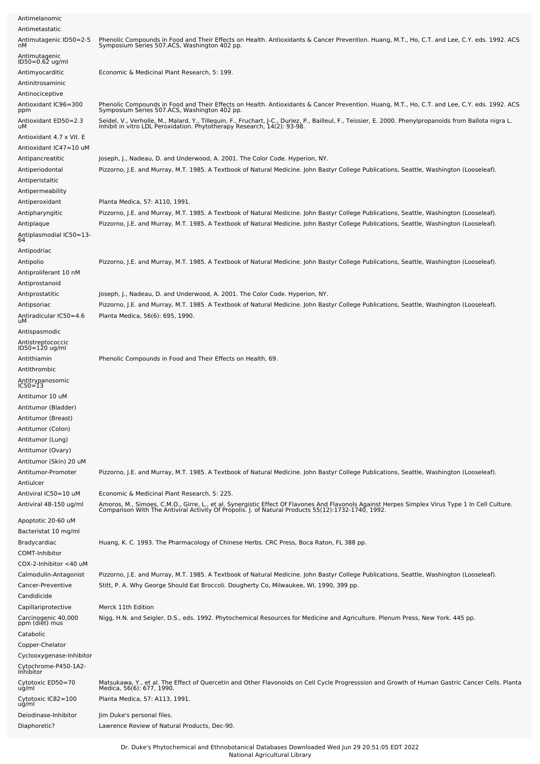| | |
|---|---|
| Antimelanomic | |
| Antimetastatic | |
| Antimutagenic ID50=2-5 nM | Phenolic Compounds in Food and Their Effects on Health. Antioxidants & Cancer Prevention. Huang, M.T., Ho, C.T. and Lee, C.Y. eds. 1992. ACS Symposium Series 507.ACS, Washington 402 pp. |
| Antimutagenic ID50=0.62 ug/ml | |
| Antimyocarditic | Economic & Medicinal Plant Research, 5: 199. |
| Antinitrosaminic | |
| Antinociceptive | |
| Antioxidant IC96=300 ppm | Phenolic Compounds in Food and Their Effects on Health. Antioxidants & Cancer Prevention. Huang, M.T., Ho, C.T. and Lee, C.Y. eds. 1992. ACS Symposium Series 507.ACS, Washington 402 pp. |
| Antioxidant ED50=2.3 uM | Seidel, V., Verholle, M., Malard, Y., Tillequin, F., Fruchart, J-C., Duriez, P., Bailleul, F., Teissier, E. 2000. Phenylpropanoids from Ballota nigra L. Inhibit in vitro LDL Peroxidation. Phytotherapy Research, 14(2): 93-98. |
| Antioxidant 4.7 x Vit. E | |
| Antioxidant IC47=10 uM | |
| Antipancreatitic | Joseph, J., Nadeau, D. and Underwood, A. 2001. The Color Code. Hyperion, NY. |
| Antiperiodontal | Pizzorno, J.E. and Murray, M.T. 1985. A Textbook of Natural Medicine. John Bastyr College Publications, Seattle, Washington (Looseleaf). |
| Antiperistaltic | |
| Antipermeability | |
| Antiperoxidant | Planta Medica, 57: A110, 1991. |
| Antipharyngitic | Pizzorno, J.E. and Murray, M.T. 1985. A Textbook of Natural Medicine. John Bastyr College Publications, Seattle, Washington (Looseleaf). |
| Antiplaque | Pizzorno, J.E. and Murray, M.T. 1985. A Textbook of Natural Medicine. John Bastyr College Publications, Seattle, Washington (Looseleaf). |
| Antiplasmodial IC50=13-64 | |
| Antipodriac | |
| Antipolio | Pizzorno, J.E. and Murray, M.T. 1985. A Textbook of Natural Medicine. John Bastyr College Publications, Seattle, Washington (Looseleaf). |
| Antiproliferant 10 nM | |
| Antiprostanoid | |
| Antiprostatitic | Joseph, J., Nadeau, D. and Underwood, A. 2001. The Color Code. Hyperion, NY. |
| Antipsoriac | Pizzorno, J.E. and Murray, M.T. 1985. A Textbook of Natural Medicine. John Bastyr College Publications, Seattle, Washington (Looseleaf). |
| Antiradicular IC50=4.6 uM | Planta Medica, 56(6): 695, 1990. |
| Antispasmodic | |
| Antistreptococcic ID50=120 ug/ml | |
| Antithiamin | Phenolic Compounds in Food and Their Effects on Health, 69. |
| Antithrombic | |
| Antitrypanosomic IC50=13 | |
| Antitumor 10 uM | |
| Antitumor (Bladder) | |
| Antitumor (Breast) | |
| Antitumor (Colon) | |
| Antitumor (Lung) | |
| Antitumor (Ovary) | |
| Antitumor (Skin) 20 uM | |
| Antitumor-Promoter | Pizzorno, J.E. and Murray, M.T. 1985. A Textbook of Natural Medicine. John Bastyr College Publications, Seattle, Washington (Looseleaf). |
| Antiulcer | |
| Antiviral IC50=10 uM | Economic & Medicinal Plant Research, 5: 225. |
| Antiviral 48-150 ug/ml | Amoros, M., Simoes, C.M.O., Girre, L., et al. Synergistic Effect Of Flavones And Flavonols Against Herpes Simplex Virus Type 1 In Cell Culture. Comparison With The Antiviral Activity Of Propolis. J. of Natural Products 55(12):1732-1740, 1992. |
| Apoptotic 20-60 uM | |
| Bacteristat 10 mg/ml | |
| Bradycardiac | Huang, K. C. 1993. The Pharmacology of Chinese Herbs. CRC Press, Boca Raton, FL 388 pp. |
| COMT-Inhibitor | |
| COX-2-Inhibitor <40 uM | |
| Calmodulin-Antagonist | Pizzorno, J.E. and Murray, M.T. 1985. A Textbook of Natural Medicine. John Bastyr College Publications, Seattle, Washington (Looseleaf). |
| Cancer-Preventive | Stitt, P. A. Why George Should Eat Broccoli. Dougherty Co, Milwaukee, WI, 1990, 399 pp. |
| Candidicide | |
| Capillariprotective | Merck 11th Edition |
| Carcinogenic 40,000 ppm (diet) mus | Nigg, H.N. and Seigler, D.S., eds. 1992. Phytochemical Resources for Medicine and Agriculture. Plenum Press, New York. 445 pp. |
| Catabolic | |
| Copper-Chelator | |
| Cyclooxygenase-Inhibitor | |
| Cytochrome-P450-1A2-Inhibitor | |
| Cytotoxic ED50=70 ug/ml | Matsukawa, Y., et al. The Effect of Quercetin and Other Flavonoids on Cell Cycle Progresssion and Growth of Human Gastric Cancer Cells. Planta Medica, 56(6): 677, 1990. |
| Cytotoxic IC82=100 ug/ml | Planta Medica, 57: A113, 1991. |
| Deiodinase-Inhibitor | Jim Duke's personal files. |
| Diaphoretic? | Lawrence Review of Natural Products, Dec-90. |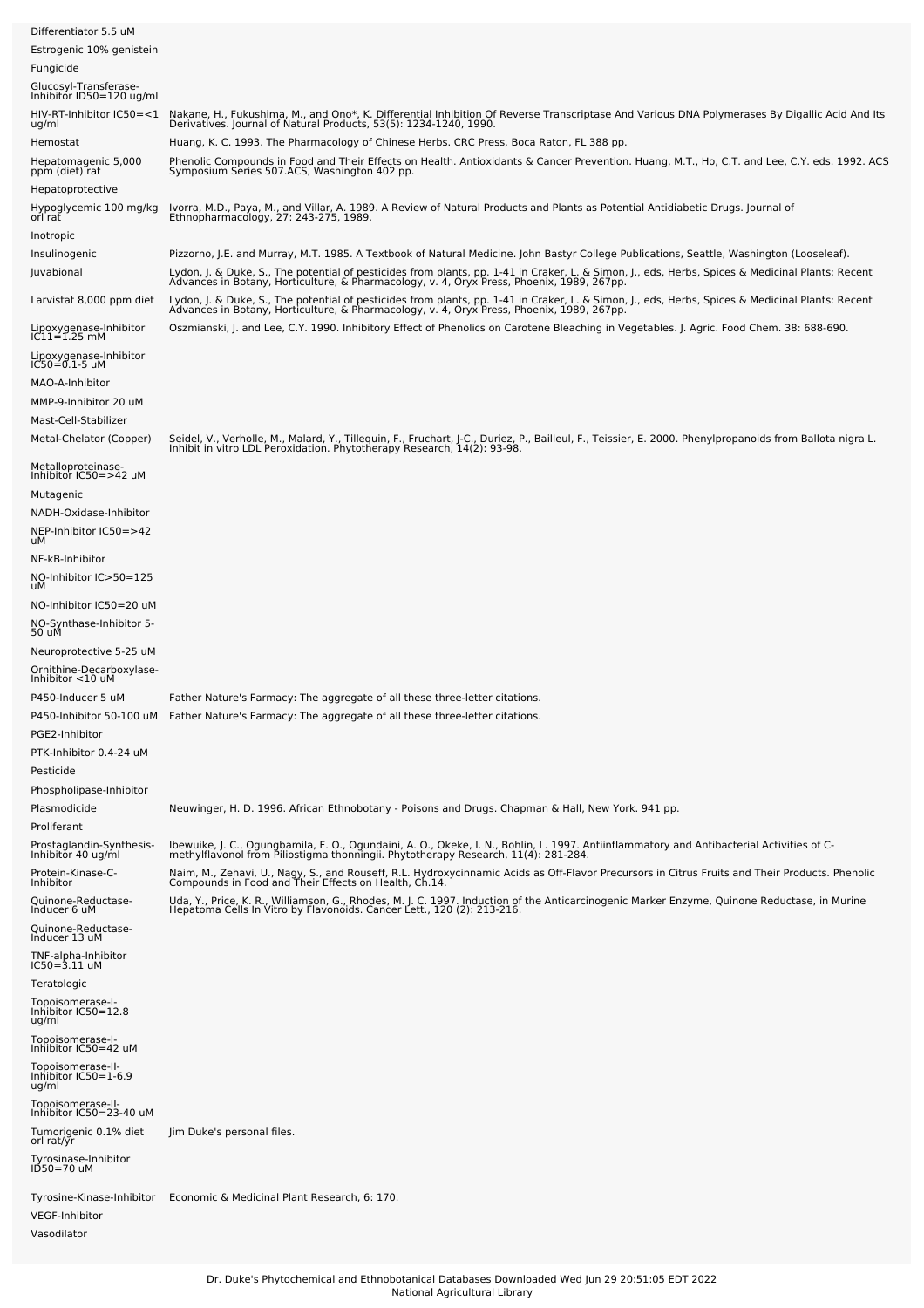| | |
|---|---|
| Differentiator 5.5 uM | |
| Estrogenic 10% genistein | |
| Fungicide | |
| Glucosyl-Transferase-Inhibitor ID50=120 ug/ml | |
| HIV-RT-Inhibitor IC50=<1 ug/ml | Nakane, H., Fukushima, M., and Ono*, K. Differential Inhibition Of Reverse Transcriptase And Various DNA Polymerases By Digallic Acid And Its Derivatives. Journal of Natural Products, 53(5): 1234-1240, 1990. |
| Hemostat | Huang, K. C. 1993. The Pharmacology of Chinese Herbs. CRC Press, Boca Raton, FL 388 pp. |
| Hepatomagenic 5,000 ppm (diet) rat | Phenolic Compounds in Food and Their Effects on Health. Antioxidants & Cancer Prevention. Huang, M.T., Ho, C.T. and Lee, C.Y. eds. 1992. ACS Symposium Series 507.ACS, Washington 402 pp. |
| Hepatoprotective | |
| Hypoglycemic 100 mg/kg orl rat | Ivorra, M.D., Paya, M., and Villar, A. 1989. A Review of Natural Products and Plants as Potential Antidiabetic Drugs. Journal of Ethnopharmacology, 27: 243-275, 1989. |
| Inotropic | |
| Insulinogenic | Pizzorno, J.E. and Murray, M.T. 1985. A Textbook of Natural Medicine. John Bastyr College Publications, Seattle, Washington (Looseleaf). |
| Juvabional | Lydon, J. & Duke, S., The potential of pesticides from plants, pp. 1-41 in Craker, L. & Simon, J., eds, Herbs, Spices & Medicinal Plants: Recent Advances in Botany, Horticulture, & Pharmacology, v. 4, Oryx Press, Phoenix, 1989, 267pp. |
| Larvistat 8,000 ppm diet | Lydon, J. & Duke, S., The potential of pesticides from plants, pp. 1-41 in Craker, L. & Simon, J., eds, Herbs, Spices & Medicinal Plants: Recent Advances in Botany, Horticulture, & Pharmacology, v. 4, Oryx Press, Phoenix, 1989, 267pp. |
| Lipoxygenase-Inhibitor IC11=1.25 mM | Oszmianski, J. and Lee, C.Y. 1990. Inhibitory Effect of Phenolics on Carotene Bleaching in Vegetables. J. Agric. Food Chem. 38: 688-690. |
| Lipoxygenase-Inhibitor IC50=0.1-5 uM | |
| MAO-A-Inhibitor | |
| MMP-9-Inhibitor 20 uM | |
| Mast-Cell-Stabilizer | |
| Metal-Chelator (Copper) | Seidel, V., Verholle, M., Malard, Y., Tillequin, F., Fruchart, J-C., Duriez, P., Bailleul, F., Teissier, E. 2000. Phenylpropanoids from Ballota nigra L. Inhibit in vitro LDL Peroxidation. Phytotherapy Research, 14(2): 93-98. |
| Metalloproteinase-Inhibitor IC50=>42 uM | |
| Mutagenic | |
| NADH-Oxidase-Inhibitor | |
| NEP-Inhibitor IC50=>42 uM | |
| NF-kB-Inhibitor | |
| NO-Inhibitor IC>50=125 uM | |
| NO-Inhibitor IC50=20 uM | |
| NO-Synthase-Inhibitor 5-50 uM | |
| Neuroprotective 5-25 uM | |
| Ornithine-Decarboxylase-Inhibitor <10 uM | |
| P450-Inducer 5 uM | Father Nature's Farmacy: The aggregate of all these three-letter citations. |
| P450-Inhibitor 50-100 uM | Father Nature's Farmacy: The aggregate of all these three-letter citations. |
| PGE2-Inhibitor | |
| PTK-Inhibitor 0.4-24 uM | |
| Pesticide | |
| Phospholipase-Inhibitor | |
| Plasmodicide | Neuwinger, H. D. 1996. African Ethnobotany - Poisons and Drugs. Chapman & Hall, New York. 941 pp. |
| Proliferant | |
| Prostaglandin-Synthesis-Inhibitor 40 ug/ml | Ibewuike, J. C., Ogungbamila, F. O., Ogundaini, A. O., Okeke, I. N., Bohlin, L. 1997. Antiinflammatory and Antibacterial Activities of C-methylflavonol from Piliostigma thonningii. Phytotherapy Research, 11(4): 281-284. |
| Protein-Kinase-C-Inhibitor | Naim, M., Zehavi, U., Nagy, S., and Rouseff, R.L. Hydroxycinnamic Acids as Off-Flavor Precursors in Citrus Fruits and Their Products. Phenolic Compounds in Food and Their Effects on Health, Ch.14. |
| Quinone-Reductase-Inducer 6 uM | Uda, Y., Price, K. R., Williamson, G., Rhodes, M. J. C. 1997. Induction of the Anticarcinogenic Marker Enzyme, Quinone Reductase, in Murine Hepatoma Cells In Vitro by Flavonoids. Cancer Lett., 120 (2): 213-216. |
| Quinone-Reductase-Inducer 13 uM | |
| TNF-alpha-Inhibitor IC50=3.11 uM | |
| Teratologic | |
| Topoisomerase-I-Inhibitor IC50=12.8 ug/ml | |
| Topoisomerase-I-Inhibitor IC50=42 uM | |
| Topoisomerase-II-Inhibitor IC50=1-6.9 ug/ml | |
| Topoisomerase-II-Inhibitor IC50=23-40 uM | |
| Tumorigenic 0.1% diet orl rat/yr | Jim Duke's personal files. |
| Tyrosinase-Inhibitor ID50=70 uM | |
| Tyrosine-Kinase-Inhibitor | Economic & Medicinal Plant Research, 6: 170. |
| VEGF-Inhibitor | |
| Vasodilator | |

Dr. Duke's Phytochemical and Ethnobotanical Databases Downloaded Wed Jun 29 20:51:05 EDT 2022
National Agricultural Library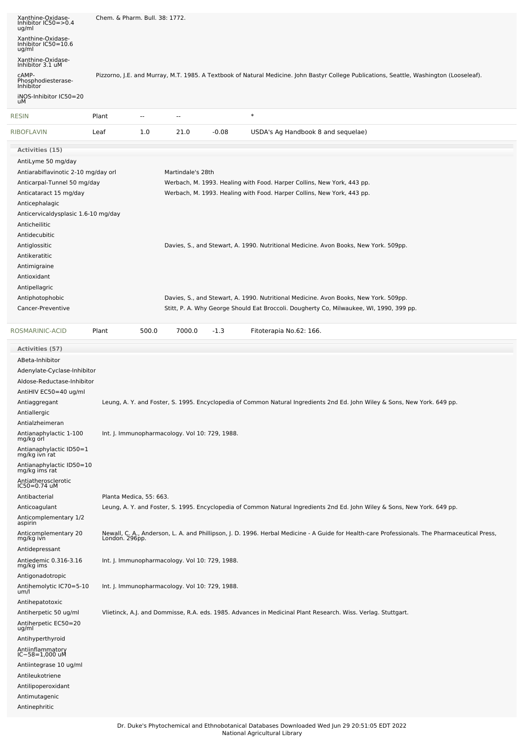| Activity | Reference |
|---|---|
| Xanthine-Oxidase-Inhibitor IC50=>0.4 ug/ml | Chem. & Pharm. Bull. 38: 1772. |
| Xanthine-Oxidase-Inhibitor IC50=10.6 ug/ml | |
| Xanthine-Oxidase-Inhibitor 3.1 uM | |
| cAMP-Phosphodiesterase-Inhibitor | Pizzorno, J.E. and Murray, M.T. 1985. A Textbook of Natural Medicine. John Bastyr College Publications, Seattle, Washington (Looseleaf). |
| iNOS-Inhibitor IC50=20 uM | |

| Chemical | Part | Low | High | SD | Reference |
|---|---|---|---|---|---|
| RESIN | Plant | -- | -- | | * |
| RIBOFLAVIN | Leaf | 1.0 | 21.0 | -0.08 | USDA's Ag Handbook 8 and sequelae) |

**Activities (15)**

| Activity | Reference |
|---|---|
| AntiLyme 50 mg/day | |
| Antiarabiflavinotic 2-10 mg/day orl | Martindale's 28th |
| Anticarpal-Tunnel 50 mg/day | Werbach, M. 1993. Healing with Food. Harper Collins, New York, 443 pp. |
| Anticataract 15 mg/day | Werbach, M. 1993. Healing with Food. Harper Collins, New York, 443 pp. |
| Anticephalagic | |
| Anticervicaldysplasic 1.6-10 mg/day | |
| Anticheilitic | |
| Antidecubitic | |
| Antiglossitic | Davies, S., and Stewart, A. 1990. Nutritional Medicine. Avon Books, New York. 509pp. |
| Antikeratitic | |
| Antimigraine | |
| Antioxidant | |
| Antipellagric | |
| Antiphotophobic | Davies, S., and Stewart, A. 1990. Nutritional Medicine. Avon Books, New York. 509pp. |
| Cancer-Preventive | Stitt, P. A. Why George Should Eat Broccoli. Dougherty Co, Milwaukee, WI, 1990, 399 pp. |

| Chemical | Part | Low | High | SD | Reference |
|---|---|---|---|---|---|
| ROSMARINIC-ACID | Plant | 500.0 | 7000.0 | -1.3 | Fitoterapia No.62: 166. |

**Activities (57)**

| Activity | Reference |
|---|---|
| ABeta-Inhibitor | |
| Adenylate-Cyclase-Inhibitor | |
| Aldose-Reductase-Inhibitor | |
| AntiHIV EC50=40 ug/ml | |
| Antiaggregant | Leung, A. Y. and Foster, S. 1995. Encyclopedia of Common Natural Ingredients 2nd Ed. John Wiley & Sons, New York. 649 pp. |
| Antiallergic | |
| Antialzheimeran | |
| Antianaphylactic 1-100 mg/kg orl | Int. J. Immunopharmacology. Vol 10: 729, 1988. |
| Antianaphylactic ID50=1 mg/kg ivn rat | |
| Antianaphylactic ID50=10 mg/kg ims rat | |
| Antiatherosclerotic IC50=0.74 uM | |
| Antibacterial | Planta Medica, 55: 663. |
| Anticoagulant | Leung, A. Y. and Foster, S. 1995. Encyclopedia of Common Natural Ingredients 2nd Ed. John Wiley & Sons, New York. 649 pp. |
| Anticomplementary 1/2 aspirin | |
| Anticomplementary 20 mg/kg ivn | Newall, C. A., Anderson, L. A. and Phillipson, J. D. 1996. Herbal Medicine - A Guide for Health-care Professionals. The Pharmaceutical Press, London. 296pp. |
| Antidepressant | |
| Antiedemic 0.316-3.16 mg/kg ims | Int. J. Immunopharmacology. Vol 10: 729, 1988. |
| Antigonadotropic | |
| Antihemolytic IC70=5-10 um/l | Int. J. Immunopharmacology. Vol 10: 729, 1988. |
| Antihepatotoxic | |
| Antiherpetic 50 ug/ml | Vlietinck, A.J. and Dommisse, R.A. eds. 1985. Advances in Medicinal Plant Research. Wiss. Verlag. Stuttgart. |
| Antiherpetic EC50=20 ug/ml | |
| Antihyperthyroid | |
| Antiinflammatory IC~58=1,000 uM | |
| Antiintegrase 10 ug/ml | |
| Antileukotriene | |
| Antilipoperoxidant | |
| Antimutagenic | |
| Antinephritic | |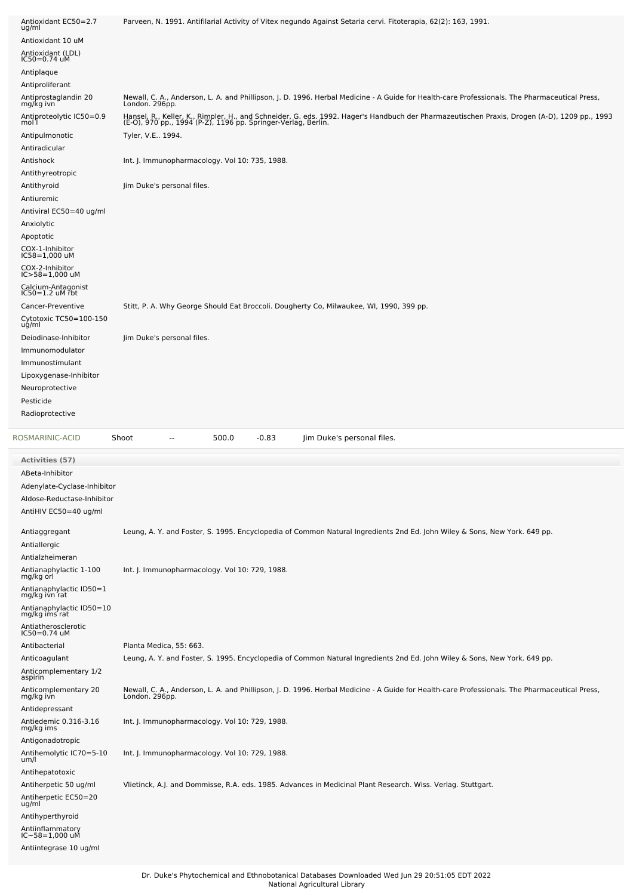| Activity | Reference |
|---|---|
| Antioxidant EC50=2.7 ug/ml | Parveen, N. 1991. Antifilarial Activity of Vitex negundo Against Setaria cervi. Fitoterapia, 62(2): 163, 1991. |
| Antioxidant 10 uM | |
| Antioxidant (LDL) IC50=0.74 uM | |
| Antiplaque | |
| Antiproliferant | |
| Antiprostaglandin 20 mg/kg ivn | Newall, C. A., Anderson, L. A. and Phillipson, J. D. 1996. Herbal Medicine - A Guide for Health-care Professionals. The Pharmaceutical Press, London. 296pp. |
| Antiproteolytic IC50=0.9 mol l | Hansel, R., Keller, K., Rimpler, H., and Schneider, G. eds. 1992. Hager's Handbuch der Pharmazeutischen Praxis, Drogen (A-D), 1209 pp., 1993 (E-O), 970 pp., 1994 (P-Z), 1196 pp. Springer-Verlag, Berlin. |
| Antipulmonotic | Tyler, V.E.. 1994. |
| Antiradicular | |
| Antishock | Int. J. Immunopharmacology. Vol 10: 735, 1988. |
| Antithyreotropic | |
| Antithyroid | Jim Duke's personal files. |
| Antiuremic | |
| Antiviral EC50=40 ug/ml | |
| Anxiolytic | |
| Apoptotic | |
| COX-1-Inhibitor IC58=1,000 uM | |
| COX-2-Inhibitor IC>58=1,000 uM | |
| Calcium-Antagonist IC50=1.2 uM rbt | |
| Cancer-Preventive | Stitt, P. A. Why George Should Eat Broccoli. Dougherty Co, Milwaukee, WI, 1990, 399 pp. |
| Cytotoxic TC50=100-150 ug/ml | |
| Deiodinase-Inhibitor | Jim Duke's personal files. |
| Immunomodulator | |
| Immunostimulant | |
| Lipoxygenase-Inhibitor | |
| Neuroprotective | |
| Pesticide | |
| Radioprotective | |

| Chemical | Part | Low | High | StdDev | Reference |
|---|---|---|---|---|---|
| ROSMARINIC-ACID | Shoot | -- | 500.0 | -0.83 | Jim Duke's personal files. |

**Activities (57)**

| Activity | Reference |
|---|---|
| ABeta-Inhibitor | |
| Adenylate-Cyclase-Inhibitor | |
| Aldose-Reductase-Inhibitor | |
| AntiHIV EC50=40 ug/ml | |
| Antiaggregant | Leung, A. Y. and Foster, S. 1995. Encyclopedia of Common Natural Ingredients 2nd Ed. John Wiley & Sons, New York. 649 pp. |
| Antiallergic | |
| Antialzheimeran | |
| Antianaphylactic 1-100 mg/kg orl | Int. J. Immunopharmacology. Vol 10: 729, 1988. |
| Antianaphylactic ID50=1 mg/kg ivn rat | |
| Antianaphylactic ID50=10 mg/kg ims rat | |
| Antiatherosclerotic IC50=0.74 uM | |
| Antibacterial | Planta Medica, 55: 663. |
| Anticoagulant | Leung, A. Y. and Foster, S. 1995. Encyclopedia of Common Natural Ingredients 2nd Ed. John Wiley & Sons, New York. 649 pp. |
| Anticomplementary 1/2 aspirin | |
| Anticomplementary 20 mg/kg ivn | Newall, C. A., Anderson, L. A. and Phillipson, J. D. 1996. Herbal Medicine - A Guide for Health-care Professionals. The Pharmaceutical Press, London. 296pp. |
| Antidepressant | |
| Antiedemic 0.316-3.16 mg/kg ims | Int. J. Immunopharmacology. Vol 10: 729, 1988. |
| Antigonadotropic | |
| Antihemolytic IC70=5-10 um/l | Int. J. Immunopharmacology. Vol 10: 729, 1988. |
| Antihepatotoxic | |
| Antiherpetic 50 ug/ml | Vlietinck, A.J. and Dommisse, R.A. eds. 1985. Advances in Medicinal Plant Research. Wiss. Verlag. Stuttgart. |
| Antiherpetic EC50=20 ug/ml | |
| Antihyperthyroid | |
| Antiinflammatory IC~58=1,000 uM | |
| Antiintegrase 10 ug/ml | |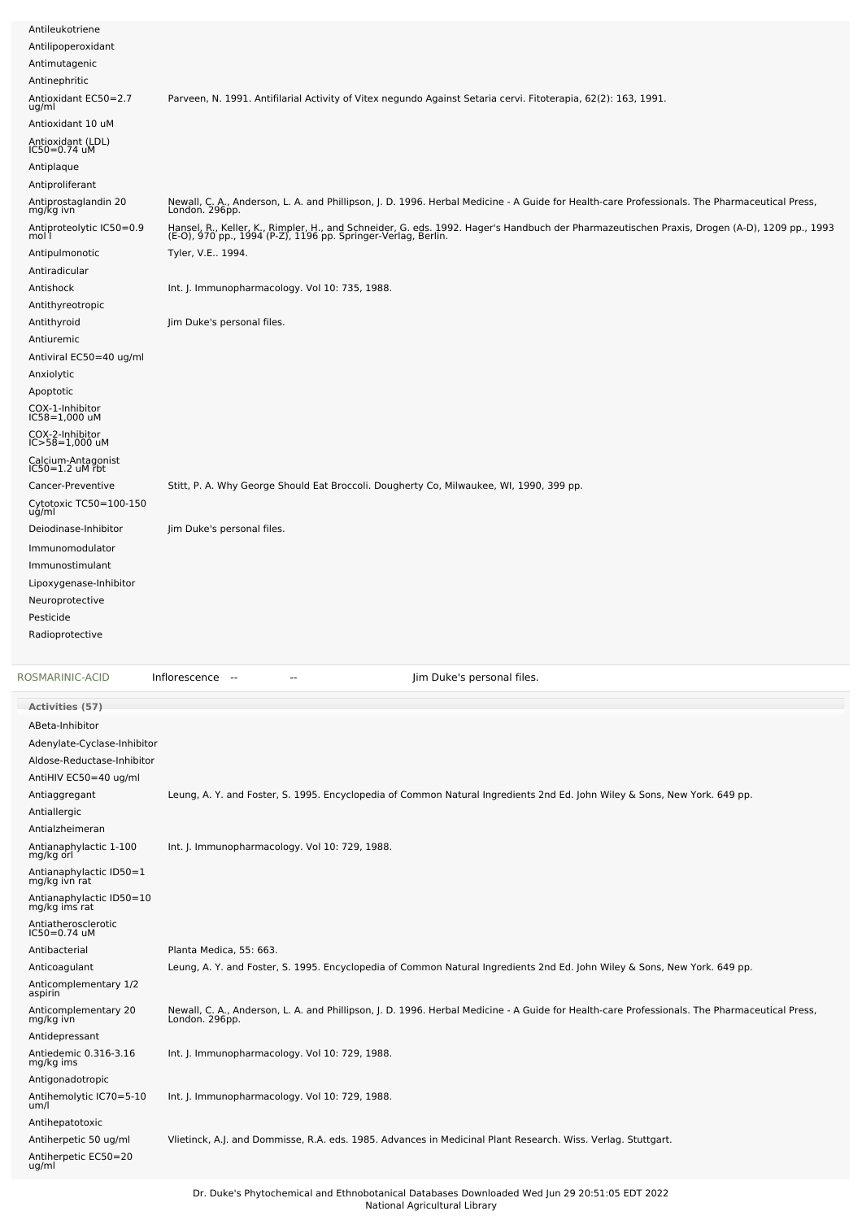| | |
|---|---|
| Antileukotriene | |
| Antilipoperoxidant | |
| Antimutagenic | |
| Antinephritic | |
| Antioxidant EC50=2.7 ug/ml | Parveen, N. 1991. Antifilarial Activity of Vitex negundo Against Setaria cervi. Fitoterapia, 62(2): 163, 1991. |
| Antioxidant 10 uM | |
| Antioxidant (LDL) IC50=0.74 uM | |
| Antiplaque | |
| Antiproliferant | |
| Antiprostaglandin 20 mg/kg ivn | Newall, C. A., Anderson, L. A. and Phillipson, J. D. 1996. Herbal Medicine - A Guide for Health-care Professionals. The Pharmaceutical Press, London. 296pp. |
| Antiproteolytic IC50=0.9 mol l | Hansel, R., Keller, K., Rimpler, H., and Schneider, G. eds. 1992. Hager's Handbuch der Pharmazeutischen Praxis, Drogen (A-D), 1209 pp., 1993 (E-O), 970 pp., 1994 (P-Z), 1196 pp. Springer-Verlag, Berlin. |
| Antipulmonotic | Tyler, V.E.. 1994. |
| Antiradicular | |
| Antishock | Int. J. Immunopharmacology. Vol 10: 735, 1988. |
| Antithyreotropic | |
| Antithyroid | Jim Duke's personal files. |
| Antiuremic | |
| Antiviral EC50=40 ug/ml | |
| Anxiolytic | |
| Apoptotic | |
| COX-1-Inhibitor IC58=1,000 uM | |
| COX-2-Inhibitor IC>58=1,000 uM | |
| Calcium-Antagonist IC50=1.2 uM rbt | |
| Cancer-Preventive | Stitt, P. A. Why George Should Eat Broccoli. Dougherty Co, Milwaukee, WI, 1990, 399 pp. |
| Cytotoxic TC50=100-150 ug/ml | |
| Deiodinase-Inhibitor | Jim Duke's personal files. |
| Immunomodulator | |
| Immunostimulant | |
| Lipoxygenase-Inhibitor | |
| Neuroprotective | |
| Pesticide | |
| Radioprotective | |

| | | | | |
|---|---|---|---|---|
| ROSMARINIC-ACID | Inflorescence | -- | -- | Jim Duke's personal files. |

| Activities (57) | |
|---|---|
| ABeta-Inhibitor | |
| Adenylate-Cyclase-Inhibitor | |
| Aldose-Reductase-Inhibitor | |
| AntiHIV EC50=40 ug/ml | |
| Antiaggregant | Leung, A. Y. and Foster, S. 1995. Encyclopedia of Common Natural Ingredients 2nd Ed. John Wiley & Sons, New York. 649 pp. |
| Antiallergic | |
| Antialzheimeran | |
| Antianaphylactic 1-100 mg/kg orl | Int. J. Immunopharmacology. Vol 10: 729, 1988. |
| Antianaphylactic ID50=1 mg/kg ivn rat | |
| Antianaphylactic ID50=10 mg/kg ims rat | |
| Antiatherosclerotic IC50=0.74 uM | |
| Antibacterial | Planta Medica, 55: 663. |
| Anticoagulant | Leung, A. Y. and Foster, S. 1995. Encyclopedia of Common Natural Ingredients 2nd Ed. John Wiley & Sons, New York. 649 pp. |
| Anticomplementary 1/2 aspirin | |
| Anticomplementary 20 mg/kg ivn | Newall, C. A., Anderson, L. A. and Phillipson, J. D. 1996. Herbal Medicine - A Guide for Health-care Professionals. The Pharmaceutical Press, London. 296pp. |
| Antidepressant | |
| Antiedemic 0.316-3.16 mg/kg ims | Int. J. Immunopharmacology. Vol 10: 729, 1988. |
| Antigonadotropic | |
| Antihemolytic IC70=5-10 um/l | Int. J. Immunopharmacology. Vol 10: 729, 1988. |
| Antihepatotoxic | |
| Antiherpetic 50 ug/ml | Vlietinck, A.J. and Dommisse, R.A. eds. 1985. Advances in Medicinal Plant Research. Wiss. Verlag. Stuttgart. |
| Antiherpetic EC50=20 ug/ml | |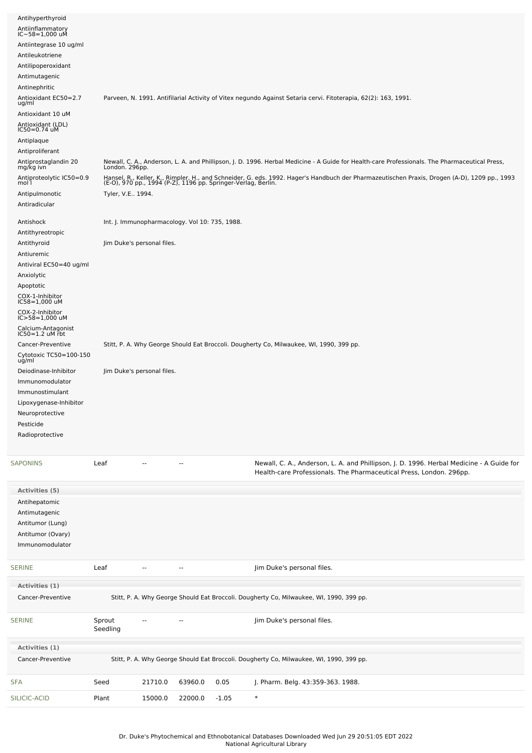| Activity | Reference |
| --- | --- |
| Antihyperthyroid | |
| Antiinflammatory IC~58=1,000 uM | |
| Antiintegrase 10 ug/ml | |
| Antileukotriene | |
| Antilipoperoxidant | |
| Antimutagenic | |
| Antinephritic | |
| Antioxidant EC50=2.7 ug/ml | Parveen, N. 1991. Antifilarial Activity of Vitex negundo Against Setaria cervi. Fitoterapia, 62(2): 163, 1991. |
| Antioxidant 10 uM | |
| Antioxidant (LDL) IC50=0.74 uM | |
| Antiplaque | |
| Antiproliferant | |
| Antiprostaglandin 20 mg/kg ivn | Newall, C. A., Anderson, L. A. and Phillipson, J. D. 1996. Herbal Medicine - A Guide for Health-care Professionals. The Pharmaceutical Press, London. 296pp. |
| Antiproteolytic IC50=0.9 mol l | Hansel, R., Keller, K., Rimpler, H., and Schneider, G. eds. 1992. Hager's Handbuch der Pharmazeutischen Praxis, Drogen (A-D), 1209 pp., 1993 (E-O), 970 pp., 1994 (P-Z), 1196 pp. Springer-Verlag, Berlin. |
| Antipulmonotic | Tyler, V.E.. 1994. |
| Antiradicular | |
| Antishock | Int. J. Immunopharmacology. Vol 10: 735, 1988. |
| Antithyreotropic | |
| Antithyroid | Jim Duke's personal files. |
| Antiuremic | |
| Antiviral EC50=40 ug/ml | |
| Anxiolytic | |
| Apoptotic | |
| COX-1-Inhibitor IC58=1,000 uM | |
| COX-2-Inhibitor IC>58=1,000 uM | |
| Calcium-Antagonist IC50=1.2 uM rbt | |
| Cancer-Preventive | Stitt, P. A. Why George Should Eat Broccoli. Dougherty Co, Milwaukee, WI, 1990, 399 pp. |
| Cytotoxic TC50=100-150 ug/ml | |
| Deiodinase-Inhibitor | Jim Duke's personal files. |
| Immunomodulator | |
| Immunostimulant | |
| Lipoxygenase-Inhibitor | |
| Neuroprotective | |
| Pesticide | |
| Radioprotective | |

| Chemical | Part | Low | High | SD | Reference |
| --- | --- | --- | --- | --- | --- |
| SAPONINS | Leaf | -- | -- | | Newall, C. A., Anderson, L. A. and Phillipson, J. D. 1996. Herbal Medicine - A Guide for Health-care Professionals. The Pharmaceutical Press, London. 296pp. |

**Activities (5)**

- Antihepatomic
- Antimutagenic
- Antitumor (Lung)
- Antitumor (Ovary)
- Immunomodulator

| Chemical | Part | Low | High | SD | Reference |
| --- | --- | --- | --- | --- | --- |
| SERINE | Leaf | -- | -- | | Jim Duke's personal files. |

**Activities (1)**

| Activity | Reference |
| --- | --- |
| Cancer-Preventive | Stitt, P. A. Why George Should Eat Broccoli. Dougherty Co, Milwaukee, WI, 1990, 399 pp. |

| Chemical | Part | Low | High | SD | Reference |
| --- | --- | --- | --- | --- | --- |
| SERINE | Sprout Seedling | -- | -- | | Jim Duke's personal files. |

**Activities (1)**

| Activity | Reference |
| --- | --- |
| Cancer-Preventive | Stitt, P. A. Why George Should Eat Broccoli. Dougherty Co, Milwaukee, WI, 1990, 399 pp. |

| Chemical | Part | Low | High | SD | Reference |
| --- | --- | --- | --- | --- | --- |
| SFA | Seed | 21710.0 | 63960.0 | 0.05 | J. Pharm. Belg. 43:359-363. 1988. |
| SILICIC-ACID | Plant | 15000.0 | 22000.0 | -1.05 | * |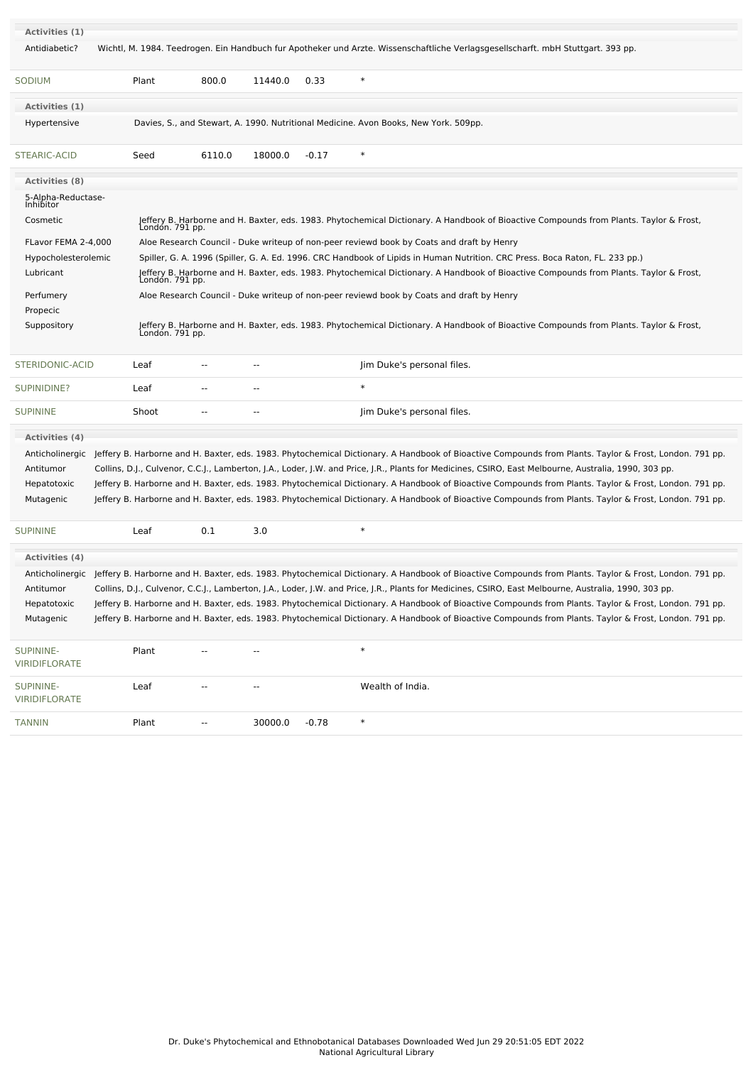**Activities (1)**

| | |
|---|---|
| Antidiabetic? | Wichtl, M. 1984. Teedrogen. Ein Handbuch fur Apotheker und Arzte. Wissenschaftliche Verlagsgesellscharft. mbH Stuttgart. 393 pp. |

| | | | | | |
|---|---|---|---|---|---|
| SODIUM | Plant | 800.0 | 11440.0 | 0.33 | * |

**Activities (1)**

| | |
|---|---|
| Hypertensive | Davies, S., and Stewart, A. 1990. Nutritional Medicine. Avon Books, New York. 509pp. |

| | | | | | |
|---|---|---|---|---|---|
| STEARIC-ACID | Seed | 6110.0 | 18000.0 | -0.17 | * |

**Activities (8)**

| | |
|---|---|
| 5-Alpha-Reductase-Inhibitor | |
| Cosmetic | Jeffery B. Harborne and H. Baxter, eds. 1983. Phytochemical Dictionary. A Handbook of Bioactive Compounds from Plants. Taylor & Frost, London. 791 pp. |
| FLavor FEMA 2-4,000 | Aloe Research Council - Duke writeup of non-peer reviewd book by Coats and draft by Henry |
| Hypocholesterolemic | Spiller, G. A. 1996 (Spiller, G. A. Ed. 1996. CRC Handbook of Lipids in Human Nutrition. CRC Press. Boca Raton, FL. 233 pp.) |
| Lubricant | Jeffery B. Harborne and H. Baxter, eds. 1983. Phytochemical Dictionary. A Handbook of Bioactive Compounds from Plants. Taylor & Frost, London. 791 pp. |
| Perfumery | Aloe Research Council - Duke writeup of non-peer reviewd book by Coats and draft by Henry |
| Propecic | |
| Suppository | Jeffery B. Harborne and H. Baxter, eds. 1983. Phytochemical Dictionary. A Handbook of Bioactive Compounds from Plants. Taylor & Frost, London. 791 pp. |

| | | | | | |
|---|---|---|---|---|---|
| STERIDONIC-ACID | Leaf | -- | -- | | Jim Duke's personal files. |
| SUPINIDINE? | Leaf | -- | -- | | * |
| SUPININE | Shoot | -- | -- | | Jim Duke's personal files. |

**Activities (4)**

| | |
|---|---|
| Anticholinergic | Jeffery B. Harborne and H. Baxter, eds. 1983. Phytochemical Dictionary. A Handbook of Bioactive Compounds from Plants. Taylor & Frost, London. 791 pp. |
| Antitumor | Collins, D.J., Culvenor, C.C.J., Lamberton, J.A., Loder, J.W. and Price, J.R., Plants for Medicines, CSIRO, East Melbourne, Australia, 1990, 303 pp. |
| Hepatotoxic | Jeffery B. Harborne and H. Baxter, eds. 1983. Phytochemical Dictionary. A Handbook of Bioactive Compounds from Plants. Taylor & Frost, London. 791 pp. |
| Mutagenic | Jeffery B. Harborne and H. Baxter, eds. 1983. Phytochemical Dictionary. A Handbook of Bioactive Compounds from Plants. Taylor & Frost, London. 791 pp. |

| | | | | | |
|---|---|---|---|---|---|
| SUPININE | Leaf | 0.1 | 3.0 | | * |

**Activities (4)**

| | |
|---|---|
| Anticholinergic | Jeffery B. Harborne and H. Baxter, eds. 1983. Phytochemical Dictionary. A Handbook of Bioactive Compounds from Plants. Taylor & Frost, London. 791 pp. |
| Antitumor | Collins, D.J., Culvenor, C.C.J., Lamberton, J.A., Loder, J.W. and Price, J.R., Plants for Medicines, CSIRO, East Melbourne, Australia, 1990, 303 pp. |
| Hepatotoxic | Jeffery B. Harborne and H. Baxter, eds. 1983. Phytochemical Dictionary. A Handbook of Bioactive Compounds from Plants. Taylor & Frost, London. 791 pp. |
| Mutagenic | Jeffery B. Harborne and H. Baxter, eds. 1983. Phytochemical Dictionary. A Handbook of Bioactive Compounds from Plants. Taylor & Frost, London. 791 pp. |

| | | | | | |
|---|---|---|---|---|---|
| SUPININE-VIRIDIFLORATE | Plant | -- | -- | | * |
| SUPININE-VIRIDIFLORATE | Leaf | -- | -- | | Wealth of India. |
| TANNIN | Plant | -- | 30000.0 | -0.78 | * |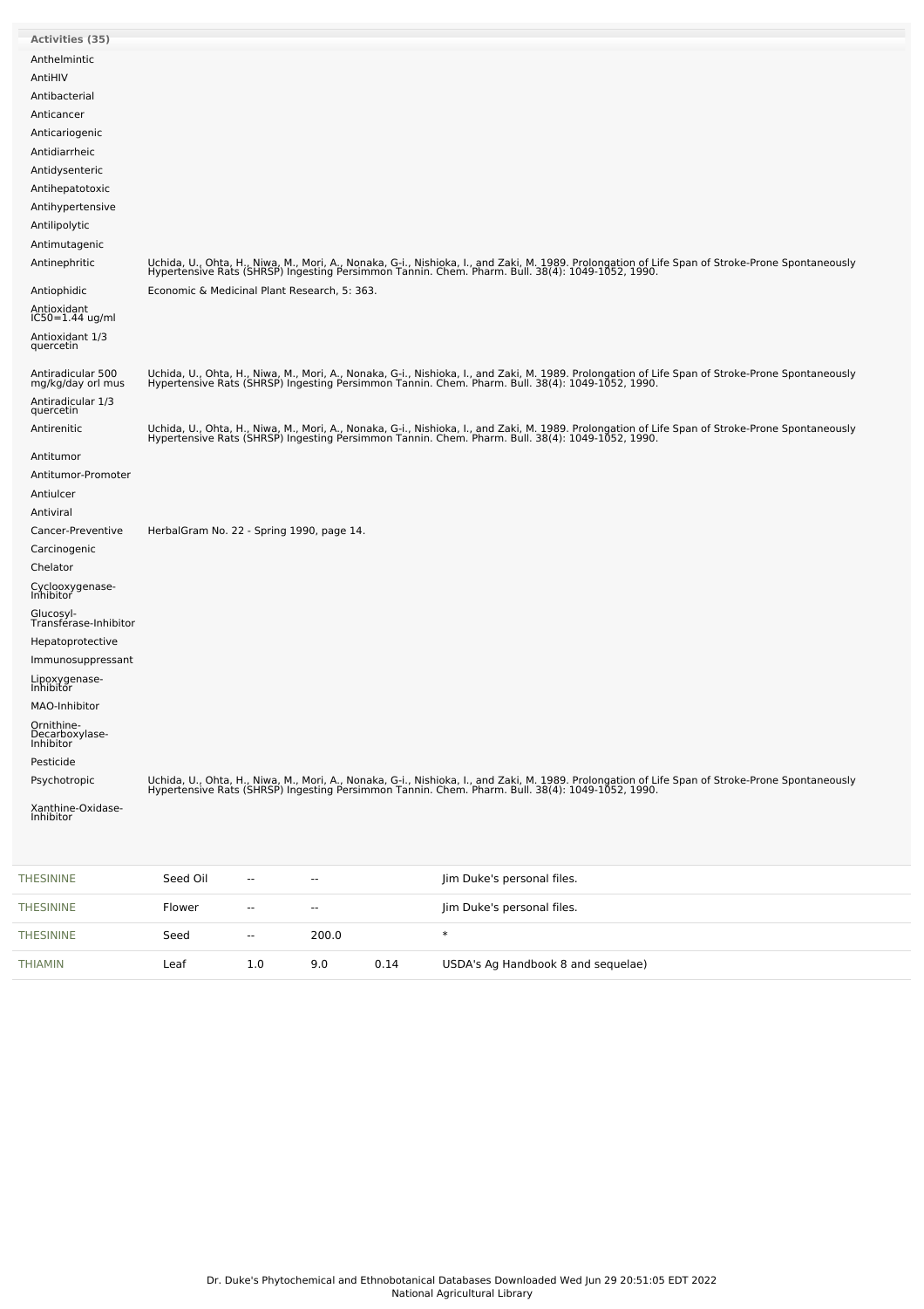**Activities (35)**

| Activity | Reference |
|---|---|
| Anthelmintic | |
| AntiHIV | |
| Antibacterial | |
| Anticancer | |
| Anticariogenic | |
| Antidiarrheic | |
| Antidysenteric | |
| Antihepatotoxic | |
| Antihypertensive | |
| Antilipolytic | |
| Antimutagenic | |
| Antinephritic | Uchida, U., Ohta, H., Niwa, M., Mori, A., Nonaka, G-i., Nishioka, I., and Zaki, M. 1989. Prolongation of Life Span of Stroke-Prone Spontaneously Hypertensive Rats (SHRSP) Ingesting Persimmon Tannin. Chem. Pharm. Bull. 38(4): 1049-1052, 1990. |
| Antiophidic | Economic & Medicinal Plant Research, 5: 363. |
| Antioxidant IC50=1.44 ug/ml | |
| Antioxidant 1/3 quercetin | |
| Antiradicular 500 mg/kg/day orl mus | Uchida, U., Ohta, H., Niwa, M., Mori, A., Nonaka, G-i., Nishioka, I., and Zaki, M. 1989. Prolongation of Life Span of Stroke-Prone Spontaneously Hypertensive Rats (SHRSP) Ingesting Persimmon Tannin. Chem. Pharm. Bull. 38(4): 1049-1052, 1990. |
| Antiradicular 1/3 quercetin | |
| Antirenitic | Uchida, U., Ohta, H., Niwa, M., Mori, A., Nonaka, G-i., Nishioka, I., and Zaki, M. 1989. Prolongation of Life Span of Stroke-Prone Spontaneously Hypertensive Rats (SHRSP) Ingesting Persimmon Tannin. Chem. Pharm. Bull. 38(4): 1049-1052, 1990. |
| Antitumor | |
| Antitumor-Promoter | |
| Antiulcer | |
| Antiviral | |
| Cancer-Preventive | HerbalGram No. 22 - Spring 1990, page 14. |
| Carcinogenic | |
| Chelator | |
| Cyclooxygenase-Inhibitor | |
| Glucosyl-Transferase-Inhibitor | |
| Hepatoprotective | |
| Immunosuppressant | |
| Lipoxygenase-Inhibitor | |
| MAO-Inhibitor | |
| Ornithine-Decarboxylase-Inhibitor | |
| Pesticide | |
| Psychotropic | Uchida, U., Ohta, H., Niwa, M., Mori, A., Nonaka, G-i., Nishioka, I., and Zaki, M. 1989. Prolongation of Life Span of Stroke-Prone Spontaneously Hypertensive Rats (SHRSP) Ingesting Persimmon Tannin. Chem. Pharm. Bull. 38(4): 1049-1052, 1990. |
| Xanthine-Oxidase-Inhibitor | |

| | | | | | |
|---|---|---|---|---|---|
| THESININE | Seed Oil | -- | -- | | Jim Duke's personal files. |
| THESININE | Flower | -- | -- | | Jim Duke's personal files. |
| THESININE | Seed | -- | 200.0 | | * |
| THIAMIN | Leaf | 1.0 | 9.0 | 0.14 | USDA's Ag Handbook 8 and sequelae) |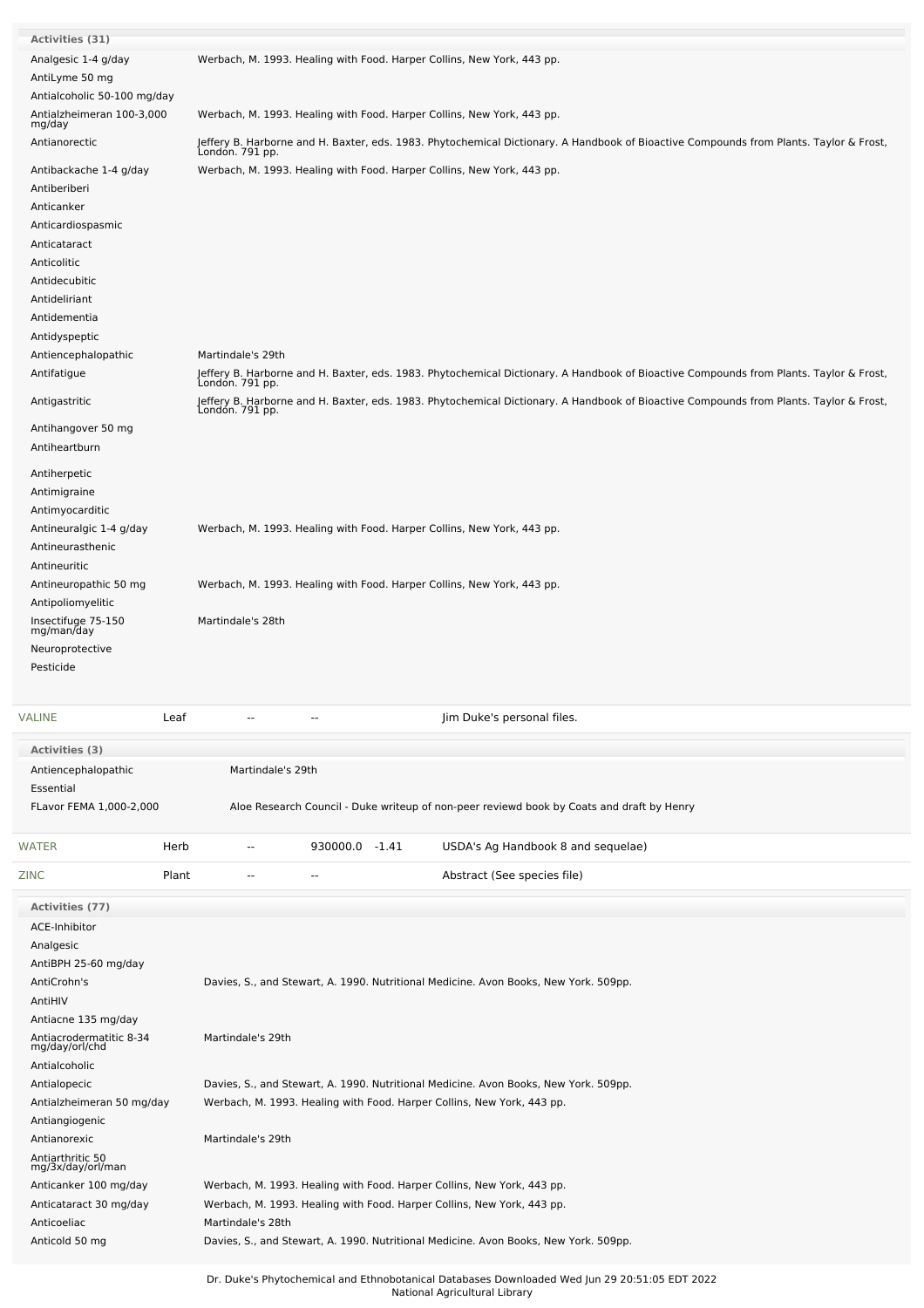**Activities (31)**

| Activity | Reference |
|---|---|
| Analgesic 1-4 g/day | Werbach, M. 1993. Healing with Food. Harper Collins, New York, 443 pp. |
| AntiLyme 50 mg | |
| Antialcoholic 50-100 mg/day | |
| Antialzheimeran 100-3,000 mg/day | Werbach, M. 1993. Healing with Food. Harper Collins, New York, 443 pp. |
| Antianorectic | Jeffery B. Harborne and H. Baxter, eds. 1983. Phytochemical Dictionary. A Handbook of Bioactive Compounds from Plants. Taylor & Frost, London. 791 pp. |
| Antibackache 1-4 g/day | Werbach, M. 1993. Healing with Food. Harper Collins, New York, 443 pp. |
| Antiberiberi | |
| Anticanker | |
| Anticardiospasmic | |
| Anticataract | |
| Anticolitic | |
| Antidecubitic | |
| Antideliriant | |
| Antidementia | |
| Antidyspeptic | |
| Antiencephalopathic | Martindale's 29th |
| Antifatigue | Jeffery B. Harborne and H. Baxter, eds. 1983. Phytochemical Dictionary. A Handbook of Bioactive Compounds from Plants. Taylor & Frost, London. 791 pp. |
| Antigastritic | Jeffery B. Harborne and H. Baxter, eds. 1983. Phytochemical Dictionary. A Handbook of Bioactive Compounds from Plants. Taylor & Frost, London. 791 pp. |
| Antihangover 50 mg | |
| Antiheartburn | |
| Antiherpetic | |
| Antimigraine | |
| Antimyocarditic | |
| Antineuralgic 1-4 g/day | Werbach, M. 1993. Healing with Food. Harper Collins, New York, 443 pp. |
| Antineurasthenic | |
| Antineuritic | |
| Antineuropathic 50 mg | Werbach, M. 1993. Healing with Food. Harper Collins, New York, 443 pp. |
| Antipoliomyelitic | |
| Insectifuge 75-150 mg/man/day | Martindale's 28th |
| Neuroprotective | |
| Pesticide | |

| Chemical | Part | Low PPM | High PPM | StdDev | Reference |
|---|---|---|---|---|---|
| VALINE | Leaf | -- | -- | | Jim Duke's personal files. |

**Activities (3)**

| Activity | Reference |
|---|---|
| Antiencephalopathic | Martindale's 29th |
| Essential | |
| FLavor FEMA 1,000-2,000 | Aloe Research Council - Duke writeup of non-peer reviewd book by Coats and draft by Henry |

| Chemical | Part | Low PPM | High PPM | StdDev | Reference |
|---|---|---|---|---|---|
| WATER | Herb | -- | 930000.0 | -1.41 | USDA's Ag Handbook 8 and sequelae) |
| ZINC | Plant | -- | -- | | Abstract (See species file) |

**Activities (77)**

| Activity | Reference |
|---|---|
| ACE-Inhibitor | |
| Analgesic | |
| AntiBPH 25-60 mg/day | |
| AntiCrohn's | Davies, S., and Stewart, A. 1990. Nutritional Medicine. Avon Books, New York. 509pp. |
| AntiHIV | |
| Antiacne 135 mg/day | |
| Antiacrodermatitic 8-34 mg/day/orl/chd | Martindale's 29th |
| Antialcoholic | |
| Antialopecic | Davies, S., and Stewart, A. 1990. Nutritional Medicine. Avon Books, New York. 509pp. |
| Antialzheimeran 50 mg/day | Werbach, M. 1993. Healing with Food. Harper Collins, New York, 443 pp. |
| Antiangiogenic | |
| Antianorexic | Martindale's 29th |
| Antiarthritic 50 mg/3x/day/orl/man | |
| Anticanker 100 mg/day | Werbach, M. 1993. Healing with Food. Harper Collins, New York, 443 pp. |
| Anticataract 30 mg/day | Werbach, M. 1993. Healing with Food. Harper Collins, New York, 443 pp. |
| Anticoeliac | Martindale's 28th |
| Anticold 50 mg | Davies, S., and Stewart, A. 1990. Nutritional Medicine. Avon Books, New York. 509pp. |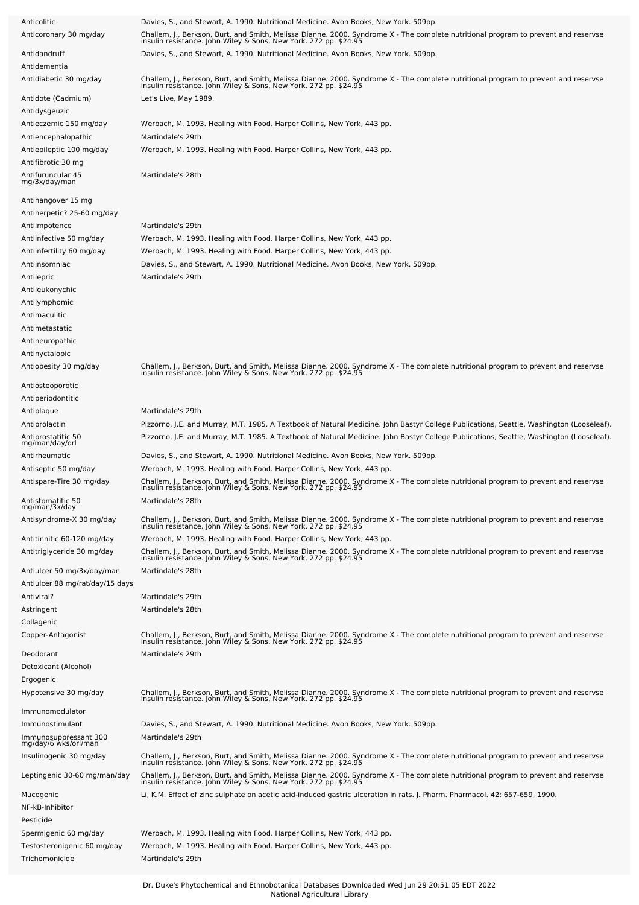| | |
|---|---|
| Anticolitic | Davies, S., and Stewart, A. 1990. Nutritional Medicine. Avon Books, New York. 509pp. |
| Anticoronary 30 mg/day | Challem, J., Berkson, Burt, and Smith, Melissa Dianne. 2000. Syndrome X - The complete nutritional program to prevent and reservse insulin resistance. John Wiley & Sons, New York. 272 pp. $24.95 |
| Antidandruff | Davies, S., and Stewart, A. 1990. Nutritional Medicine. Avon Books, New York. 509pp. |
| Antidementia | |
| Antidiabetic 30 mg/day | Challem, J., Berkson, Burt, and Smith, Melissa Dianne. 2000. Syndrome X - The complete nutritional program to prevent and reservse insulin resistance. John Wiley & Sons, New York. 272 pp. $24.95 |
| Antidote (Cadmium) | Let's Live, May 1989. |
| Antidysgeuzic | |
| Antieczemic 150 mg/day | Werbach, M. 1993. Healing with Food. Harper Collins, New York, 443 pp. |
| Antiencephalopathic | Martindale's 29th |
| Antiepileptic 100 mg/day | Werbach, M. 1993. Healing with Food. Harper Collins, New York, 443 pp. |
| Antifibrotic 30 mg | |
| Antifuruncular 45 mg/3x/day/man | Martindale's 28th |
| Antihangover 15 mg | |
| Antiherpetic? 25-60 mg/day | |
| Antiimpotence | Martindale's 29th |
| Antiinfective 50 mg/day | Werbach, M. 1993. Healing with Food. Harper Collins, New York, 443 pp. |
| Antiinfertility 60 mg/day | Werbach, M. 1993. Healing with Food. Harper Collins, New York, 443 pp. |
| Antiinsomniac | Davies, S., and Stewart, A. 1990. Nutritional Medicine. Avon Books, New York. 509pp. |
| Antilepric | Martindale's 29th |
| Antileukonychic | |
| Antilymphomic | |
| Antimaculitic | |
| Antimetastatic | |
| Antineuropathic | |
| Antinyctalopic | |
| Antiobesity 30 mg/day | Challem, J., Berkson, Burt, and Smith, Melissa Dianne. 2000. Syndrome X - The complete nutritional program to prevent and reservse insulin resistance. John Wiley & Sons, New York. 272 pp. $24.95 |
| Antiosteoporotic | |
| Antiperiodontitic | |
| Antiplaque | Martindale's 29th |
| Antiprolactin | Pizzorno, J.E. and Murray, M.T. 1985. A Textbook of Natural Medicine. John Bastyr College Publications, Seattle, Washington (Looseleaf). |
| Antiprostatitic 50 mg/man/day/orl | Pizzorno, J.E. and Murray, M.T. 1985. A Textbook of Natural Medicine. John Bastyr College Publications, Seattle, Washington (Looseleaf). |
| Antirheumatic | Davies, S., and Stewart, A. 1990. Nutritional Medicine. Avon Books, New York. 509pp. |
| Antiseptic 50 mg/day | Werbach, M. 1993. Healing with Food. Harper Collins, New York, 443 pp. |
| Antispare-Tire 30 mg/day | Challem, J., Berkson, Burt, and Smith, Melissa Dianne. 2000. Syndrome X - The complete nutritional program to prevent and reservse insulin resistance. John Wiley & Sons, New York. 272 pp. $24.95 |
| Antistomatitic 50 mg/man/3x/day | Martindale's 28th |
| Antisyndrome-X 30 mg/day | Challem, J., Berkson, Burt, and Smith, Melissa Dianne. 2000. Syndrome X - The complete nutritional program to prevent and reservse insulin resistance. John Wiley & Sons, New York. 272 pp. $24.95 |
| Antitinnitic 60-120 mg/day | Werbach, M. 1993. Healing with Food. Harper Collins, New York, 443 pp. |
| Antitriglyceride 30 mg/day | Challem, J., Berkson, Burt, and Smith, Melissa Dianne. 2000. Syndrome X - The complete nutritional program to prevent and reservse insulin resistance. John Wiley & Sons, New York. 272 pp. $24.95 |
| Antiulcer 50 mg/3x/day/man | Martindale's 28th |
| Antiulcer 88 mg/rat/day/15 days | |
| Antiviral? | Martindale's 29th |
| Astringent | Martindale's 28th |
| Collagenic | |
| Copper-Antagonist | Challem, J., Berkson, Burt, and Smith, Melissa Dianne. 2000. Syndrome X - The complete nutritional program to prevent and reservse insulin resistance. John Wiley & Sons, New York. 272 pp. $24.95 |
| Deodorant | Martindale's 29th |
| Detoxicant (Alcohol) | |
| Ergogenic | |
| Hypotensive 30 mg/day | Challem, J., Berkson, Burt, and Smith, Melissa Dianne. 2000. Syndrome X - The complete nutritional program to prevent and reservse insulin resistance. John Wiley & Sons, New York. 272 pp. $24.95 |
| Immunomodulator | |
| Immunostimulant | Davies, S., and Stewart, A. 1990. Nutritional Medicine. Avon Books, New York. 509pp. |
| Immunosuppressant 300 mg/day/6 wks/orl/man | Martindale's 29th |
| Insulinogenic 30 mg/day | Challem, J., Berkson, Burt, and Smith, Melissa Dianne. 2000. Syndrome X - The complete nutritional program to prevent and reservse insulin resistance. John Wiley & Sons, New York. 272 pp. $24.95 |
| Leptingenic 30-60 mg/man/day | Challem, J., Berkson, Burt, and Smith, Melissa Dianne. 2000. Syndrome X - The complete nutritional program to prevent and reservse insulin resistance. John Wiley & Sons, New York. 272 pp. $24.95 |
| Mucogenic | Li, K.M. Effect of zinc sulphate on acetic acid-induced gastric ulceration in rats. J. Pharm. Pharmacol. 42: 657-659, 1990. |
| NF-kB-Inhibitor | |
| Pesticide | |
| Spermigenic 60 mg/day | Werbach, M. 1993. Healing with Food. Harper Collins, New York, 443 pp. |
| Testosteronigenic 60 mg/day | Werbach, M. 1993. Healing with Food. Harper Collins, New York, 443 pp. |
| Trichomonicide | Martindale's 29th |

Dr. Duke's Phytochemical and Ethnobotanical Databases Downloaded Wed Jun 29 20:51:05 EDT 2022
National Agricultural Library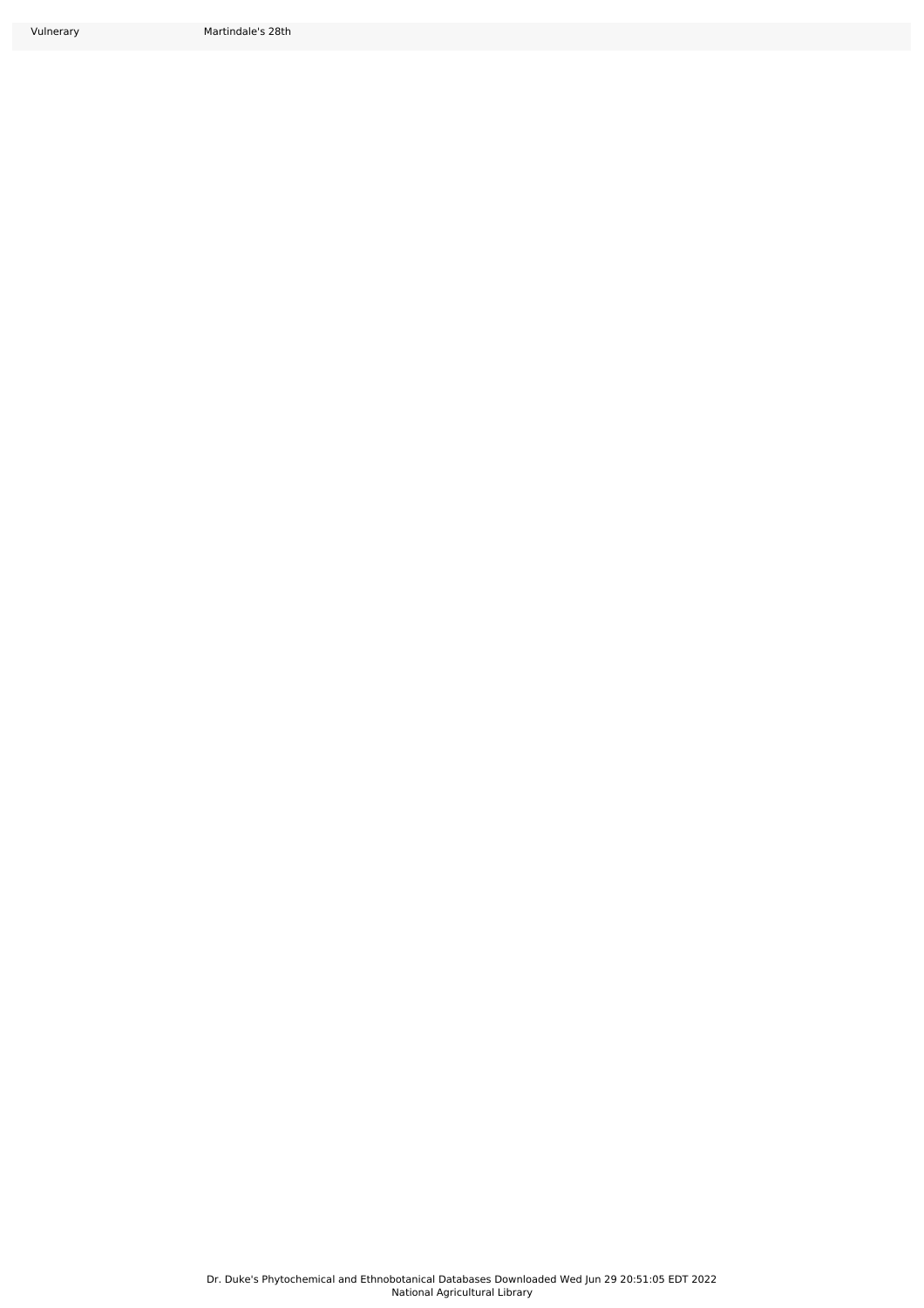| | |
| --- | --- |
| Vulnerary | Martindale's 28th |